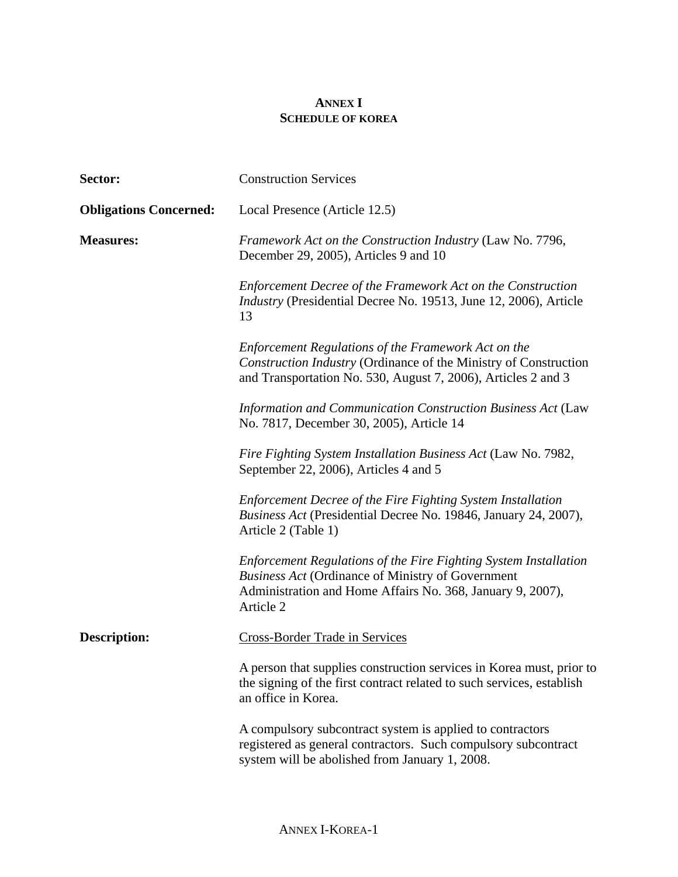# ANNEX I
## SCHEDULE OF KOREA

**Sector:** Construction Services

**Obligations Concerned:** Local Presence (Article 12.5)

**Measures:** *Framework Act on the Construction Industry* (Law No. 7796, December 29, 2005), Articles 9 and 10

*Enforcement Decree of the Framework Act on the Construction Industry* (Presidential Decree No. 19513, June 12, 2006), Article 13

*Enforcement Regulations of the Framework Act on the Construction Industry* (Ordinance of the Ministry of Construction and Transportation No. 530, August 7, 2006), Articles 2 and 3

*Information and Communication Construction Business Act* (Law No. 7817, December 30, 2005), Article 14

*Fire Fighting System Installation Business Act* (Law No. 7982, September 22, 2006), Articles 4 and 5

*Enforcement Decree of the Fire Fighting System Installation Business Act* (Presidential Decree No. 19846, January 24, 2007), Article 2 (Table 1)

*Enforcement Regulations of the Fire Fighting System Installation Business Act* (Ordinance of Ministry of Government Administration and Home Affairs No. 368, January 9, 2007), Article 2

**Description:** <u>Cross-Border Trade in Services</u>

A person that supplies construction services in Korea must, prior to the signing of the first contract related to such services, establish an office in Korea.

A compulsory subcontract system is applied to contractors registered as general contractors. Such compulsory subcontract system will be abolished from January 1, 2008.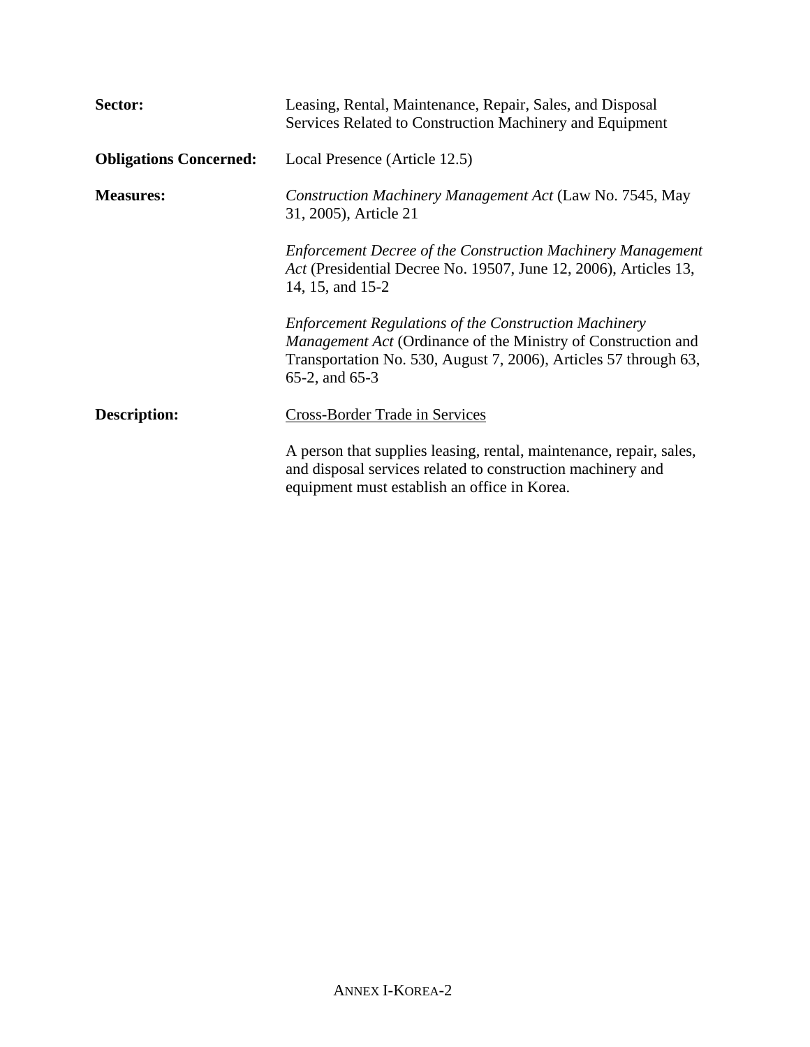**Sector:** Leasing, Rental, Maintenance, Repair, Sales, and Disposal Services Related to Construction Machinery and Equipment

**Obligations Concerned:** Local Presence (Article 12.5)

**Measures:** *Construction Machinery Management Act* (Law No. 7545, May 31, 2005), Article 21

*Enforcement Decree of the Construction Machinery Management Act* (Presidential Decree No. 19507, June 12, 2006), Articles 13, 14, 15, and 15-2

*Enforcement Regulations of the Construction Machinery Management Act* (Ordinance of the Ministry of Construction and Transportation No. 530, August 7, 2006), Articles 57 through 63, 65-2, and 65-3

**Description:** Cross-Border Trade in Services

A person that supplies leasing, rental, maintenance, repair, sales, and disposal services related to construction machinery and equipment must establish an office in Korea.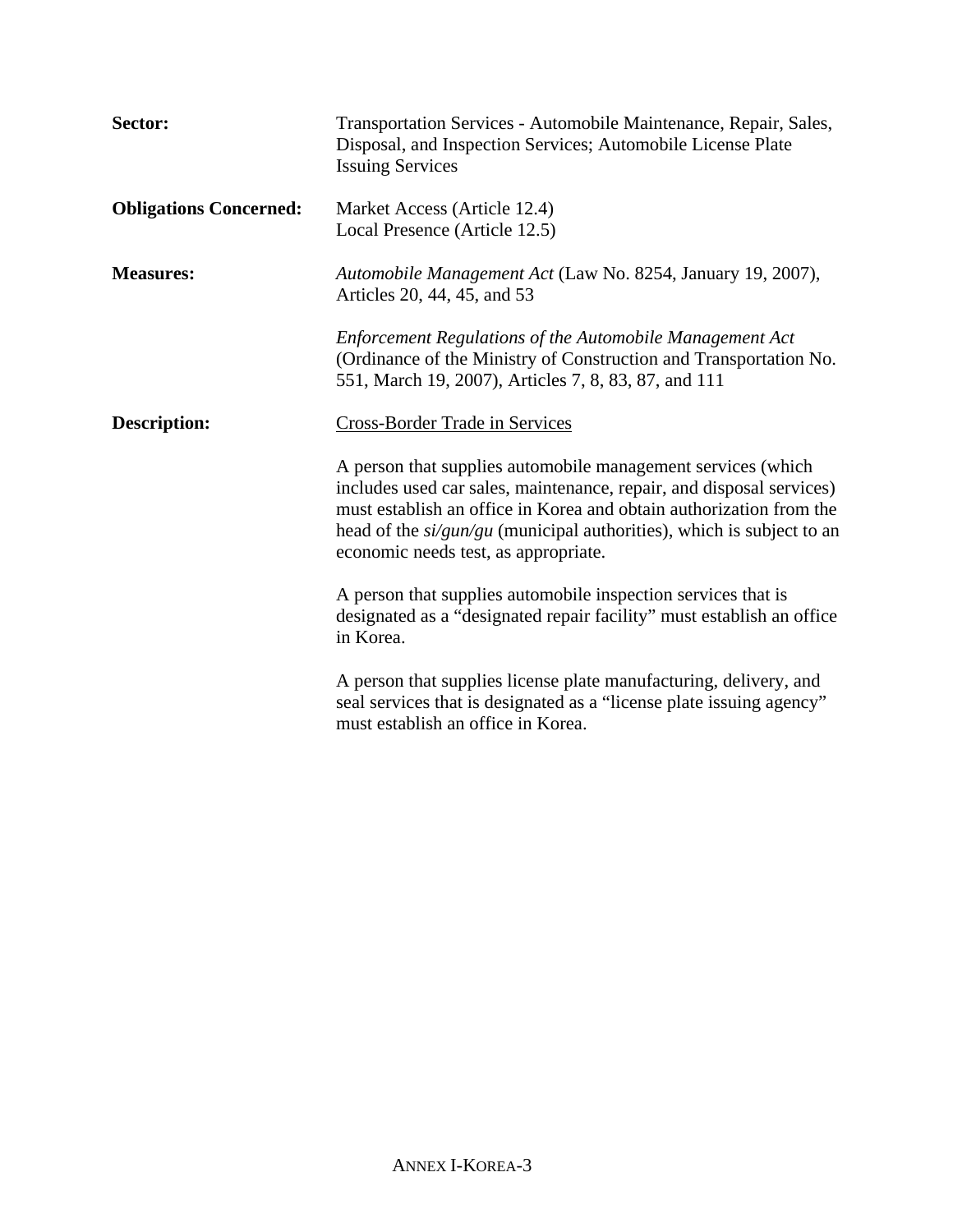**Sector:** Transportation Services - Automobile Maintenance, Repair, Sales, Disposal, and Inspection Services; Automobile License Plate Issuing Services

**Obligations Concerned:** Market Access (Article 12.4)
Local Presence (Article 12.5)

**Measures:** *Automobile Management Act* (Law No. 8254, January 19, 2007), Articles 20, 44, 45, and 53

*Enforcement Regulations of the Automobile Management Act* (Ordinance of the Ministry of Construction and Transportation No. 551, March 19, 2007), Articles 7, 8, 83, 87, and 111

**Description:** Cross-Border Trade in Services

A person that supplies automobile management services (which includes used car sales, maintenance, repair, and disposal services) must establish an office in Korea and obtain authorization from the head of the *si/gun/gu* (municipal authorities), which is subject to an economic needs test, as appropriate.

A person that supplies automobile inspection services that is designated as a "designated repair facility" must establish an office in Korea.

A person that supplies license plate manufacturing, delivery, and seal services that is designated as a "license plate issuing agency" must establish an office in Korea.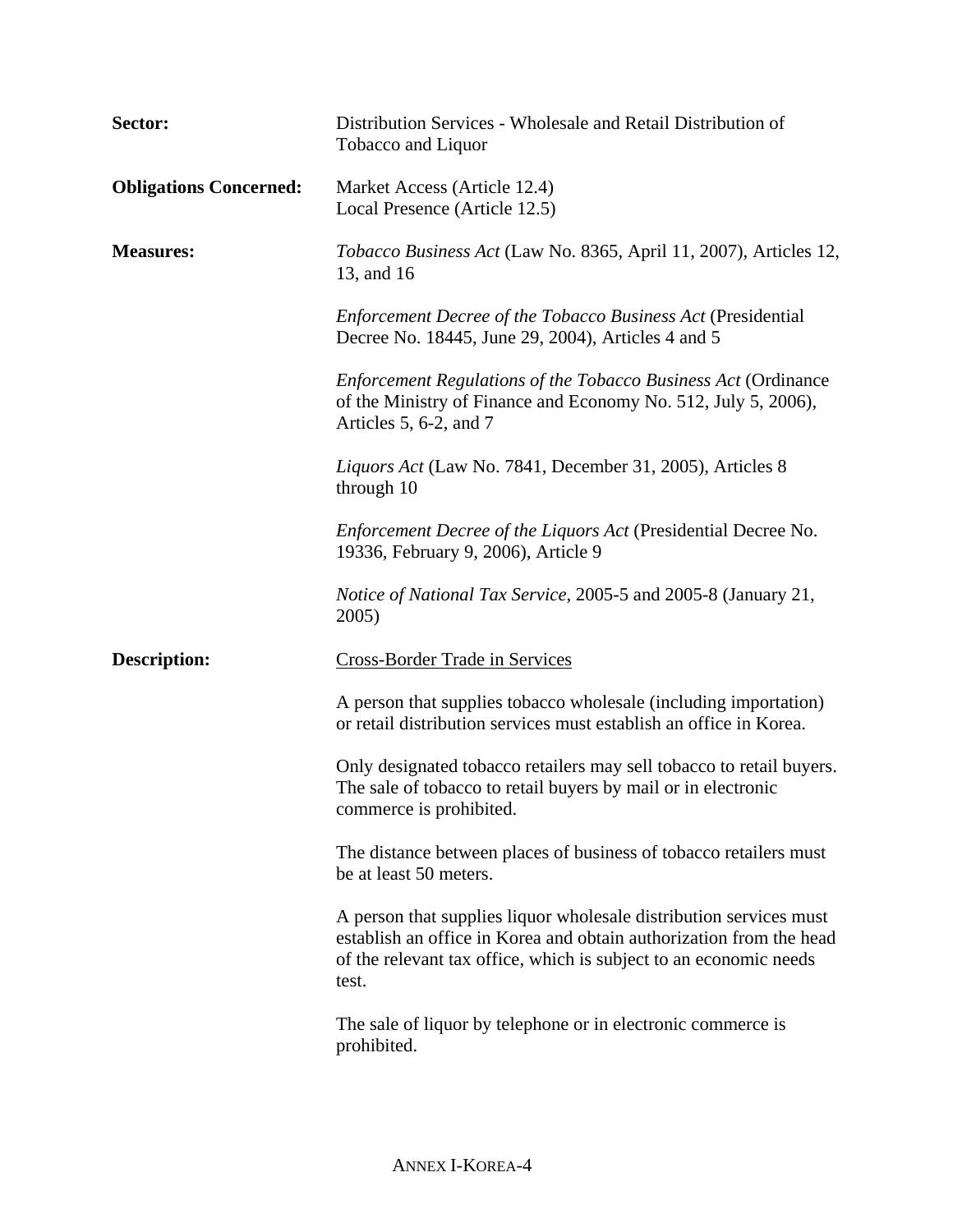**Sector:** Distribution Services - Wholesale and Retail Distribution of Tobacco and Liquor

**Obligations Concerned:** Market Access (Article 12.4)
Local Presence (Article 12.5)

**Measures:** *Tobacco Business Act* (Law No. 8365, April 11, 2007), Articles 12, 13, and 16

*Enforcement Decree of the Tobacco Business Act* (Presidential Decree No. 18445, June 29, 2004), Articles 4 and 5

*Enforcement Regulations of the Tobacco Business Act* (Ordinance of the Ministry of Finance and Economy No. 512, July 5, 2006), Articles 5, 6-2, and 7

*Liquors Act* (Law No. 7841, December 31, 2005), Articles 8 through 10

*Enforcement Decree of the Liquors Act* (Presidential Decree No. 19336, February 9, 2006), Article 9

*Notice of National Tax Service*, 2005-5 and 2005-8 (January 21, 2005)

**Description:** <u>Cross-Border Trade in Services</u>

A person that supplies tobacco wholesale (including importation) or retail distribution services must establish an office in Korea.

Only designated tobacco retailers may sell tobacco to retail buyers. The sale of tobacco to retail buyers by mail or in electronic commerce is prohibited.

The distance between places of business of tobacco retailers must be at least 50 meters.

A person that supplies liquor wholesale distribution services must establish an office in Korea and obtain authorization from the head of the relevant tax office, which is subject to an economic needs test.

The sale of liquor by telephone or in electronic commerce is prohibited.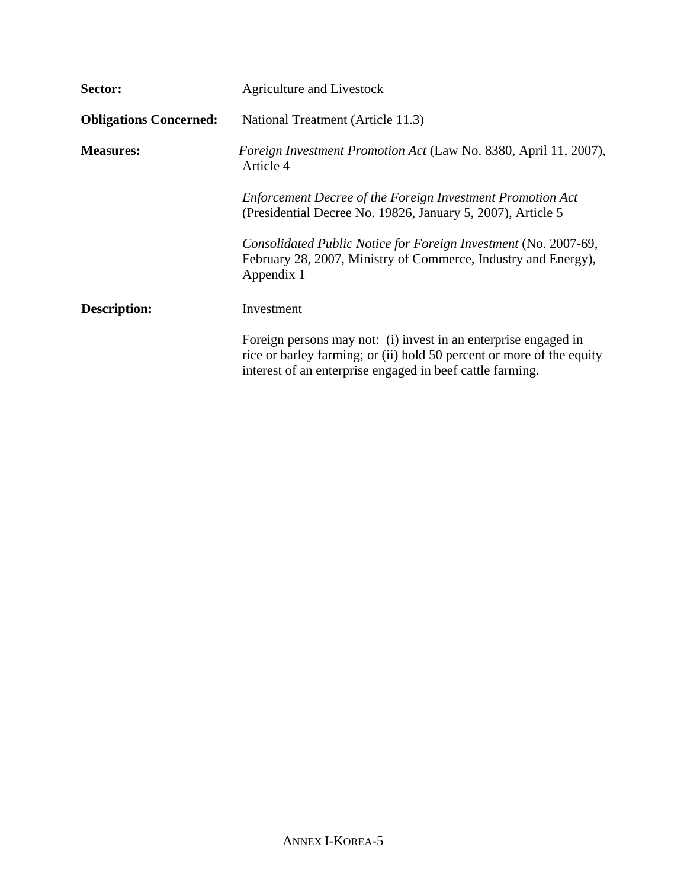**Sector:** Agriculture and Livestock

**Obligations Concerned:** National Treatment (Article 11.3)

**Measures:** *Foreign Investment Promotion Act* (Law No. 8380, April 11, 2007), Article 4

*Enforcement Decree of the Foreign Investment Promotion Act* (Presidential Decree No. 19826, January 5, 2007), Article 5

*Consolidated Public Notice for Foreign Investment* (No. 2007-69, February 28, 2007, Ministry of Commerce, Industry and Energy), Appendix 1

**Description:** Investment

Foreign persons may not: (i) invest in an enterprise engaged in rice or barley farming; or (ii) hold 50 percent or more of the equity interest of an enterprise engaged in beef cattle farming.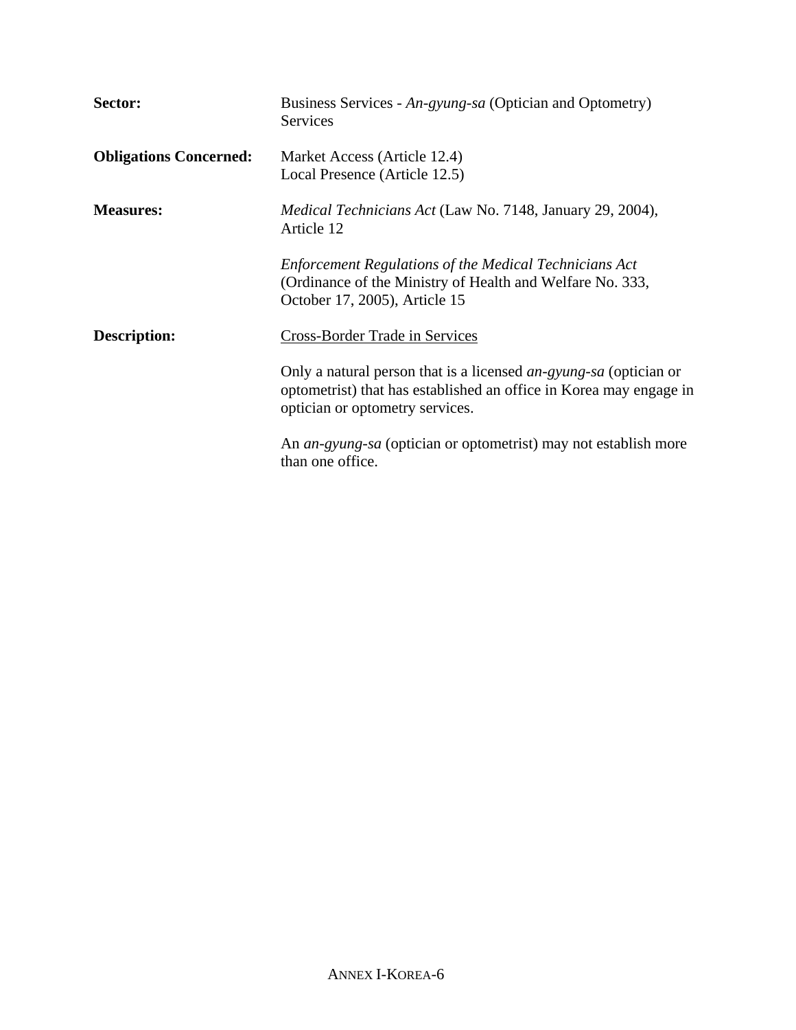**Sector:** Business Services - *An-gyung-sa* (Optician and Optometry) Services

**Obligations Concerned:** Market Access (Article 12.4)
Local Presence (Article 12.5)

**Measures:** *Medical Technicians Act* (Law No. 7148, January 29, 2004), Article 12

*Enforcement Regulations of the Medical Technicians Act* (Ordinance of the Ministry of Health and Welfare No. 333, October 17, 2005), Article 15

**Description:** <u>Cross-Border Trade in Services</u>

Only a natural person that is a licensed *an-gyung-sa* (optician or optometrist) that has established an office in Korea may engage in optician or optometry services.

An *an-gyung-sa* (optician or optometrist) may not establish more than one office.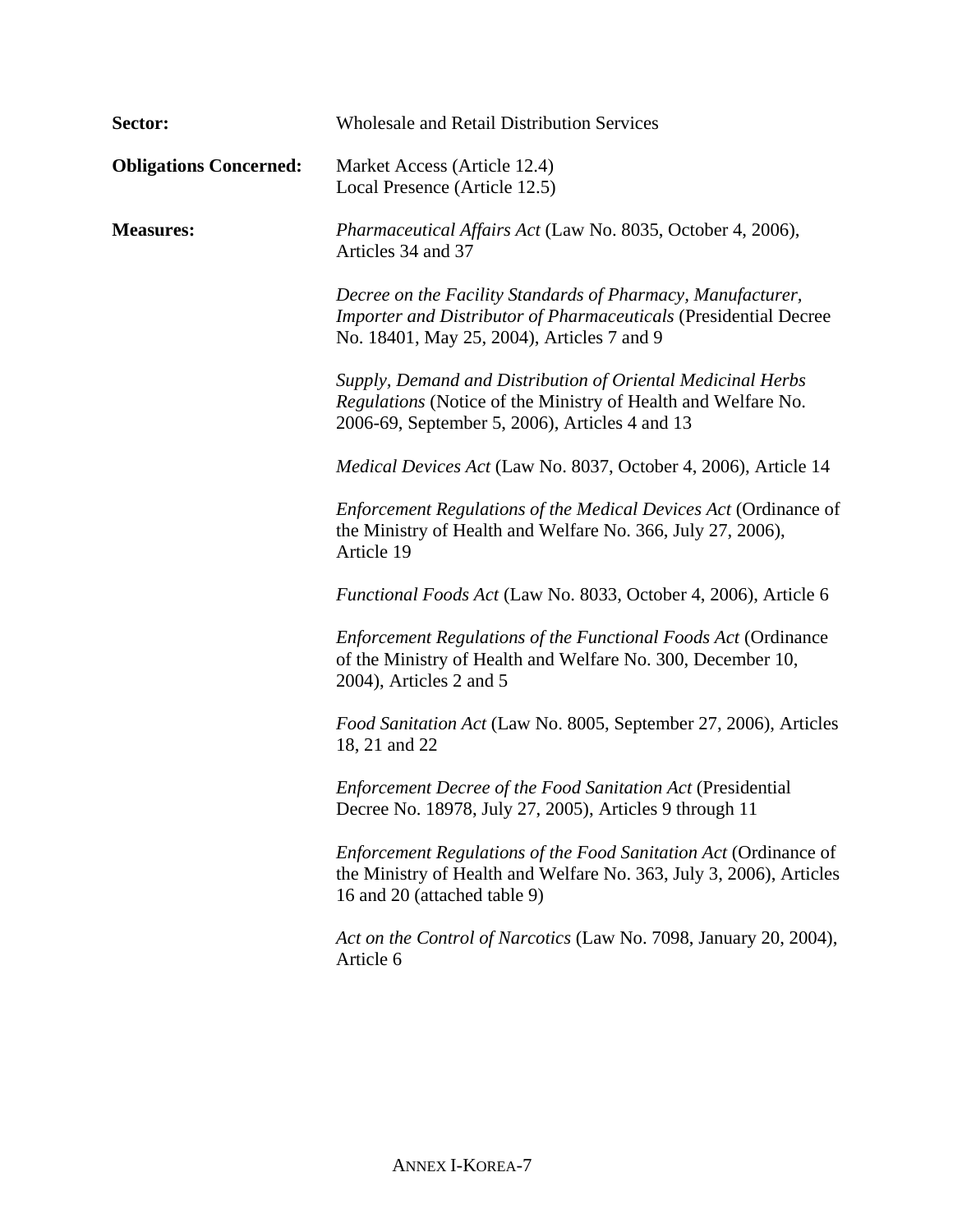**Sector:** Wholesale and Retail Distribution Services

**Obligations Concerned:** Market Access (Article 12.4)
Local Presence (Article 12.5)

**Measures:** *Pharmaceutical Affairs Act* (Law No. 8035, October 4, 2006), Articles 34 and 37

*Decree on the Facility Standards of Pharmacy, Manufacturer, Importer and Distributor of Pharmaceuticals* (Presidential Decree No. 18401, May 25, 2004), Articles 7 and 9

*Supply, Demand and Distribution of Oriental Medicinal Herbs Regulations* (Notice of the Ministry of Health and Welfare No. 2006-69, September 5, 2006), Articles 4 and 13

*Medical Devices Act* (Law No. 8037, October 4, 2006), Article 14

*Enforcement Regulations of the Medical Devices Act* (Ordinance of the Ministry of Health and Welfare No. 366, July 27, 2006), Article 19

*Functional Foods Act* (Law No. 8033, October 4, 2006), Article 6

*Enforcement Regulations of the Functional Foods Act* (Ordinance of the Ministry of Health and Welfare No. 300, December 10, 2004), Articles 2 and 5

*Food Sanitation Act* (Law No. 8005, September 27, 2006), Articles 18, 21 and 22

*Enforcement Decree of the Food Sanitation Act* (Presidential Decree No. 18978, July 27, 2005), Articles 9 through 11

*Enforcement Regulations of the Food Sanitation Act* (Ordinance of the Ministry of Health and Welfare No. 363, July 3, 2006), Articles 16 and 20 (attached table 9)

*Act on the Control of Narcotics* (Law No. 7098, January 20, 2004), Article 6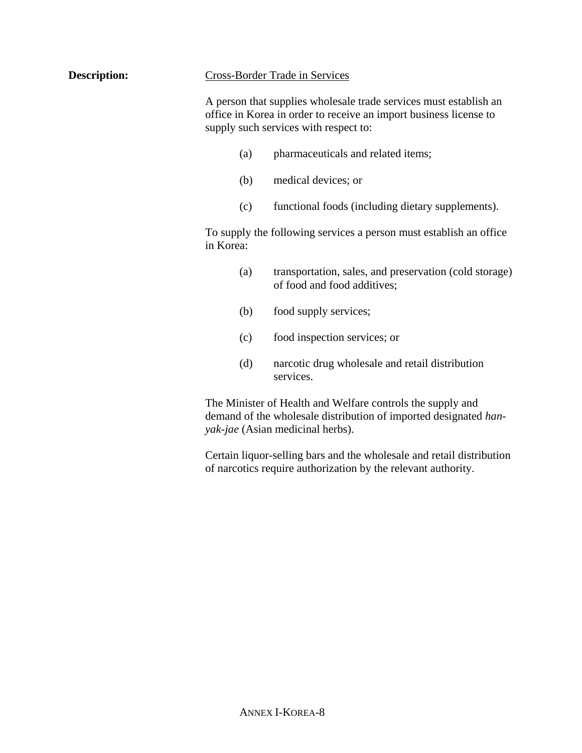**Description:** <u>Cross-Border Trade in Services</u>

A person that supplies wholesale trade services must establish an office in Korea in order to receive an import business license to supply such services with respect to:

(a) pharmaceuticals and related items;

(b) medical devices; or

(c) functional foods (including dietary supplements).

To supply the following services a person must establish an office in Korea:

(a) transportation, sales, and preservation (cold storage) of food and food additives;

(b) food supply services;

(c) food inspection services; or

(d) narcotic drug wholesale and retail distribution services.

The Minister of Health and Welfare controls the supply and demand of the wholesale distribution of imported designated *han-yak-jae* (Asian medicinal herbs).

Certain liquor-selling bars and the wholesale and retail distribution of narcotics require authorization by the relevant authority.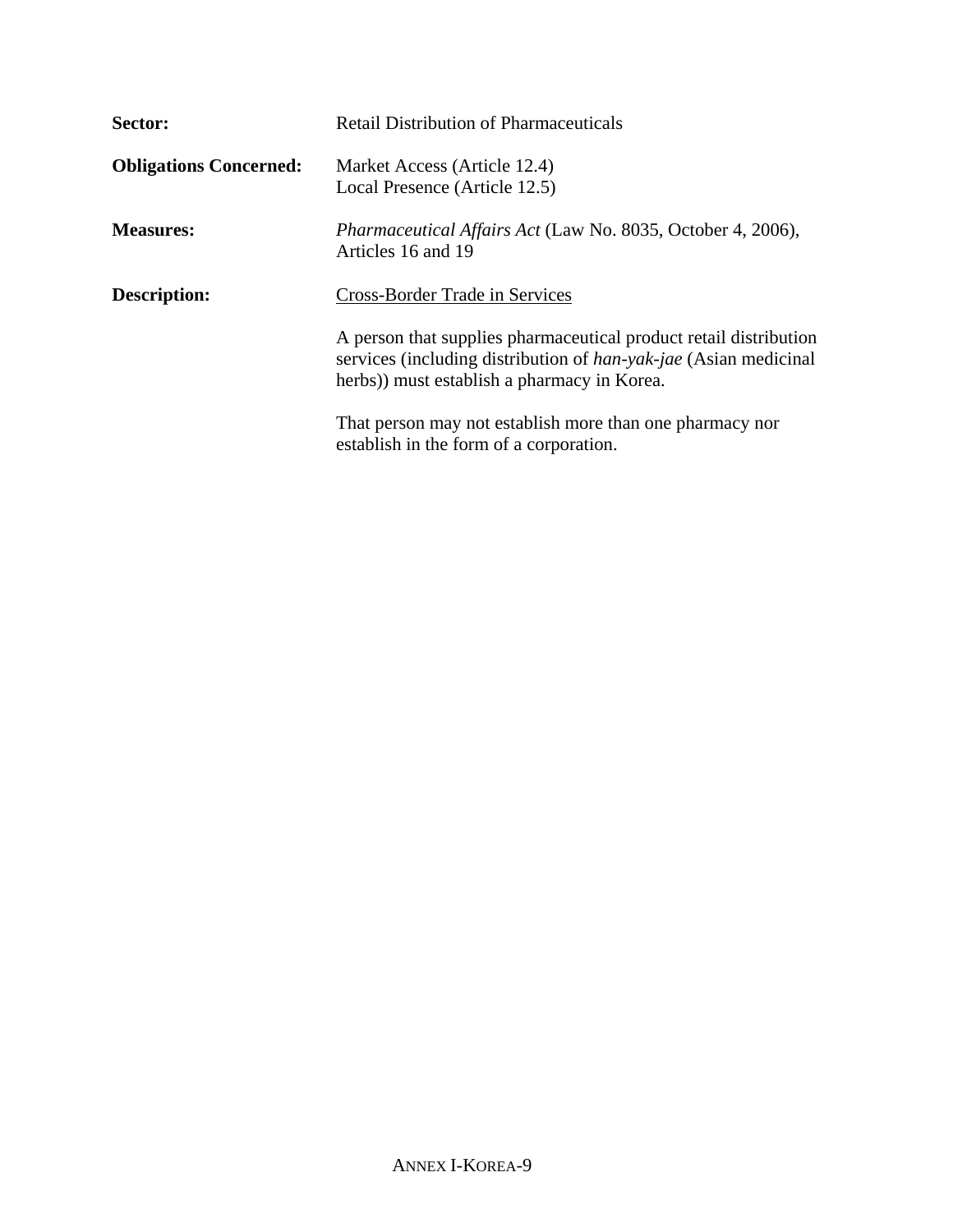**Sector:** Retail Distribution of Pharmaceuticals

**Obligations Concerned:** Market Access (Article 12.4)
Local Presence (Article 12.5)

**Measures:** *Pharmaceutical Affairs Act* (Law No. 8035, October 4, 2006), Articles 16 and 19

**Description:** Cross-Border Trade in Services

A person that supplies pharmaceutical product retail distribution services (including distribution of *han-yak-jae* (Asian medicinal herbs)) must establish a pharmacy in Korea.

That person may not establish more than one pharmacy nor establish in the form of a corporation.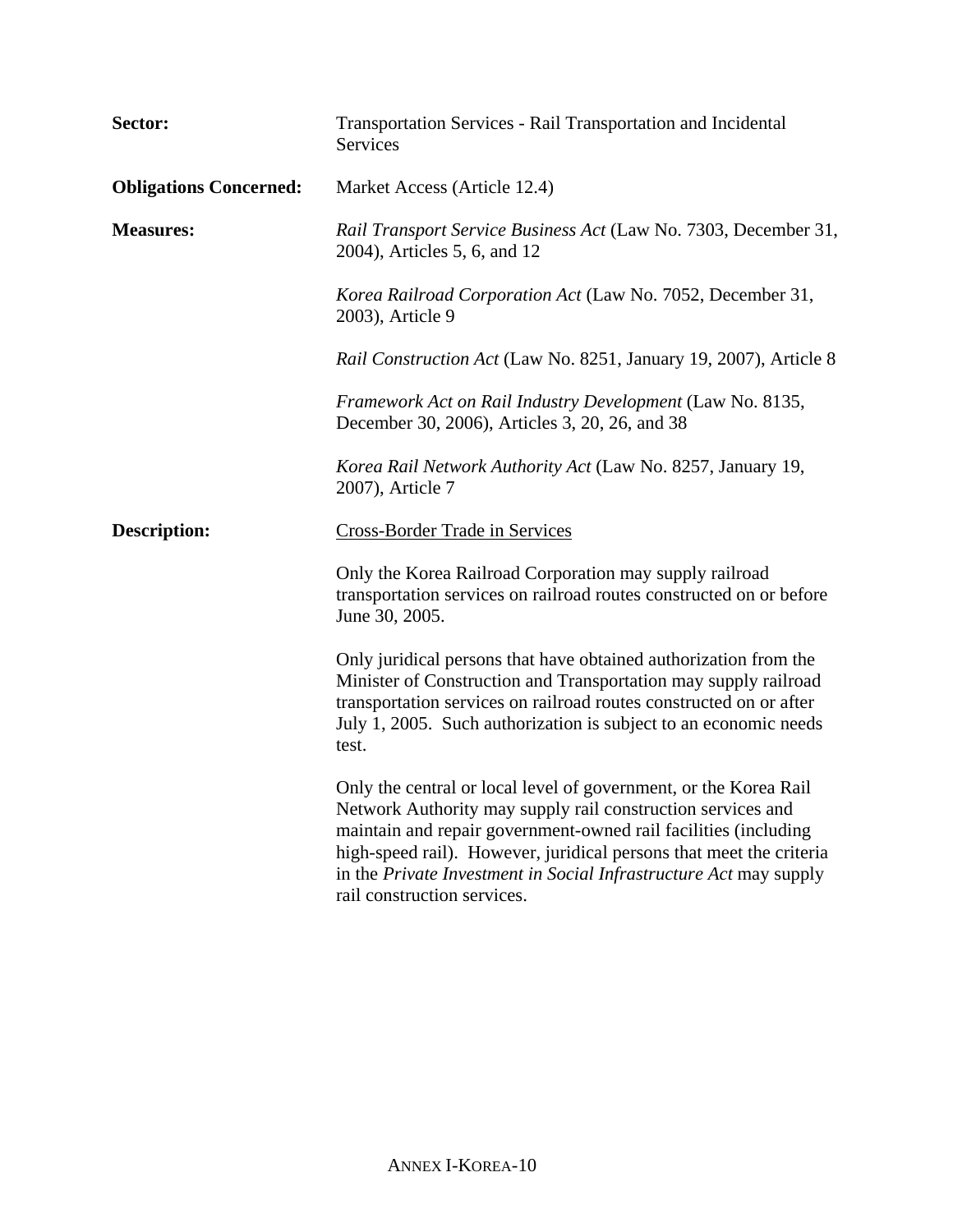**Sector:** Transportation Services - Rail Transportation and Incidental Services

**Obligations Concerned:** Market Access (Article 12.4)

**Measures:** *Rail Transport Service Business Act* (Law No. 7303, December 31, 2004), Articles 5, 6, and 12

*Korea Railroad Corporation Act* (Law No. 7052, December 31, 2003), Article 9

*Rail Construction Act* (Law No. 8251, January 19, 2007), Article 8

*Framework Act on Rail Industry Development* (Law No. 8135, December 30, 2006), Articles 3, 20, 26, and 38

*Korea Rail Network Authority Act* (Law No. 8257, January 19, 2007), Article 7

**Description:** Cross-Border Trade in Services

Only the Korea Railroad Corporation may supply railroad transportation services on railroad routes constructed on or before June 30, 2005.

Only juridical persons that have obtained authorization from the Minister of Construction and Transportation may supply railroad transportation services on railroad routes constructed on or after July 1, 2005. Such authorization is subject to an economic needs test.

Only the central or local level of government, or the Korea Rail Network Authority may supply rail construction services and maintain and repair government-owned rail facilities (including high-speed rail). However, juridical persons that meet the criteria in the *Private Investment in Social Infrastructure Act* may supply rail construction services.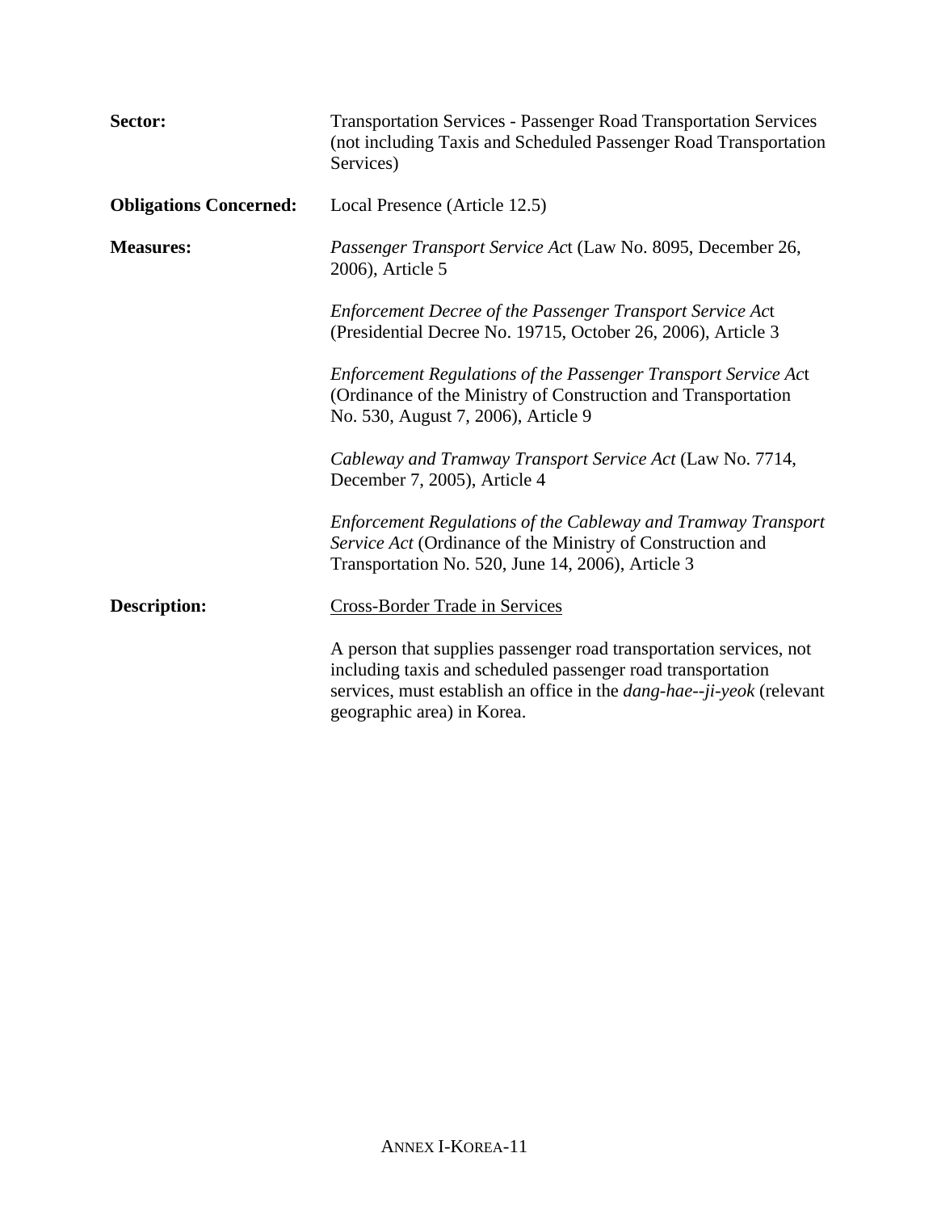**Sector:** Transportation Services - Passenger Road Transportation Services (not including Taxis and Scheduled Passenger Road Transportation Services)

**Obligations Concerned:** Local Presence (Article 12.5)

**Measures:** *Passenger Transport Service Ac*t (Law No. 8095, December 26, 2006), Article 5

*Enforcement Decree of the Passenger Transport Service Ac*t (Presidential Decree No. 19715, October 26, 2006), Article 3

*Enforcement Regulations of the Passenger Transport Service Ac*t (Ordinance of the Ministry of Construction and Transportation No. 530, August 7, 2006), Article 9

*Cableway and Tramway Transport Service Act* (Law No. 7714, December 7, 2005), Article 4

*Enforcement Regulations of the Cableway and Tramway Transport Service Act* (Ordinance of the Ministry of Construction and Transportation No. 520, June 14, 2006), Article 3

**Description:** <u>Cross-Border Trade in Services</u>

A person that supplies passenger road transportation services, not including taxis and scheduled passenger road transportation services, must establish an office in the *dang-hae--ji-yeok* (relevant geographic area) in Korea.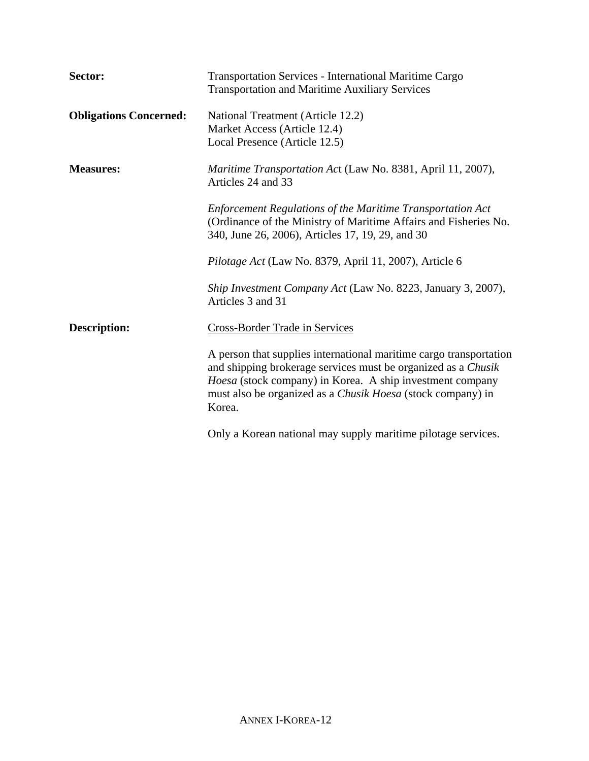**Sector:** Transportation Services - International Maritime Cargo Transportation and Maritime Auxiliary Services

**Obligations Concerned:** National Treatment (Article 12.2)
Market Access (Article 12.4)
Local Presence (Article 12.5)

**Measures:** *Maritime Transportation Ac*t (Law No. 8381, April 11, 2007), Articles 24 and 33

*Enforcement Regulations of the Maritime Transportation Act* (Ordinance of the Ministry of Maritime Affairs and Fisheries No. 340, June 26, 2006), Articles 17, 19, 29, and 30

*Pilotage Act* (Law No. 8379, April 11, 2007), Article 6

*Ship Investment Company Act* (Law No. 8223, January 3, 2007), Articles 3 and 31

**Description:** Cross-Border Trade in Services

A person that supplies international maritime cargo transportation and shipping brokerage services must be organized as a *Chusik Hoesa* (stock company) in Korea. A ship investment company must also be organized as a *Chusik Hoesa* (stock company) in Korea.

Only a Korean national may supply maritime pilotage services.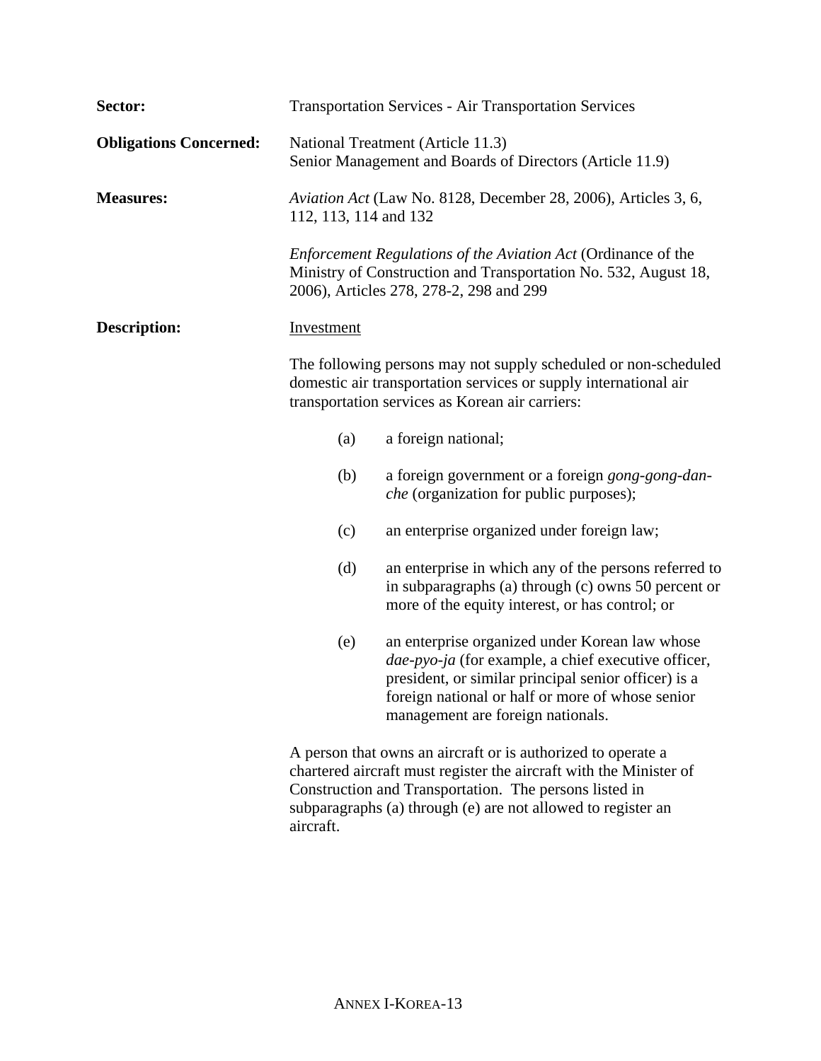**Sector:** Transportation Services - Air Transportation Services

**Obligations Concerned:** National Treatment (Article 11.3)
Senior Management and Boards of Directors (Article 11.9)

**Measures:** *Aviation Act* (Law No. 8128, December 28, 2006), Articles 3, 6, 112, 113, 114 and 132

*Enforcement Regulations of the Aviation Act* (Ordinance of the Ministry of Construction and Transportation No. 532, August 18, 2006), Articles 278, 278-2, 298 and 299

**Description:** Investment

The following persons may not supply scheduled or non-scheduled domestic air transportation services or supply international air transportation services as Korean air carriers:

(a) a foreign national;

(b) a foreign government or a foreign *gong-gong-dan-che* (organization for public purposes);

(c) an enterprise organized under foreign law;

(d) an enterprise in which any of the persons referred to in subparagraphs (a) through (c) owns 50 percent or more of the equity interest, or has control; or

(e) an enterprise organized under Korean law whose *dae-pyo-ja* (for example, a chief executive officer, president, or similar principal senior officer) is a foreign national or half or more of whose senior management are foreign nationals.

A person that owns an aircraft or is authorized to operate a chartered aircraft must register the aircraft with the Minister of Construction and Transportation. The persons listed in subparagraphs (a) through (e) are not allowed to register an aircraft.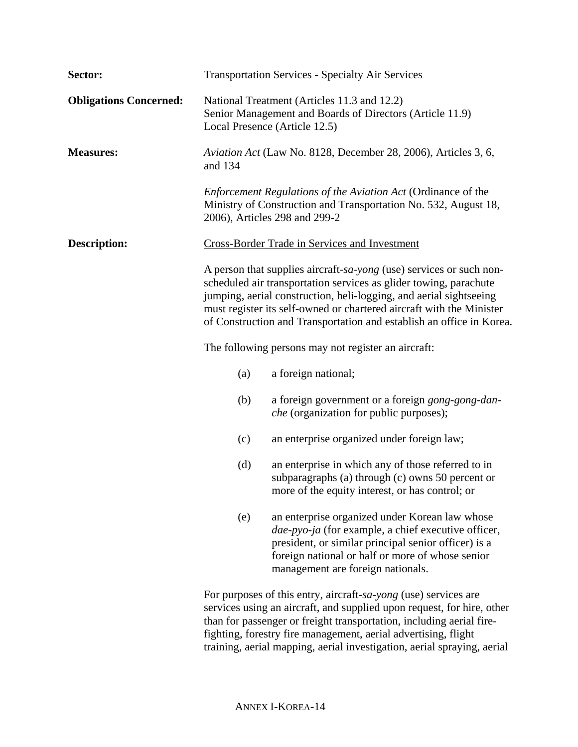**Sector:** Transportation Services - Specialty Air Services

**Obligations Concerned:** National Treatment (Articles 11.3 and 12.2)
Senior Management and Boards of Directors (Article 11.9)
Local Presence (Article 12.5)

**Measures:** *Aviation Act* (Law No. 8128, December 28, 2006), Articles 3, 6, and 134

*Enforcement Regulations of the Aviation Act* (Ordinance of the Ministry of Construction and Transportation No. 532, August 18, 2006), Articles 298 and 299-2

**Description:** Cross-Border Trade in Services and Investment

A person that supplies aircraft-*sa-yong* (use) services or such non-scheduled air transportation services as glider towing, parachute jumping, aerial construction, heli-logging, and aerial sightseeing must register its self-owned or chartered aircraft with the Minister of Construction and Transportation and establish an office in Korea.

The following persons may not register an aircraft:

(a) a foreign national;

(b) a foreign government or a foreign *gong-gong-dan-che* (organization for public purposes);

(c) an enterprise organized under foreign law;

(d) an enterprise in which any of those referred to in subparagraphs (a) through (c) owns 50 percent or more of the equity interest, or has control; or

(e) an enterprise organized under Korean law whose *dae-pyo-ja* (for example, a chief executive officer, president, or similar principal senior officer) is a foreign national or half or more of whose senior management are foreign nationals.

For purposes of this entry, aircraft-*sa-yong* (use) services are services using an aircraft, and supplied upon request, for hire, other than for passenger or freight transportation, including aerial fire-fighting, forestry fire management, aerial advertising, flight training, aerial mapping, aerial investigation, aerial spraying, aerial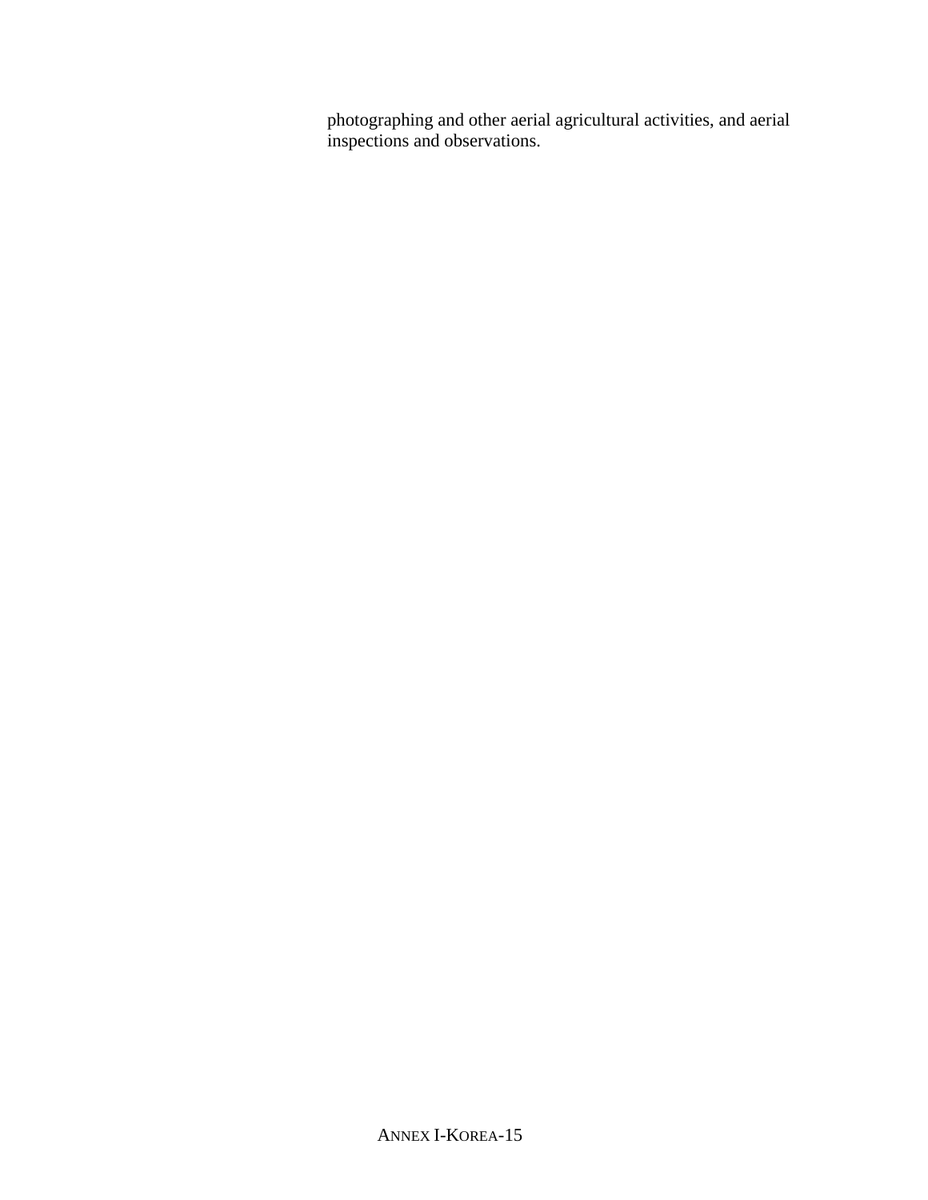photographing and other aerial agricultural activities, and aerial inspections and observations.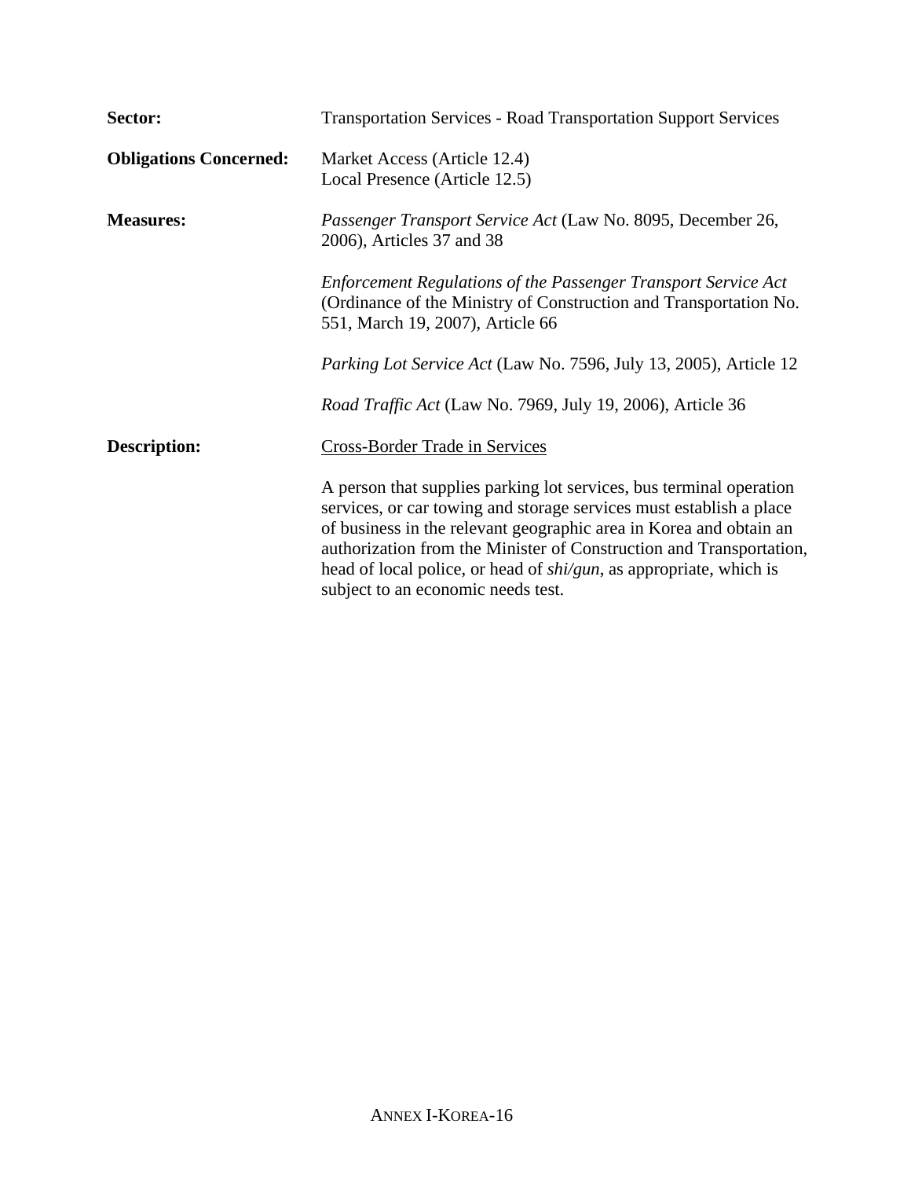**Sector:** Transportation Services - Road Transportation Support Services

**Obligations Concerned:** Market Access (Article 12.4)
Local Presence (Article 12.5)

**Measures:** *Passenger Transport Service Act* (Law No. 8095, December 26, 2006), Articles 37 and 38

*Enforcement Regulations of the Passenger Transport Service Act* (Ordinance of the Ministry of Construction and Transportation No. 551, March 19, 2007), Article 66

*Parking Lot Service Act* (Law No. 7596, July 13, 2005), Article 12

*Road Traffic Act* (Law No. 7969, July 19, 2006), Article 36

**Description:** Cross-Border Trade in Services

A person that supplies parking lot services, bus terminal operation services, or car towing and storage services must establish a place of business in the relevant geographic area in Korea and obtain an authorization from the Minister of Construction and Transportation, head of local police, or head of *shi/gun*, as appropriate, which is subject to an economic needs test.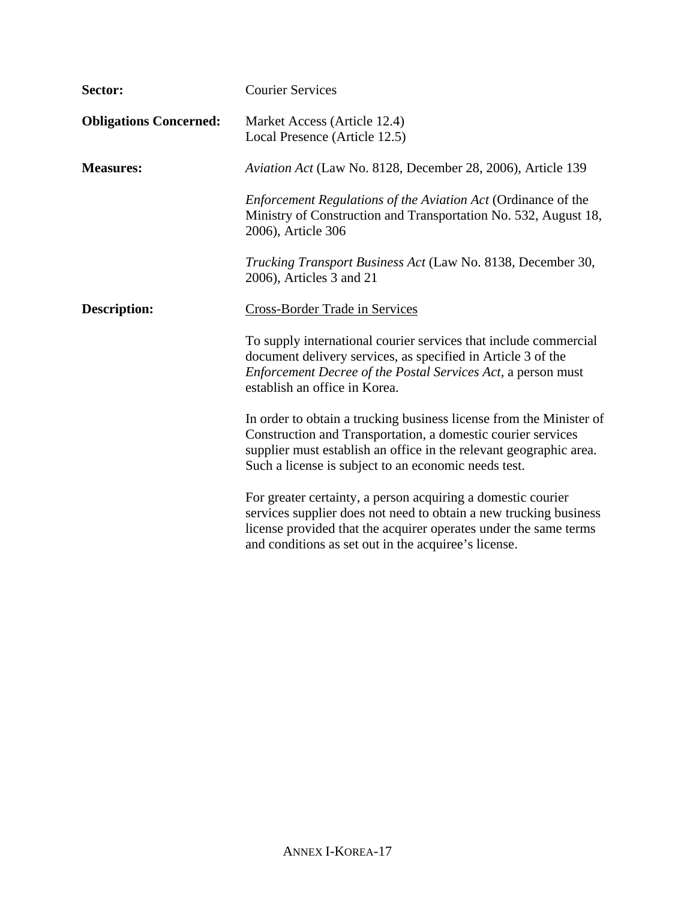**Sector:** Courier Services

**Obligations Concerned:** Market Access (Article 12.4)
Local Presence (Article 12.5)

**Measures:** *Aviation Act* (Law No. 8128, December 28, 2006), Article 139

*Enforcement Regulations of the Aviation Act* (Ordinance of the Ministry of Construction and Transportation No. 532, August 18, 2006), Article 306

*Trucking Transport Business Act* (Law No. 8138, December 30, 2006), Articles 3 and 21

**Description:** Cross-Border Trade in Services

To supply international courier services that include commercial document delivery services, as specified in Article 3 of the *Enforcement Decree of the Postal Services Act*, a person must establish an office in Korea.

In order to obtain a trucking business license from the Minister of Construction and Transportation, a domestic courier services supplier must establish an office in the relevant geographic area. Such a license is subject to an economic needs test.

For greater certainty, a person acquiring a domestic courier services supplier does not need to obtain a new trucking business license provided that the acquirer operates under the same terms and conditions as set out in the acquiree's license.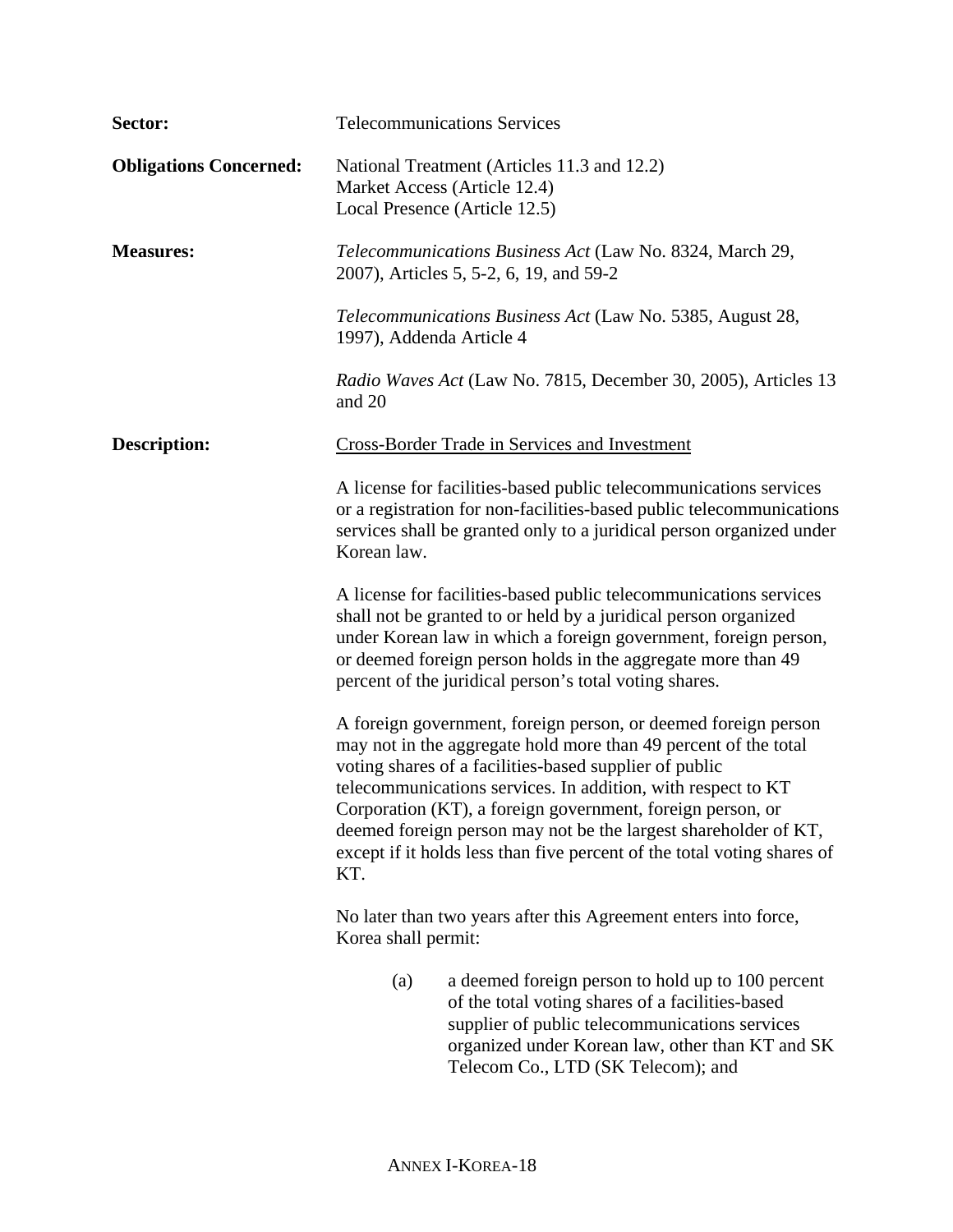**Sector:** Telecommunications Services

**Obligations Concerned:** National Treatment (Articles 11.3 and 12.2)
Market Access (Article 12.4)
Local Presence (Article 12.5)

**Measures:** *Telecommunications Business Act* (Law No. 8324, March 29, 2007), Articles 5, 5-2, 6, 19, and 59-2

*Telecommunications Business Act* (Law No. 5385, August 28, 1997), Addenda Article 4

*Radio Waves Act* (Law No. 7815, December 30, 2005), Articles 13 and 20

**Description:** Cross-Border Trade in Services and Investment

A license for facilities-based public telecommunications services or a registration for non-facilities-based public telecommunications services shall be granted only to a juridical person organized under Korean law.

A license for facilities-based public telecommunications services shall not be granted to or held by a juridical person organized under Korean law in which a foreign government, foreign person, or deemed foreign person holds in the aggregate more than 49 percent of the juridical person's total voting shares.

A foreign government, foreign person, or deemed foreign person may not in the aggregate hold more than 49 percent of the total voting shares of a facilities-based supplier of public telecommunications services. In addition, with respect to KT Corporation (KT), a foreign government, foreign person, or deemed foreign person may not be the largest shareholder of KT, except if it holds less than five percent of the total voting shares of KT.

No later than two years after this Agreement enters into force, Korea shall permit:

(a) a deemed foreign person to hold up to 100 percent of the total voting shares of a facilities-based supplier of public telecommunications services organized under Korean law, other than KT and SK Telecom Co., LTD (SK Telecom); and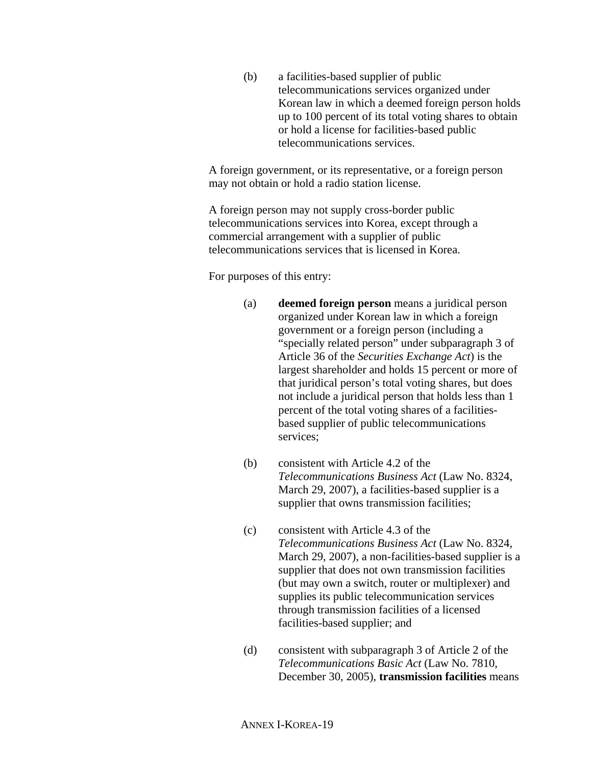(b) a facilities-based supplier of public telecommunications services organized under Korean law in which a deemed foreign person holds up to 100 percent of its total voting shares to obtain or hold a license for facilities-based public telecommunications services.

A foreign government, or its representative, or a foreign person may not obtain or hold a radio station license.

A foreign person may not supply cross-border public telecommunications services into Korea, except through a commercial arrangement with a supplier of public telecommunications services that is licensed in Korea.

For purposes of this entry:

(a) **deemed foreign person** means a juridical person organized under Korean law in which a foreign government or a foreign person (including a "specially related person" under subparagraph 3 of Article 36 of the *Securities Exchange Act*) is the largest shareholder and holds 15 percent or more of that juridical person's total voting shares, but does not include a juridical person that holds less than 1 percent of the total voting shares of a facilities-based supplier of public telecommunications services;

(b) consistent with Article 4.2 of the *Telecommunications Business Act* (Law No. 8324, March 29, 2007), a facilities-based supplier is a supplier that owns transmission facilities;

(c) consistent with Article 4.3 of the *Telecommunications Business Act* (Law No. 8324, March 29, 2007), a non-facilities-based supplier is a supplier that does not own transmission facilities (but may own a switch, router or multiplexer) and supplies its public telecommunication services through transmission facilities of a licensed facilities-based supplier; and

(d) consistent with subparagraph 3 of Article 2 of the *Telecommunications Basic Act* (Law No. 7810, December 30, 2005), **transmission facilities** means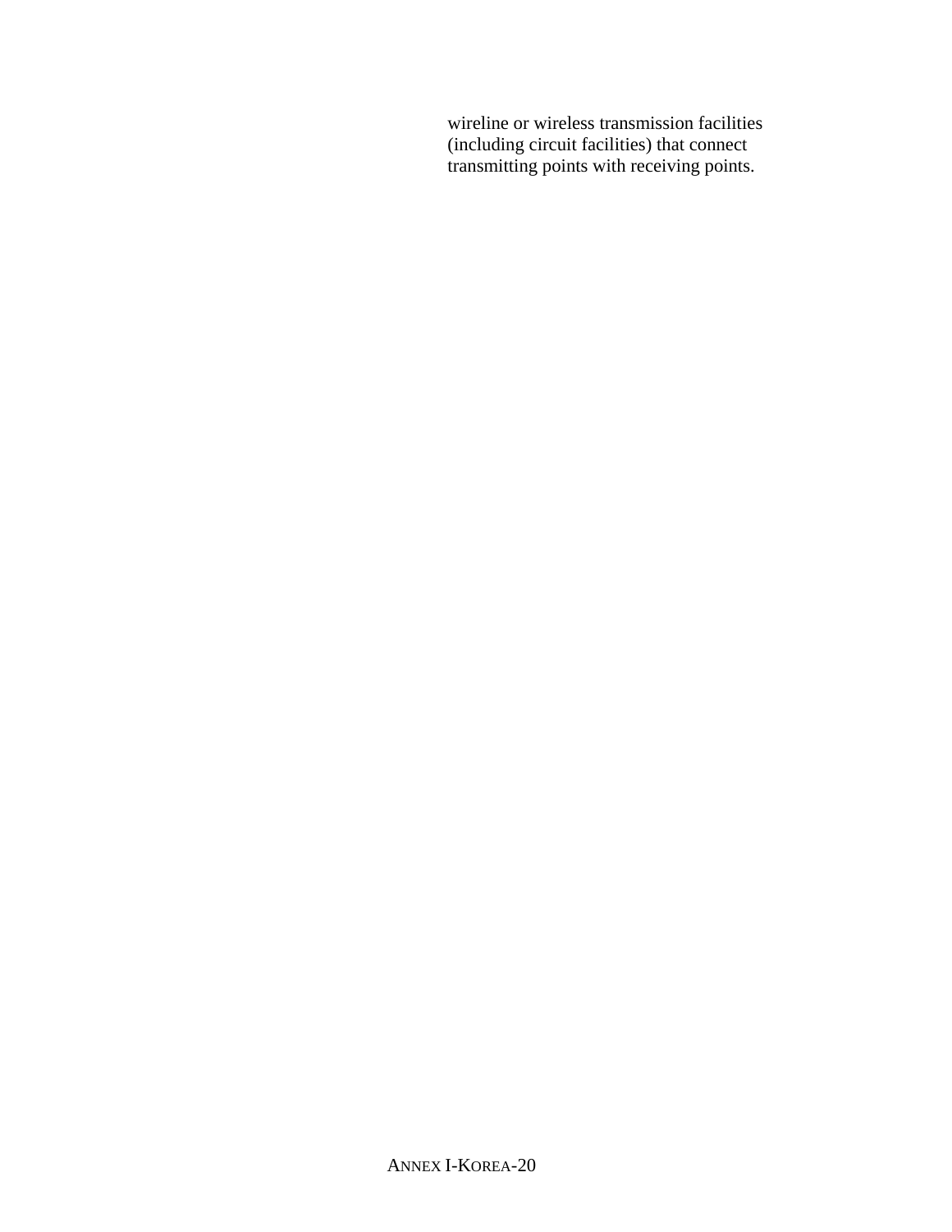wireline or wireless transmission facilities (including circuit facilities) that connect transmitting points with receiving points.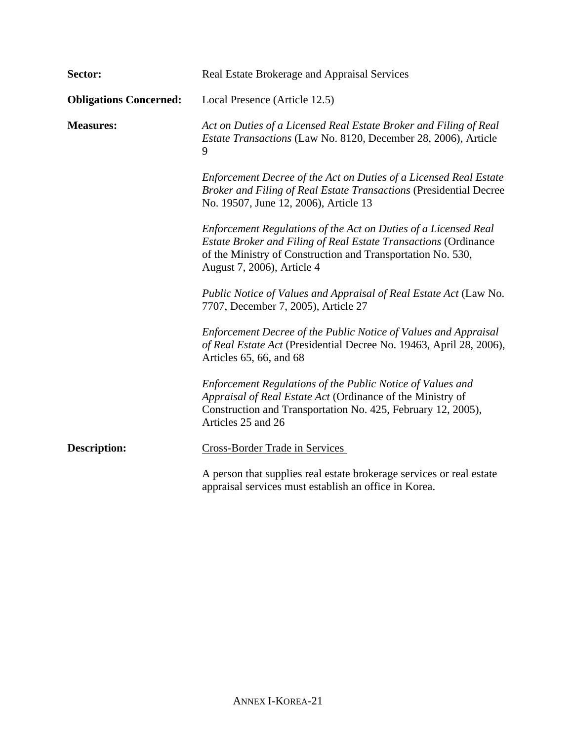**Sector:** Real Estate Brokerage and Appraisal Services

**Obligations Concerned:** Local Presence (Article 12.5)

**Measures:**

*Act on Duties of a Licensed Real Estate Broker and Filing of Real Estate Transactions* (Law No. 8120, December 28, 2006), Article 9

*Enforcement Decree of the Act on Duties of a Licensed Real Estate Broker and Filing of Real Estate Transactions* (Presidential Decree No. 19507, June 12, 2006), Article 13

*Enforcement Regulations of the Act on Duties of a Licensed Real Estate Broker and Filing of Real Estate Transactions* (Ordinance of the Ministry of Construction and Transportation No. 530, August 7, 2006), Article 4

*Public Notice of Values and Appraisal of Real Estate Act* (Law No. 7707, December 7, 2005), Article 27

*Enforcement Decree of the Public Notice of Values and Appraisal of Real Estate Act* (Presidential Decree No. 19463, April 28, 2006), Articles 65, 66, and 68

*Enforcement Regulations of the Public Notice of Values and Appraisal of Real Estate Act* (Ordinance of the Ministry of Construction and Transportation No. 425, February 12, 2005), Articles 25 and 26

**Description:**

Cross-Border Trade in Services

A person that supplies real estate brokerage services or real estate appraisal services must establish an office in Korea.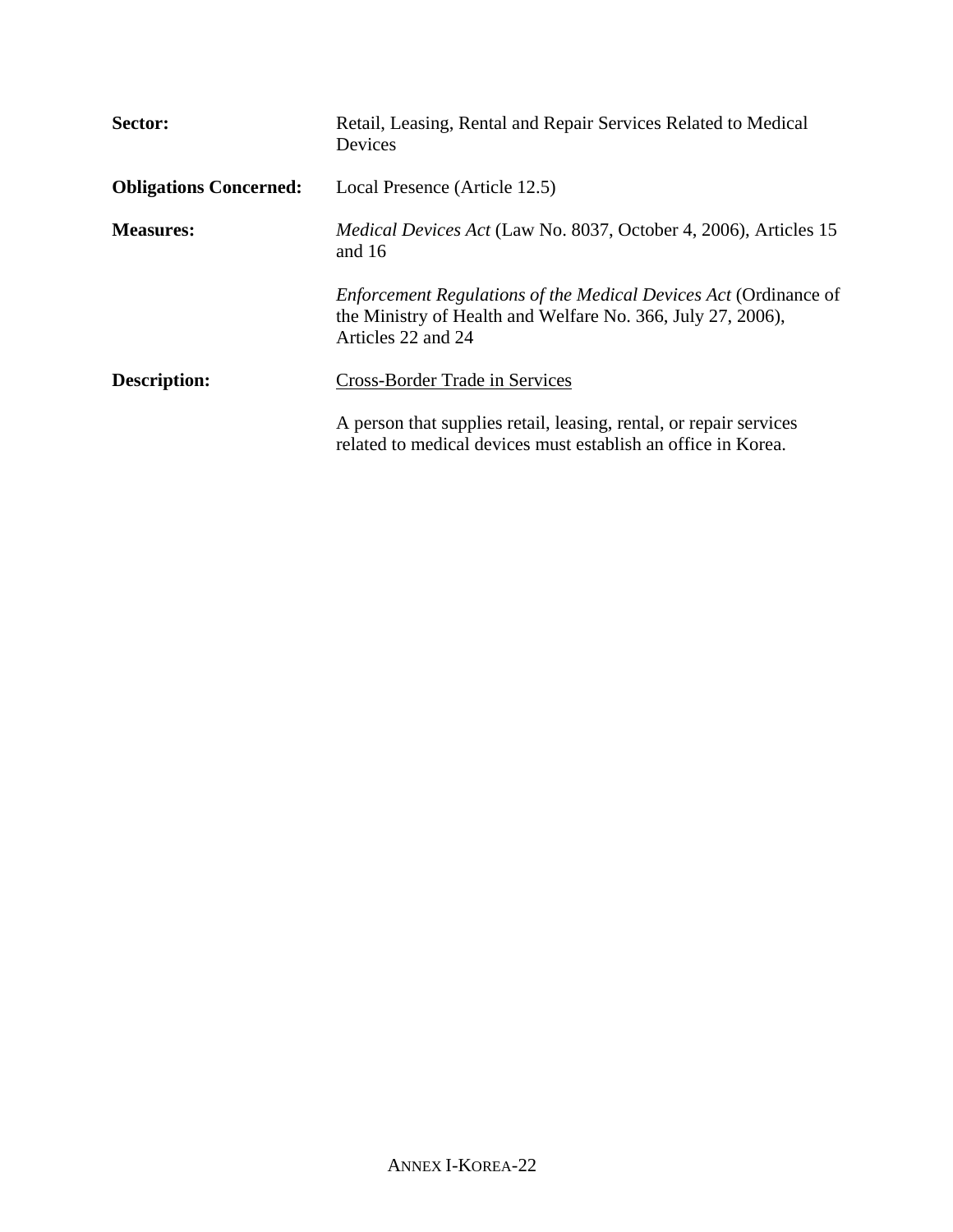**Sector:** Retail, Leasing, Rental and Repair Services Related to Medical Devices

**Obligations Concerned:** Local Presence (Article 12.5)

**Measures:** *Medical Devices Act* (Law No. 8037, October 4, 2006), Articles 15 and 16

*Enforcement Regulations of the Medical Devices Act* (Ordinance of the Ministry of Health and Welfare No. 366, July 27, 2006), Articles 22 and 24

**Description:** <u>Cross-Border Trade in Services</u>

A person that supplies retail, leasing, rental, or repair services related to medical devices must establish an office in Korea.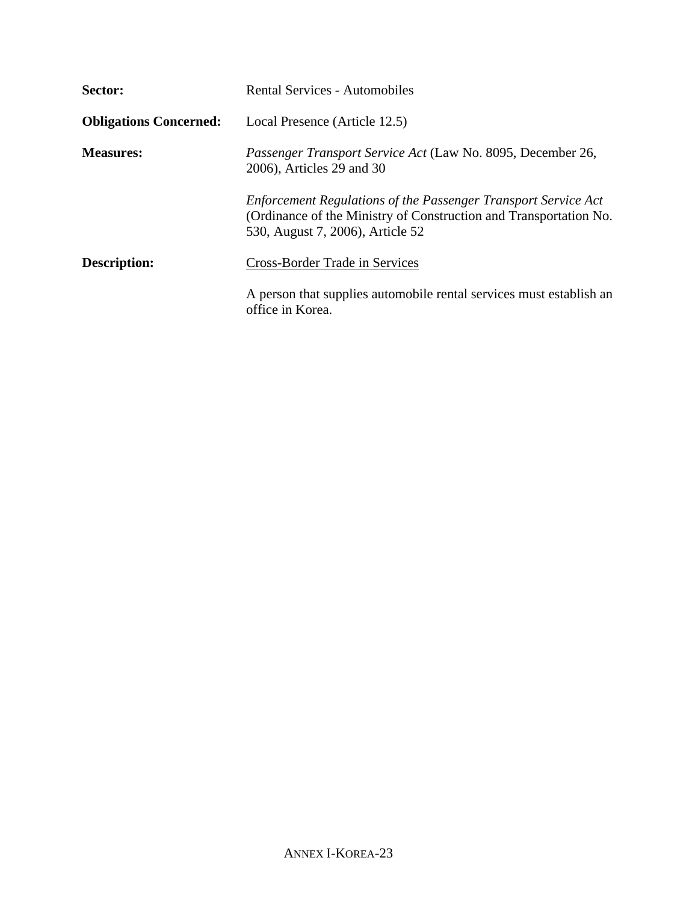**Sector:** Rental Services - Automobiles

**Obligations Concerned:** Local Presence (Article 12.5)

**Measures:** *Passenger Transport Service Act* (Law No. 8095, December 26, 2006), Articles 29 and 30

*Enforcement Regulations of the Passenger Transport Service Act* (Ordinance of the Ministry of Construction and Transportation No. 530, August 7, 2006), Article 52

**Description:** Cross-Border Trade in Services

A person that supplies automobile rental services must establish an office in Korea.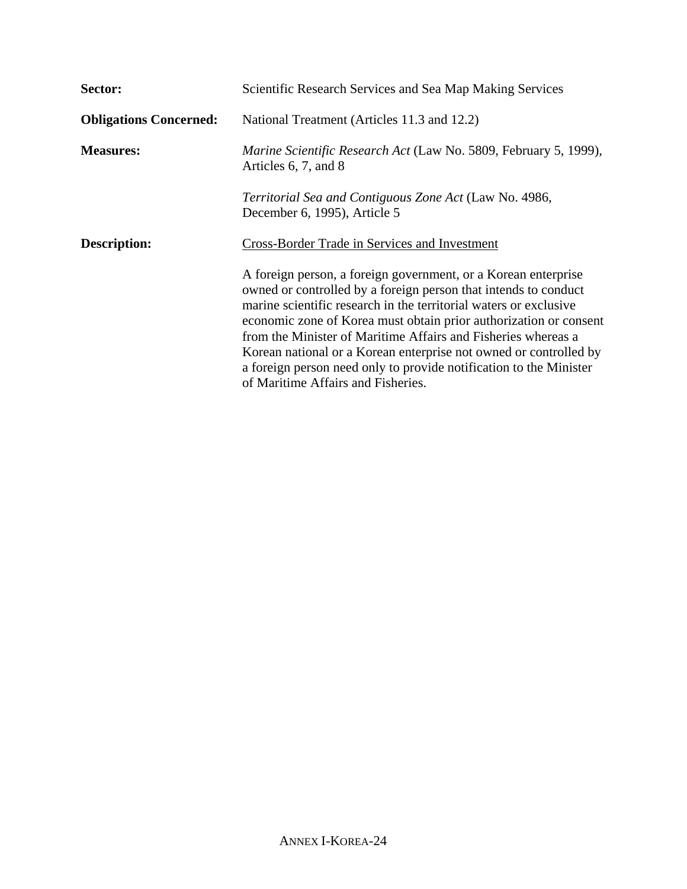**Sector:** Scientific Research Services and Sea Map Making Services

**Obligations Concerned:** National Treatment (Articles 11.3 and 12.2)

**Measures:** *Marine Scientific Research Act* (Law No. 5809, February 5, 1999), Articles 6, 7, and 8

*Territorial Sea and Contiguous Zone Act* (Law No. 4986, December 6, 1995), Article 5

**Description:** Cross-Border Trade in Services and Investment

A foreign person, a foreign government, or a Korean enterprise owned or controlled by a foreign person that intends to conduct marine scientific research in the territorial waters or exclusive economic zone of Korea must obtain prior authorization or consent from the Minister of Maritime Affairs and Fisheries whereas a Korean national or a Korean enterprise not owned or controlled by a foreign person need only to provide notification to the Minister of Maritime Affairs and Fisheries.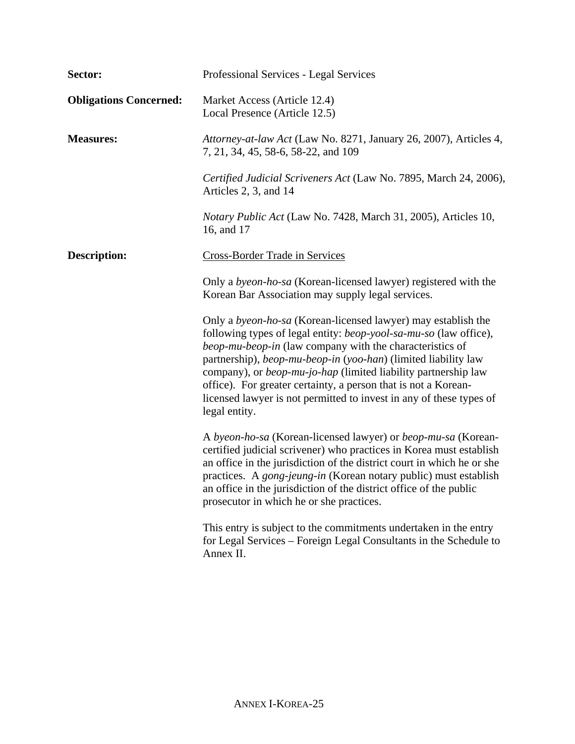**Sector:** Professional Services - Legal Services

**Obligations Concerned:** Market Access (Article 12.4)
Local Presence (Article 12.5)

**Measures:** *Attorney-at-law Act* (Law No. 8271, January 26, 2007), Articles 4, 7, 21, 34, 45, 58-6, 58-22, and 109

*Certified Judicial Scriveners Act* (Law No. 7895, March 24, 2006), Articles 2, 3, and 14

*Notary Public Act* (Law No. 7428, March 31, 2005), Articles 10, 16, and 17

**Description:** Cross-Border Trade in Services

Only a *byeon-ho-sa* (Korean-licensed lawyer) registered with the Korean Bar Association may supply legal services.

Only a *byeon-ho-sa* (Korean-licensed lawyer) may establish the following types of legal entity: *beop-yool-sa-mu-so* (law office), *beop-mu-beop-in* (law company with the characteristics of partnership), *beop-mu-beop-in* (*yoo-han*) (limited liability law company), or *beop-mu-jo-hap* (limited liability partnership law office). For greater certainty, a person that is not a Korean-licensed lawyer is not permitted to invest in any of these types of legal entity.

A *byeon-ho-sa* (Korean-licensed lawyer) or *beop-mu-sa* (Korean-certified judicial scrivener) who practices in Korea must establish an office in the jurisdiction of the district court in which he or she practices. A *gong-jeung-in* (Korean notary public) must establish an office in the jurisdiction of the district office of the public prosecutor in which he or she practices.

This entry is subject to the commitments undertaken in the entry for Legal Services – Foreign Legal Consultants in the Schedule to Annex II.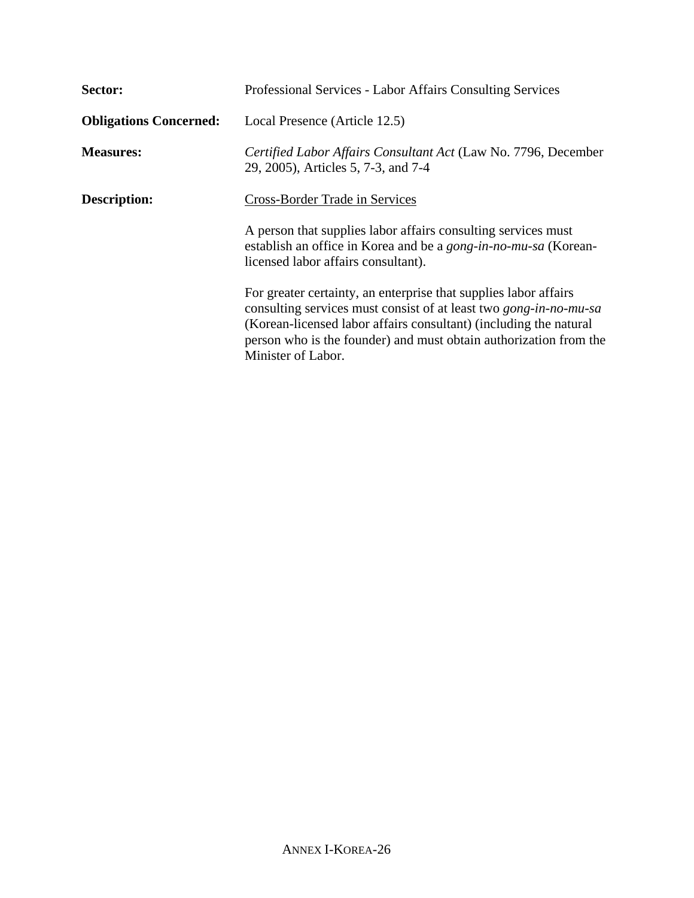**Sector:** Professional Services - Labor Affairs Consulting Services

**Obligations Concerned:** Local Presence (Article 12.5)

**Measures:** *Certified Labor Affairs Consultant Act* (Law No. 7796, December 29, 2005), Articles 5, 7-3, and 7-4

**Description:** <u>Cross-Border Trade in Services</u>

A person that supplies labor affairs consulting services must establish an office in Korea and be a *gong-in-no-mu-sa* (Korean-licensed labor affairs consultant).

For greater certainty, an enterprise that supplies labor affairs consulting services must consist of at least two *gong-in-no-mu-sa* (Korean-licensed labor affairs consultant) (including the natural person who is the founder) and must obtain authorization from the Minister of Labor.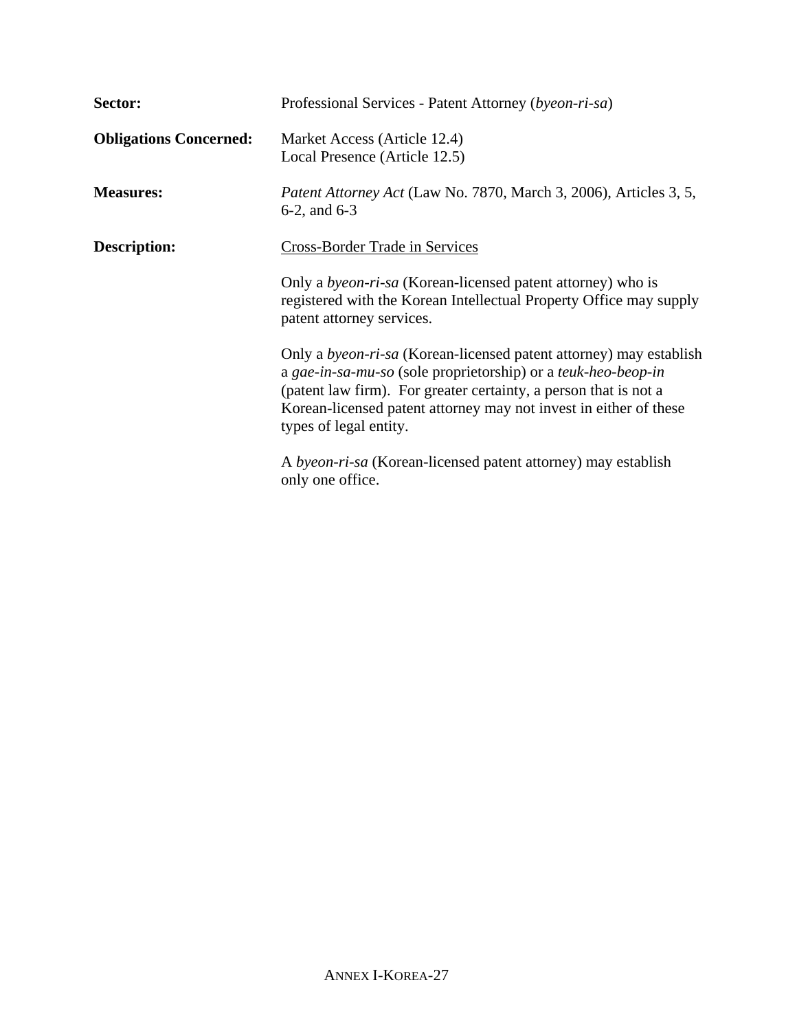**Sector:** Professional Services - Patent Attorney (*byeon-ri-sa*)

**Obligations Concerned:** Market Access (Article 12.4)
Local Presence (Article 12.5)

**Measures:** *Patent Attorney Act* (Law No. 7870, March 3, 2006), Articles 3, 5, 6-2, and 6-3

**Description:** Cross-Border Trade in Services

Only a *byeon-ri-sa* (Korean-licensed patent attorney) who is registered with the Korean Intellectual Property Office may supply patent attorney services.

Only a *byeon-ri-sa* (Korean-licensed patent attorney) may establish a *gae-in-sa-mu-so* (sole proprietorship) or a *teuk-heo-beop-in* (patent law firm). For greater certainty, a person that is not a Korean-licensed patent attorney may not invest in either of these types of legal entity.

A *byeon-ri-sa* (Korean-licensed patent attorney) may establish only one office.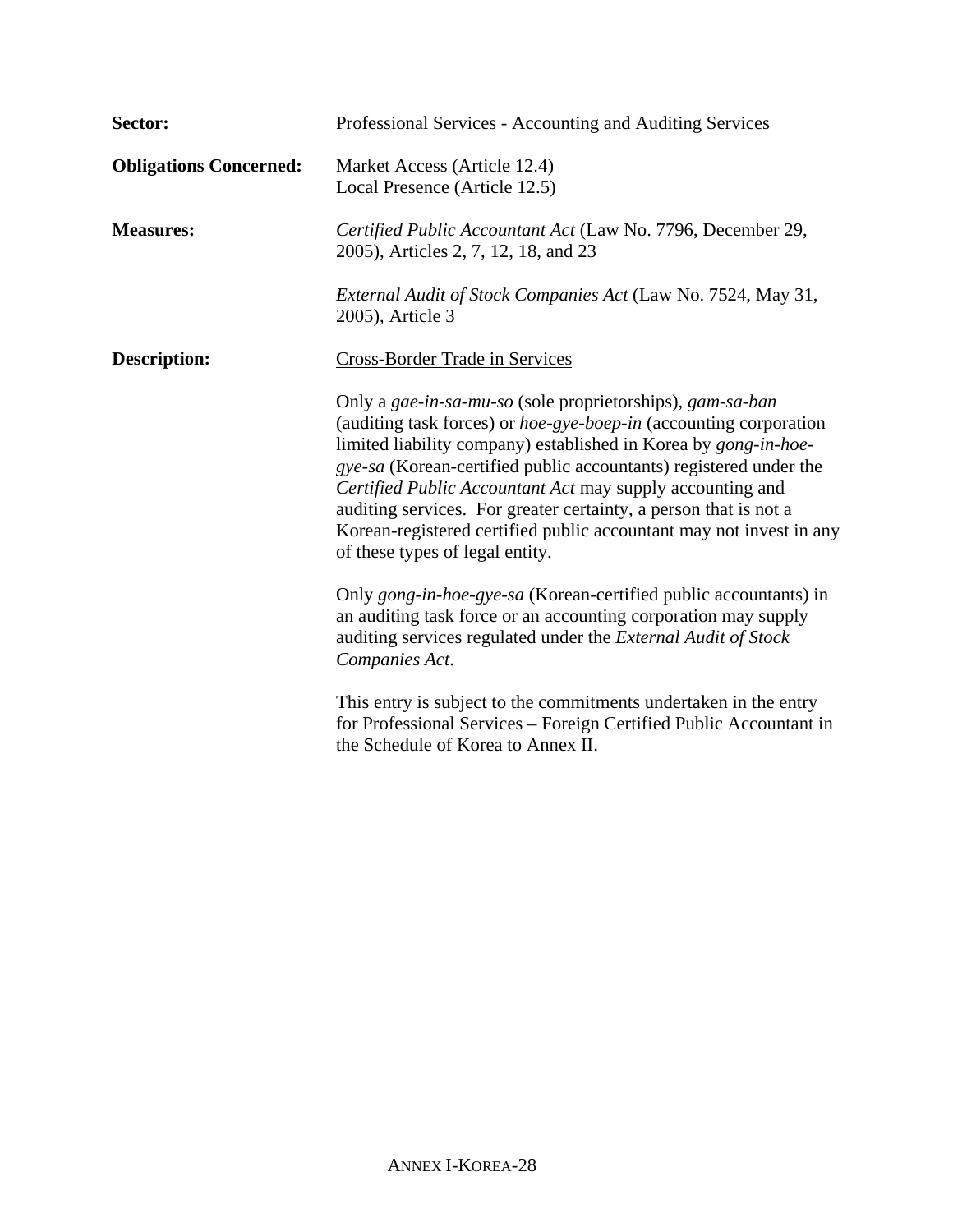**Sector:** Professional Services - Accounting and Auditing Services

**Obligations Concerned:** Market Access (Article 12.4)
Local Presence (Article 12.5)

**Measures:** *Certified Public Accountant Act* (Law No. 7796, December 29, 2005), Articles 2, 7, 12, 18, and 23

*External Audit of Stock Companies Act* (Law No. 7524, May 31, 2005), Article 3

**Description:** Cross-Border Trade in Services

Only a *gae-in-sa-mu-so* (sole proprietorships), *gam-sa-ban* (auditing task forces) or *hoe-gye-boep-in* (accounting corporation limited liability company) established in Korea by *gong-in-hoe-gye-sa* (Korean-certified public accountants) registered under the *Certified Public Accountant Act* may supply accounting and auditing services. For greater certainty, a person that is not a Korean-registered certified public accountant may not invest in any of these types of legal entity.

Only *gong-in-hoe-gye-sa* (Korean-certified public accountants) in an auditing task force or an accounting corporation may supply auditing services regulated under the *External Audit of Stock Companies Act*.

This entry is subject to the commitments undertaken in the entry for Professional Services – Foreign Certified Public Accountant in the Schedule of Korea to Annex II.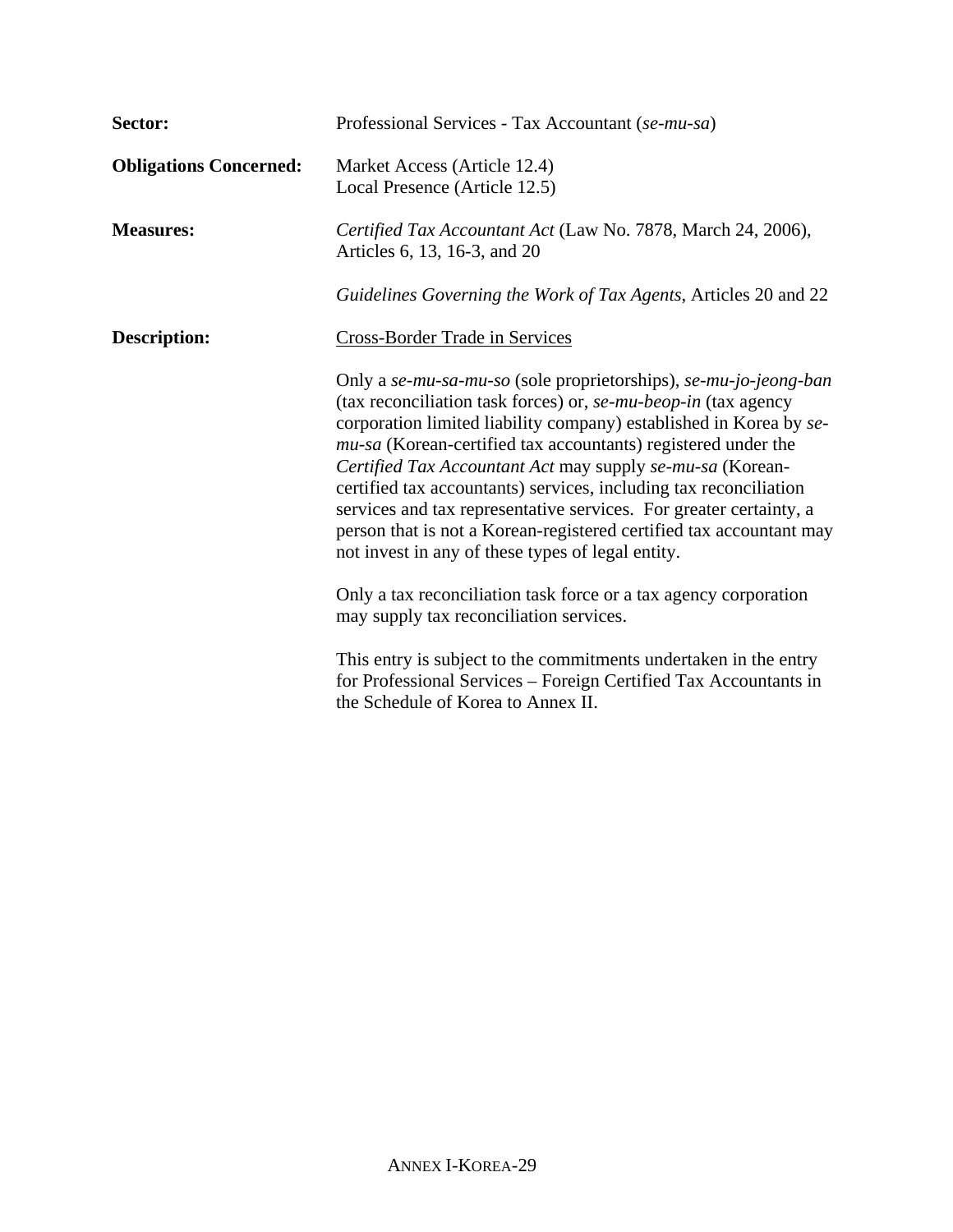**Sector:** Professional Services - Tax Accountant (*se-mu-sa*)

**Obligations Concerned:** Market Access (Article 12.4)
Local Presence (Article 12.5)

**Measures:** *Certified Tax Accountant Act* (Law No. 7878, March 24, 2006), Articles 6, 13, 16-3, and 20

*Guidelines Governing the Work of Tax Agents*, Articles 20 and 22

**Description:** Cross-Border Trade in Services

Only a *se-mu-sa-mu-so* (sole proprietorships), *se-mu-jo-jeong-ban* (tax reconciliation task forces) or, *se-mu-beop-in* (tax agency corporation limited liability company) established in Korea by *se-mu-sa* (Korean-certified tax accountants) registered under the *Certified Tax Accountant Act* may supply *se-mu-sa* (Korean-certified tax accountants) services, including tax reconciliation services and tax representative services. For greater certainty, a person that is not a Korean-registered certified tax accountant may not invest in any of these types of legal entity.

Only a tax reconciliation task force or a tax agency corporation may supply tax reconciliation services.

This entry is subject to the commitments undertaken in the entry for Professional Services – Foreign Certified Tax Accountants in the Schedule of Korea to Annex II.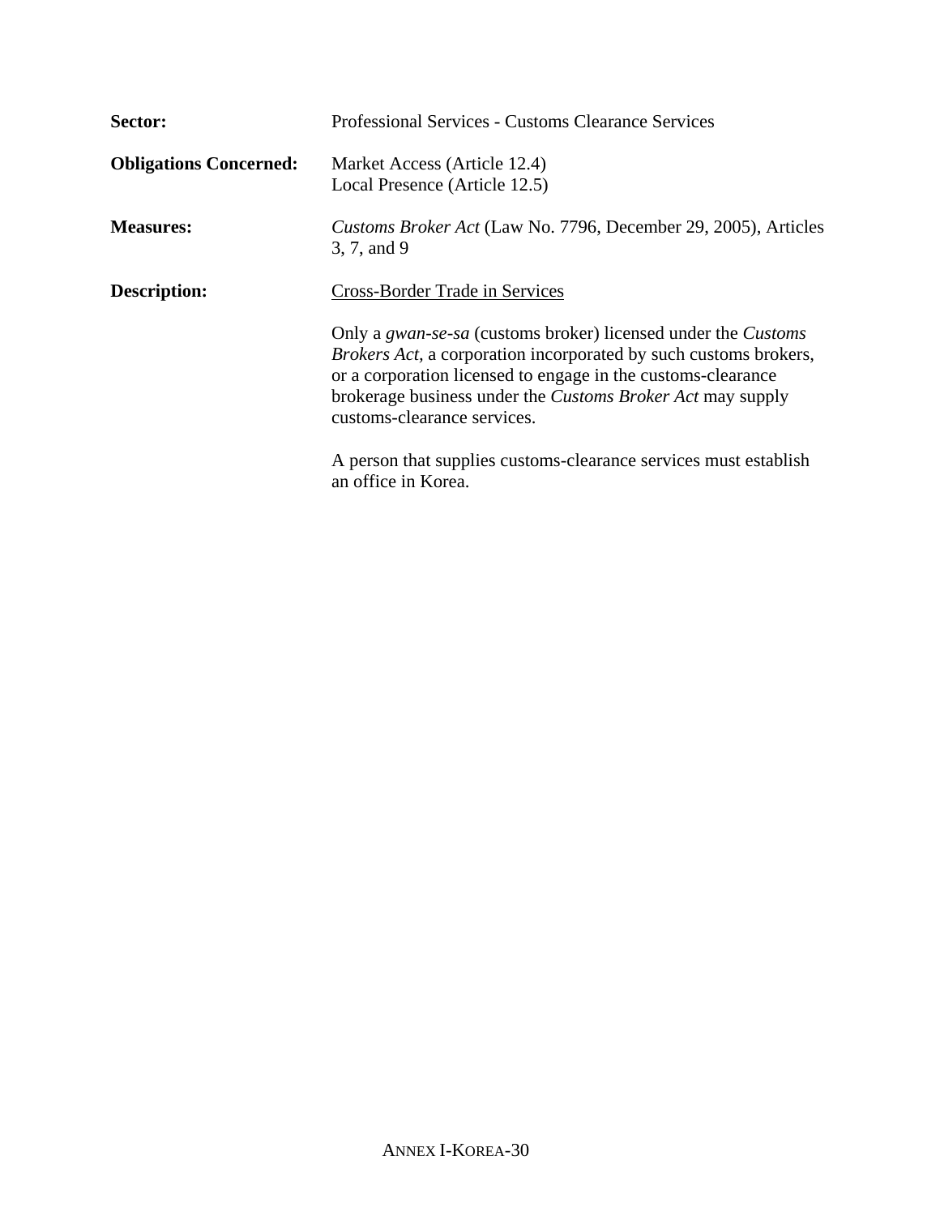**Sector:** Professional Services - Customs Clearance Services

**Obligations Concerned:** Market Access (Article 12.4)
Local Presence (Article 12.5)

**Measures:** *Customs Broker Act* (Law No. 7796, December 29, 2005), Articles 3, 7, and 9

**Description:** <u>Cross-Border Trade in Services</u>

Only a *gwan-se-sa* (customs broker) licensed under the *Customs Brokers Act*, a corporation incorporated by such customs brokers, or a corporation licensed to engage in the customs-clearance brokerage business under the *Customs Broker Act* may supply customs-clearance services.

A person that supplies customs-clearance services must establish an office in Korea.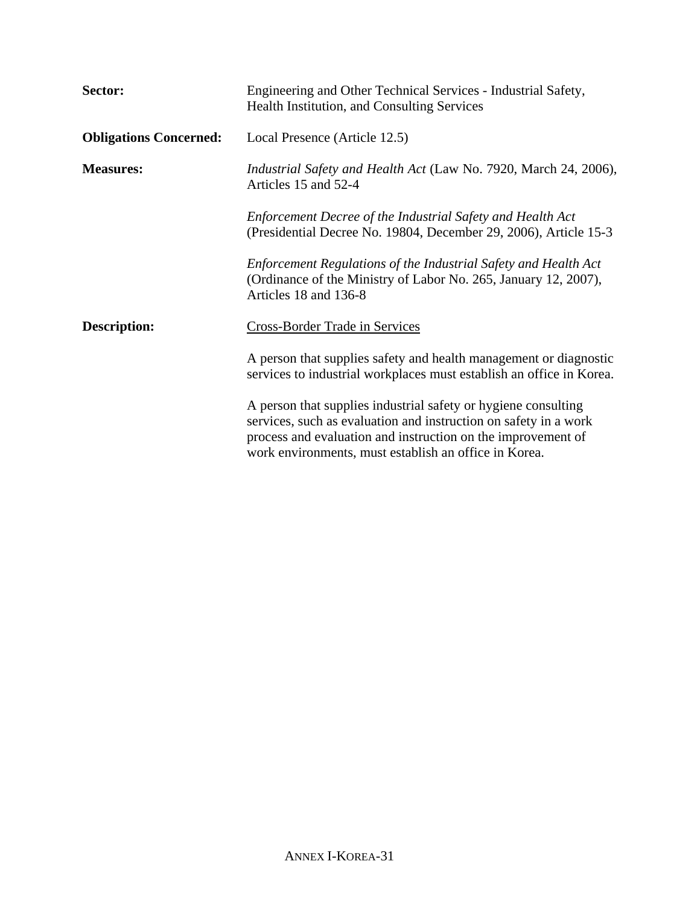**Sector:** Engineering and Other Technical Services - Industrial Safety, Health Institution, and Consulting Services

**Obligations Concerned:** Local Presence (Article 12.5)

**Measures:** *Industrial Safety and Health Act* (Law No. 7920, March 24, 2006), Articles 15 and 52-4

*Enforcement Decree of the Industrial Safety and Health Act* (Presidential Decree No. 19804, December 29, 2006), Article 15-3

*Enforcement Regulations of the Industrial Safety and Health Act* (Ordinance of the Ministry of Labor No. 265, January 12, 2007), Articles 18 and 136-8

**Description:** Cross-Border Trade in Services

A person that supplies safety and health management or diagnostic services to industrial workplaces must establish an office in Korea.

A person that supplies industrial safety or hygiene consulting services, such as evaluation and instruction on safety in a work process and evaluation and instruction on the improvement of work environments, must establish an office in Korea.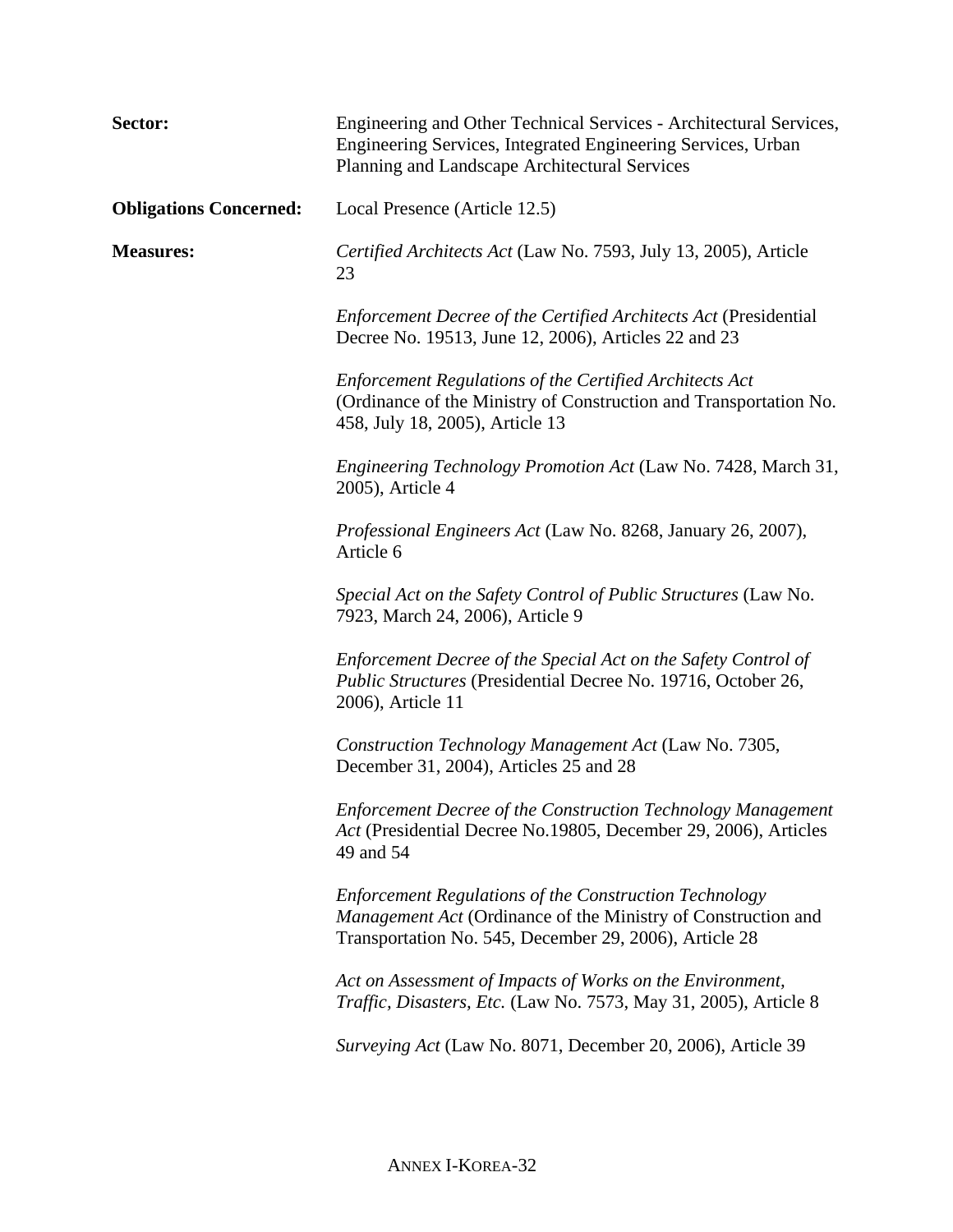**Sector:** Engineering and Other Technical Services - Architectural Services, Engineering Services, Integrated Engineering Services, Urban Planning and Landscape Architectural Services

**Obligations Concerned:** Local Presence (Article 12.5)

**Measures:**

*Certified Architects Act* (Law No. 7593, July 13, 2005), Article 23

*Enforcement Decree of the Certified Architects Act* (Presidential Decree No. 19513, June 12, 2006), Articles 22 and 23

*Enforcement Regulations of the Certified Architects Act* (Ordinance of the Ministry of Construction and Transportation No. 458, July 18, 2005), Article 13

*Engineering Technology Promotion Act* (Law No. 7428, March 31, 2005), Article 4

*Professional Engineers Act* (Law No. 8268, January 26, 2007), Article 6

*Special Act on the Safety Control of Public Structures* (Law No. 7923, March 24, 2006), Article 9

*Enforcement Decree of the Special Act on the Safety Control of Public Structures* (Presidential Decree No. 19716, October 26, 2006), Article 11

*Construction Technology Management Act* (Law No. 7305, December 31, 2004), Articles 25 and 28

*Enforcement Decree of the Construction Technology Management Act* (Presidential Decree No.19805, December 29, 2006), Articles 49 and 54

*Enforcement Regulations of the Construction Technology Management Act* (Ordinance of the Ministry of Construction and Transportation No. 545, December 29, 2006), Article 28

*Act on Assessment of Impacts of Works on the Environment, Traffic, Disasters, Etc.* (Law No. 7573, May 31, 2005), Article 8

*Surveying Act* (Law No. 8071, December 20, 2006), Article 39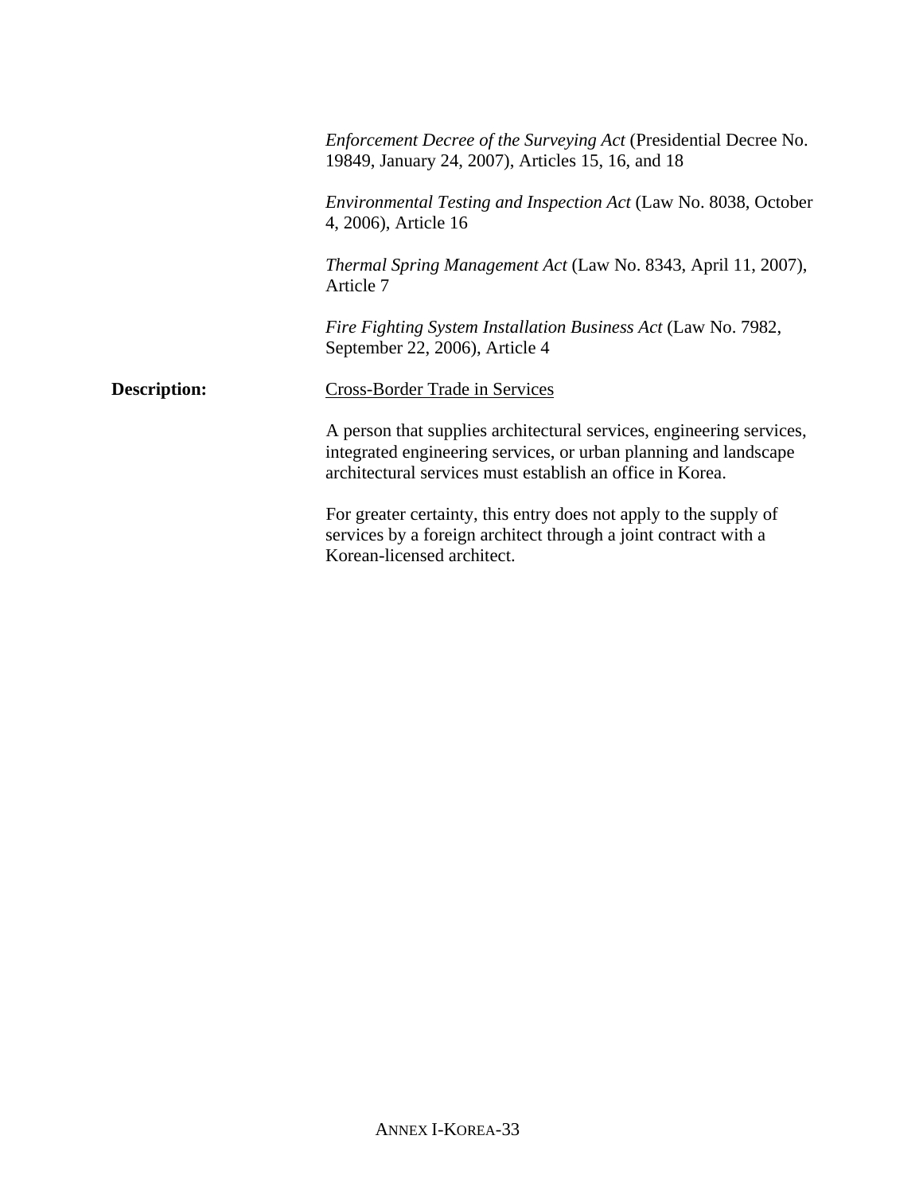*Enforcement Decree of the Surveying Act* (Presidential Decree No. 19849, January 24, 2007), Articles 15, 16, and 18

*Environmental Testing and Inspection Act* (Law No. 8038, October 4, 2006), Article 16

*Thermal Spring Management Act* (Law No. 8343, April 11, 2007), Article 7

*Fire Fighting System Installation Business Act* (Law No. 7982, September 22, 2006), Article 4

**Description:** Cross-Border Trade in Services

A person that supplies architectural services, engineering services, integrated engineering services, or urban planning and landscape architectural services must establish an office in Korea.

For greater certainty, this entry does not apply to the supply of services by a foreign architect through a joint contract with a Korean-licensed architect.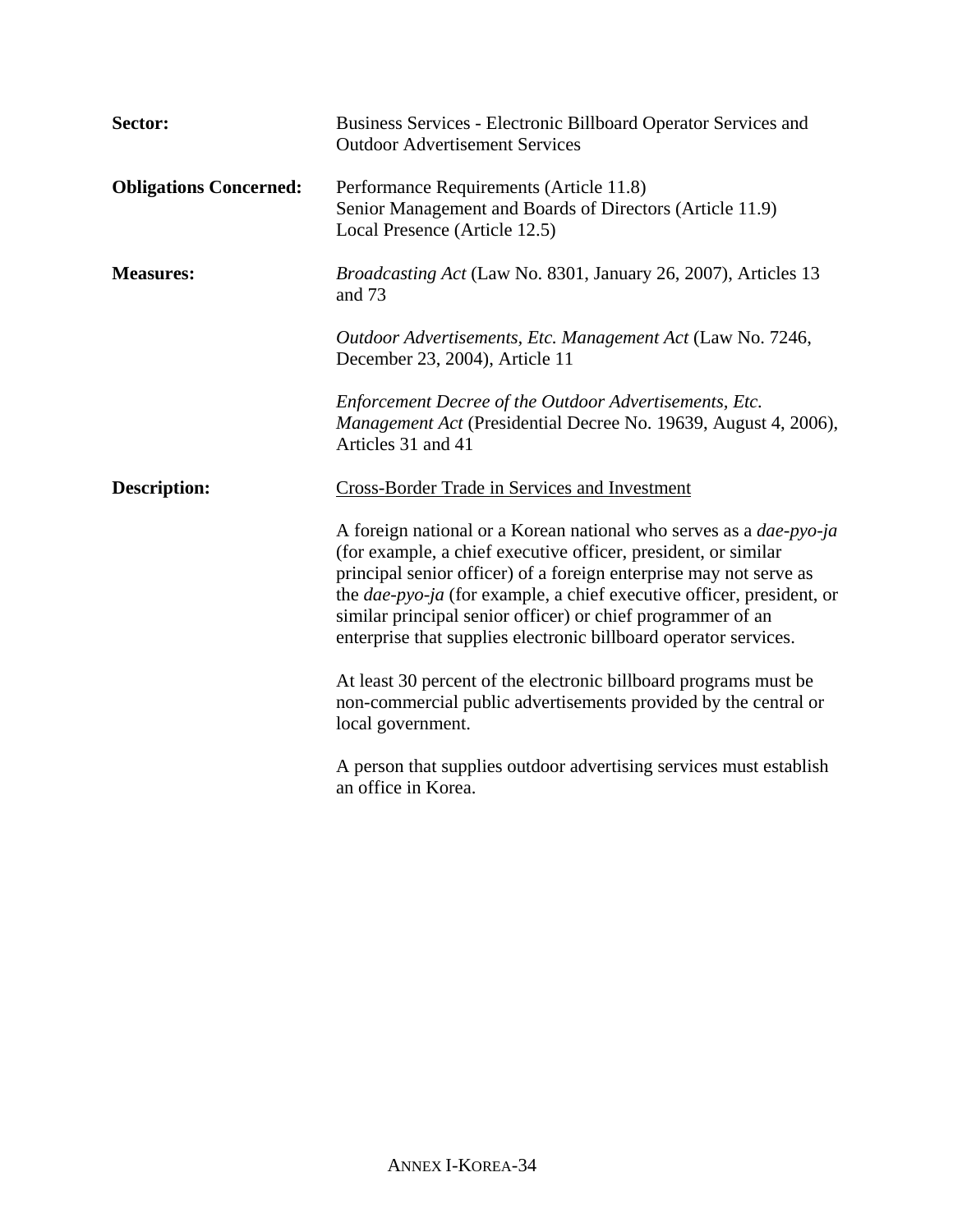**Sector:** Business Services - Electronic Billboard Operator Services and Outdoor Advertisement Services

**Obligations Concerned:** Performance Requirements (Article 11.8)
Senior Management and Boards of Directors (Article 11.9)
Local Presence (Article 12.5)

**Measures:** *Broadcasting Act* (Law No. 8301, January 26, 2007), Articles 13 and 73

*Outdoor Advertisements, Etc. Management Act* (Law No. 7246, December 23, 2004), Article 11

*Enforcement Decree of the Outdoor Advertisements, Etc. Management Act* (Presidential Decree No. 19639, August 4, 2006), Articles 31 and 41

**Description:** Cross-Border Trade in Services and Investment

A foreign national or a Korean national who serves as a *dae-pyo-ja* (for example, a chief executive officer, president, or similar principal senior officer) of a foreign enterprise may not serve as the *dae-pyo-ja* (for example, a chief executive officer, president, or similar principal senior officer) or chief programmer of an enterprise that supplies electronic billboard operator services.

At least 30 percent of the electronic billboard programs must be non-commercial public advertisements provided by the central or local government.

A person that supplies outdoor advertising services must establish an office in Korea.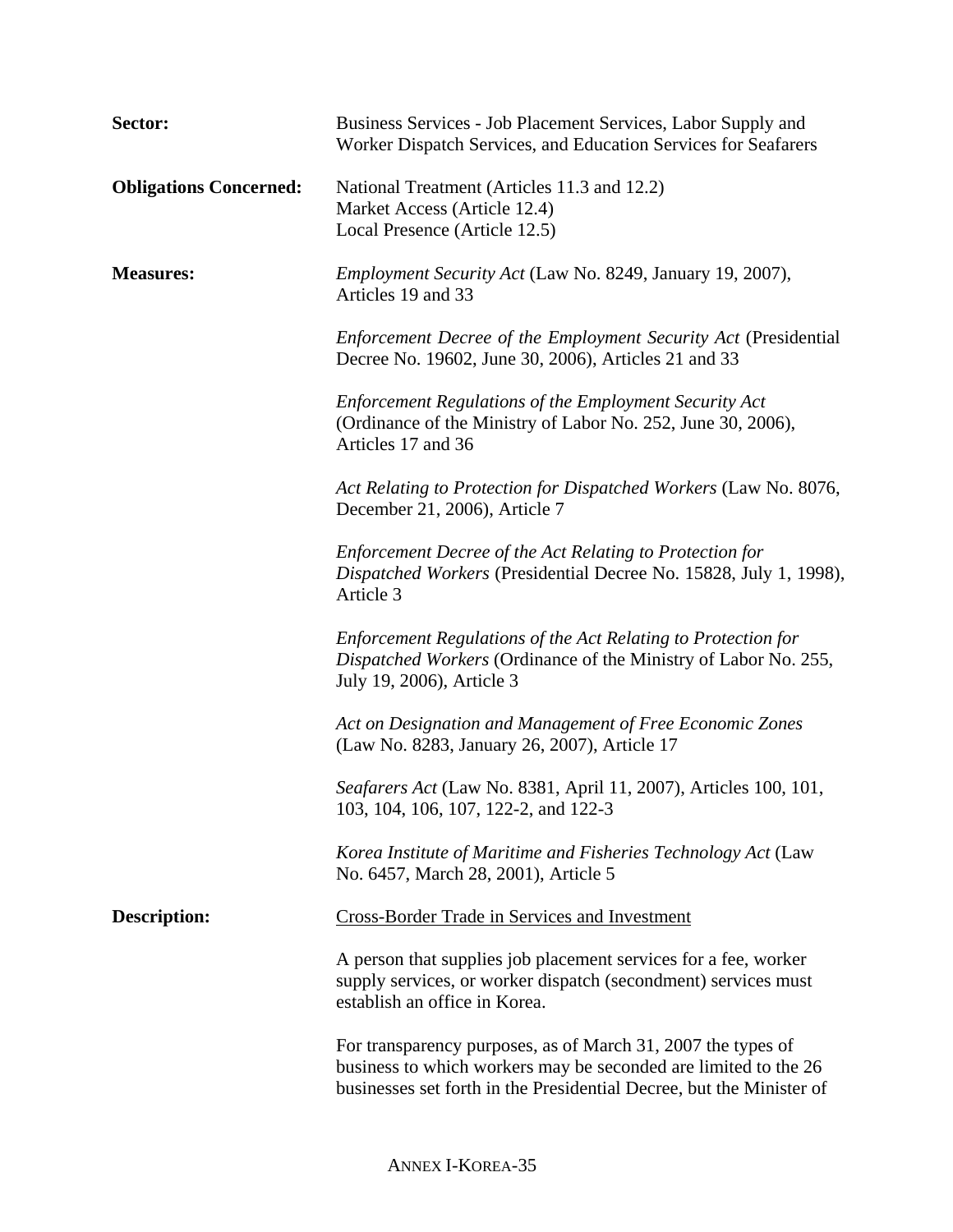**Sector:** Business Services - Job Placement Services, Labor Supply and Worker Dispatch Services, and Education Services for Seafarers

**Obligations Concerned:** National Treatment (Articles 11.3 and 12.2)
Market Access (Article 12.4)
Local Presence (Article 12.5)

**Measures:** *Employment Security Act* (Law No. 8249, January 19, 2007), Articles 19 and 33

*Enforcement Decree of the Employment Security Act* (Presidential Decree No. 19602, June 30, 2006), Articles 21 and 33

*Enforcement Regulations of the Employment Security Act* (Ordinance of the Ministry of Labor No. 252, June 30, 2006), Articles 17 and 36

*Act Relating to Protection for Dispatched Workers* (Law No. 8076, December 21, 2006), Article 7

*Enforcement Decree of the Act Relating to Protection for Dispatched Workers* (Presidential Decree No. 15828, July 1, 1998), Article 3

*Enforcement Regulations of the Act Relating to Protection for Dispatched Workers* (Ordinance of the Ministry of Labor No. 255, July 19, 2006), Article 3

*Act on Designation and Management of Free Economic Zones* (Law No. 8283, January 26, 2007), Article 17

*Seafarers Act* (Law No. 8381, April 11, 2007), Articles 100, 101, 103, 104, 106, 107, 122-2, and 122-3

*Korea Institute of Maritime and Fisheries Technology Act* (Law No. 6457, March 28, 2001), Article 5

**Description:** Cross-Border Trade in Services and Investment

A person that supplies job placement services for a fee, worker supply services, or worker dispatch (secondment) services must establish an office in Korea.

For transparency purposes, as of March 31, 2007 the types of business to which workers may be seconded are limited to the 26 businesses set forth in the Presidential Decree, but the Minister of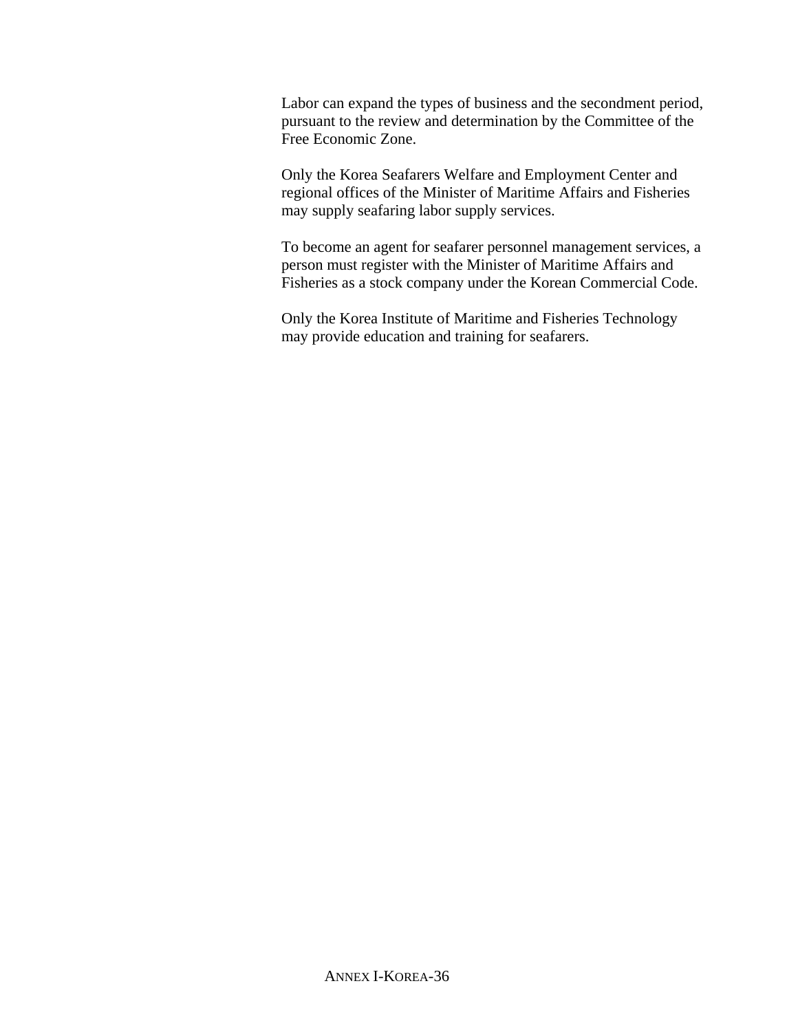Labor can expand the types of business and the secondment period, pursuant to the review and determination by the Committee of the Free Economic Zone.

Only the Korea Seafarers Welfare and Employment Center and regional offices of the Minister of Maritime Affairs and Fisheries may supply seafaring labor supply services.

To become an agent for seafarer personnel management services, a person must register with the Minister of Maritime Affairs and Fisheries as a stock company under the Korean Commercial Code.

Only the Korea Institute of Maritime and Fisheries Technology may provide education and training for seafarers.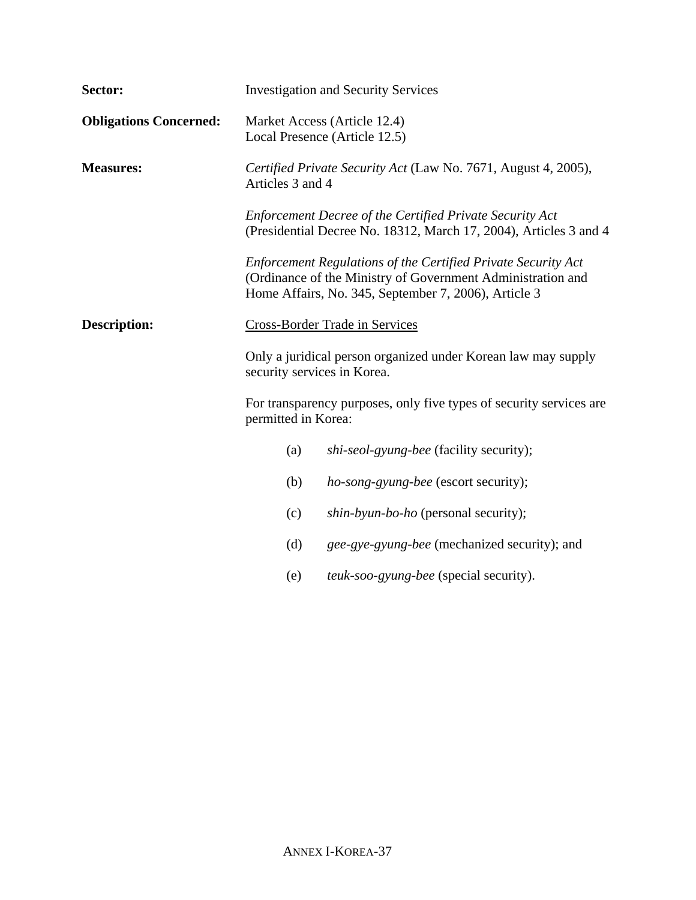**Sector:** Investigation and Security Services

**Obligations Concerned:** Market Access (Article 12.4)
Local Presence (Article 12.5)

**Measures:** *Certified Private Security Act* (Law No. 7671, August 4, 2005), Articles 3 and 4

*Enforcement Decree of the Certified Private Security Act* (Presidential Decree No. 18312, March 17, 2004), Articles 3 and 4

*Enforcement Regulations of the Certified Private Security Act* (Ordinance of the Ministry of Government Administration and Home Affairs, No. 345, September 7, 2006), Article 3

**Description:** <u>Cross-Border Trade in Services</u>

Only a juridical person organized under Korean law may supply security services in Korea.

For transparency purposes, only five types of security services are permitted in Korea:

(a) *shi-seol-gyung-bee* (facility security);

(b) *ho-song-gyung-bee* (escort security);

(c) *shin-byun-bo-ho* (personal security);

(d) *gee-gye-gyung-bee* (mechanized security); and

(e) *teuk-soo-gyung-bee* (special security).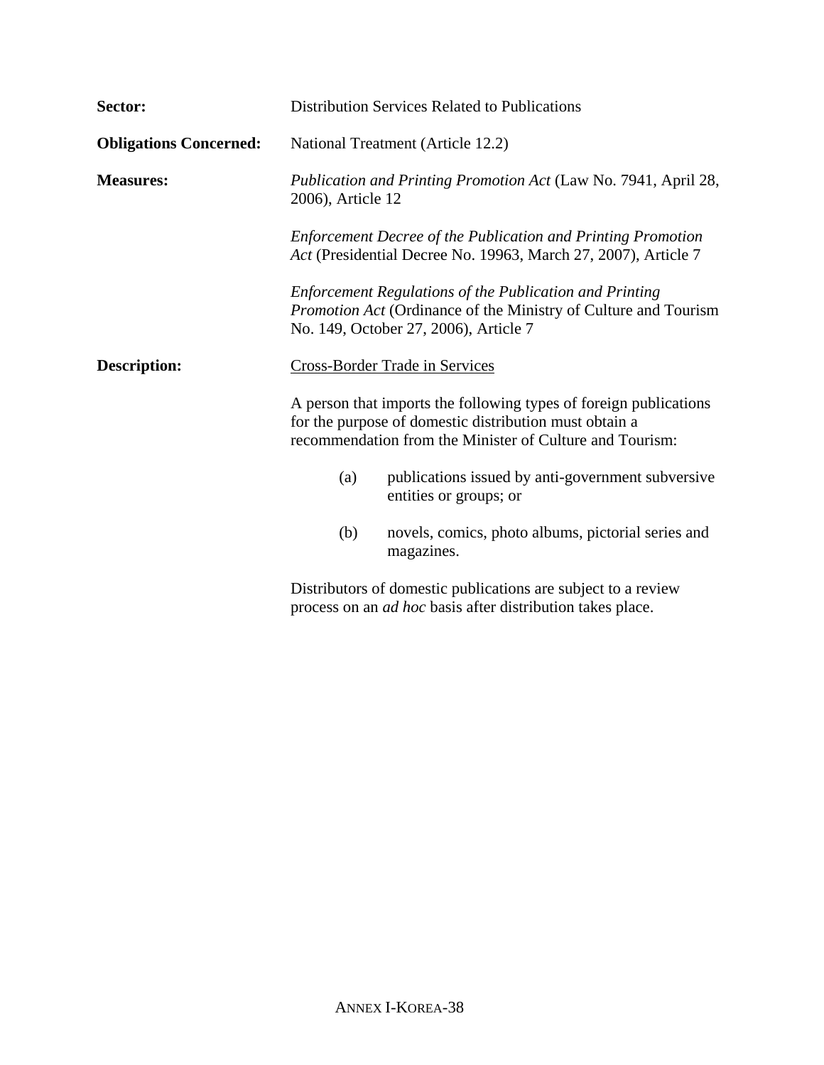**Sector:** Distribution Services Related to Publications

**Obligations Concerned:** National Treatment (Article 12.2)

**Measures:** *Publication and Printing Promotion Act* (Law No. 7941, April 28, 2006), Article 12

*Enforcement Decree of the Publication and Printing Promotion Act* (Presidential Decree No. 19963, March 27, 2007), Article 7

*Enforcement Regulations of the Publication and Printing Promotion Act* (Ordinance of the Ministry of Culture and Tourism No. 149, October 27, 2006), Article 7

**Description:** Cross-Border Trade in Services

A person that imports the following types of foreign publications for the purpose of domestic distribution must obtain a recommendation from the Minister of Culture and Tourism:

(a) publications issued by anti-government subversive entities or groups; or

(b) novels, comics, photo albums, pictorial series and magazines.

Distributors of domestic publications are subject to a review process on an *ad hoc* basis after distribution takes place.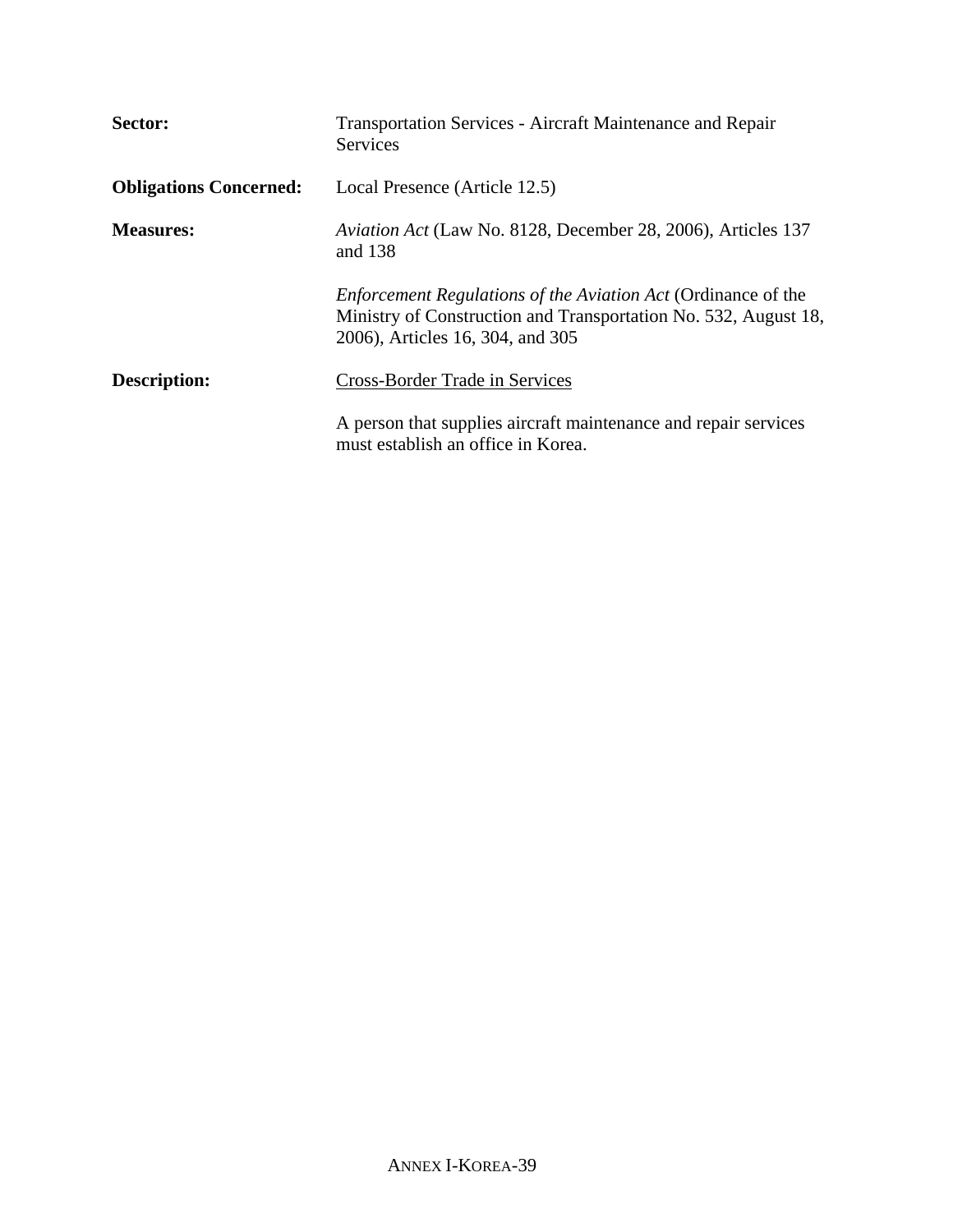**Sector:** Transportation Services - Aircraft Maintenance and Repair Services

**Obligations Concerned:** Local Presence (Article 12.5)

**Measures:** *Aviation Act* (Law No. 8128, December 28, 2006), Articles 137 and 138

*Enforcement Regulations of the Aviation Act* (Ordinance of the Ministry of Construction and Transportation No. 532, August 18, 2006), Articles 16, 304, and 305

**Description:** <u>Cross-Border Trade in Services</u>

A person that supplies aircraft maintenance and repair services must establish an office in Korea.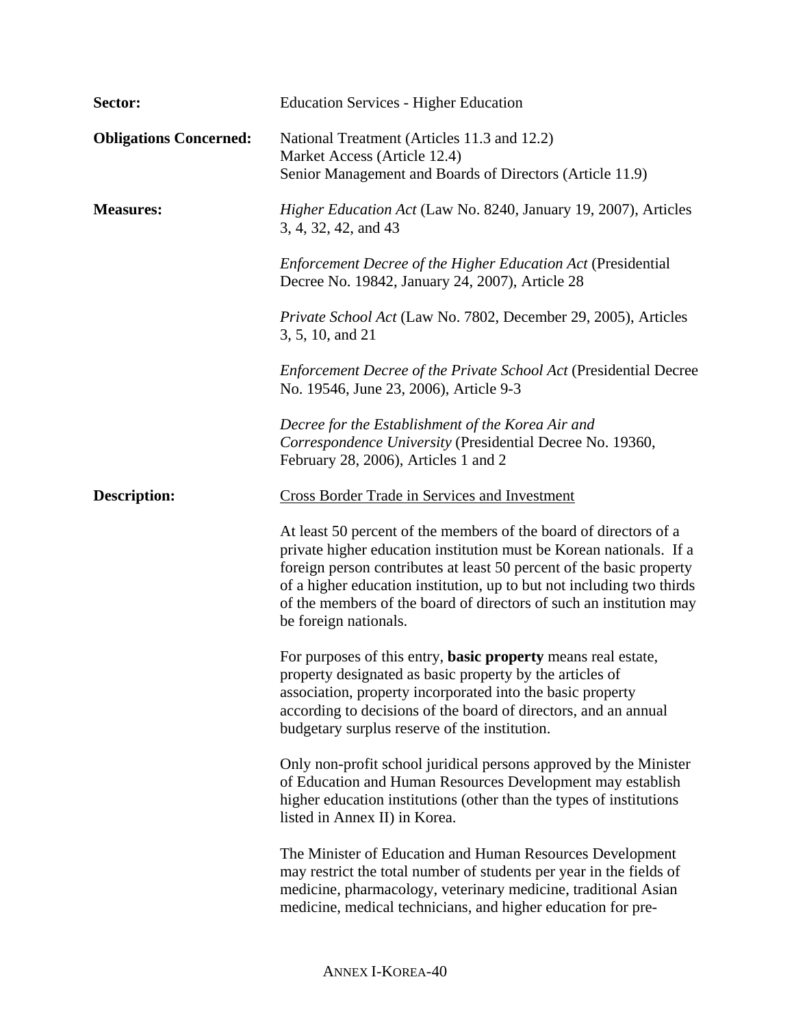**Sector:** Education Services - Higher Education

**Obligations Concerned:** National Treatment (Articles 11.3 and 12.2)
Market Access (Article 12.4)
Senior Management and Boards of Directors (Article 11.9)

**Measures:** *Higher Education Act* (Law No. 8240, January 19, 2007), Articles 3, 4, 32, 42, and 43

*Enforcement Decree of the Higher Education Act* (Presidential Decree No. 19842, January 24, 2007), Article 28

*Private School Act* (Law No. 7802, December 29, 2005), Articles 3, 5, 10, and 21

*Enforcement Decree of the Private School Act* (Presidential Decree No. 19546, June 23, 2006), Article 9-3

*Decree for the Establishment of the Korea Air and Correspondence University* (Presidential Decree No. 19360, February 28, 2006), Articles 1 and 2

**Description:** Cross Border Trade in Services and Investment

At least 50 percent of the members of the board of directors of a private higher education institution must be Korean nationals. If a foreign person contributes at least 50 percent of the basic property of a higher education institution, up to but not including two thirds of the members of the board of directors of such an institution may be foreign nationals.

For purposes of this entry, **basic property** means real estate, property designated as basic property by the articles of association, property incorporated into the basic property according to decisions of the board of directors, and an annual budgetary surplus reserve of the institution.

Only non-profit school juridical persons approved by the Minister of Education and Human Resources Development may establish higher education institutions (other than the types of institutions listed in Annex II) in Korea.

The Minister of Education and Human Resources Development may restrict the total number of students per year in the fields of medicine, pharmacology, veterinary medicine, traditional Asian medicine, medical technicians, and higher education for pre-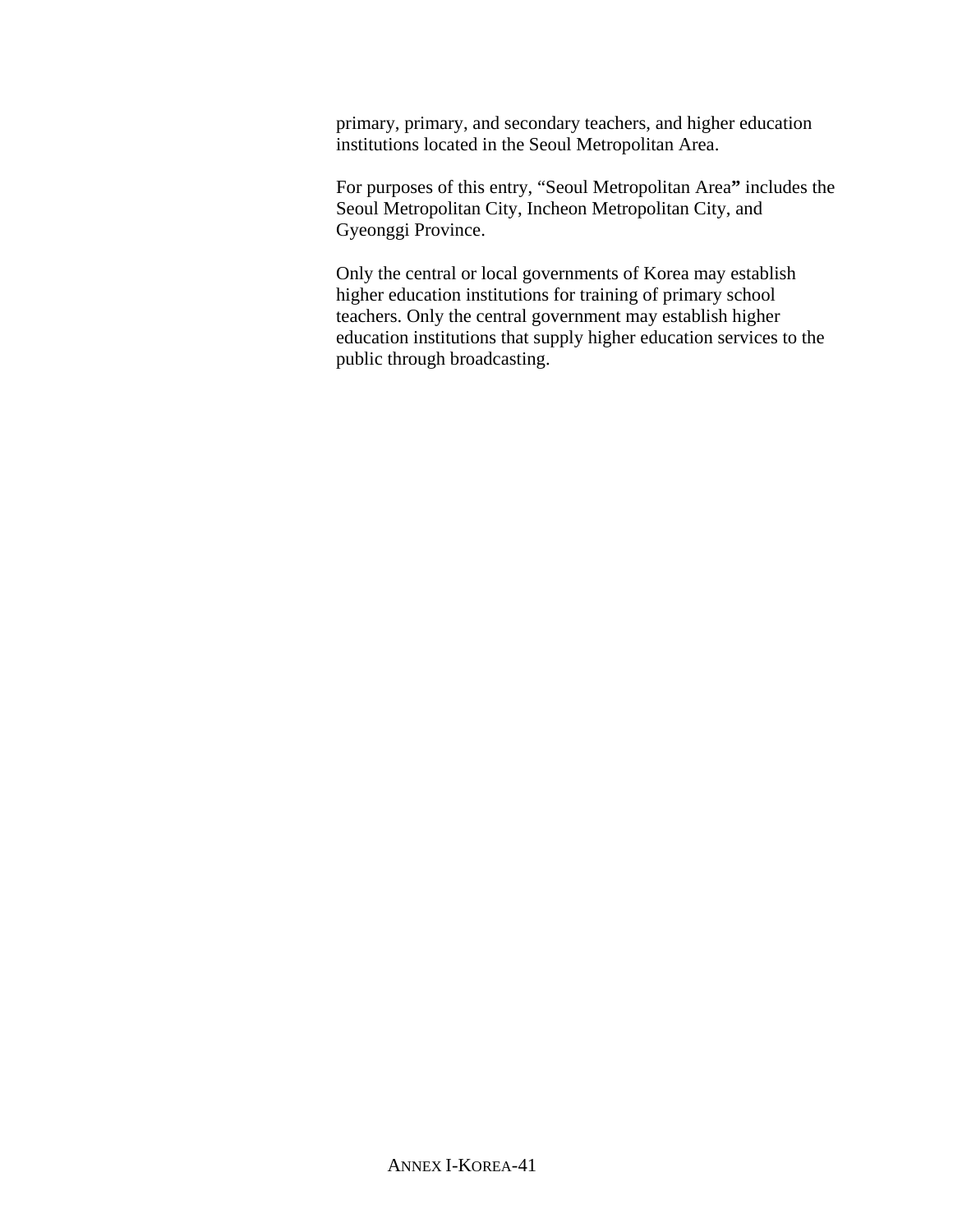primary, primary, and secondary teachers, and higher education institutions located in the Seoul Metropolitan Area.

For purposes of this entry, "Seoul Metropolitan Area**"** includes the Seoul Metropolitan City, Incheon Metropolitan City, and Gyeonggi Province.

Only the central or local governments of Korea may establish higher education institutions for training of primary school teachers. Only the central government may establish higher education institutions that supply higher education services to the public through broadcasting.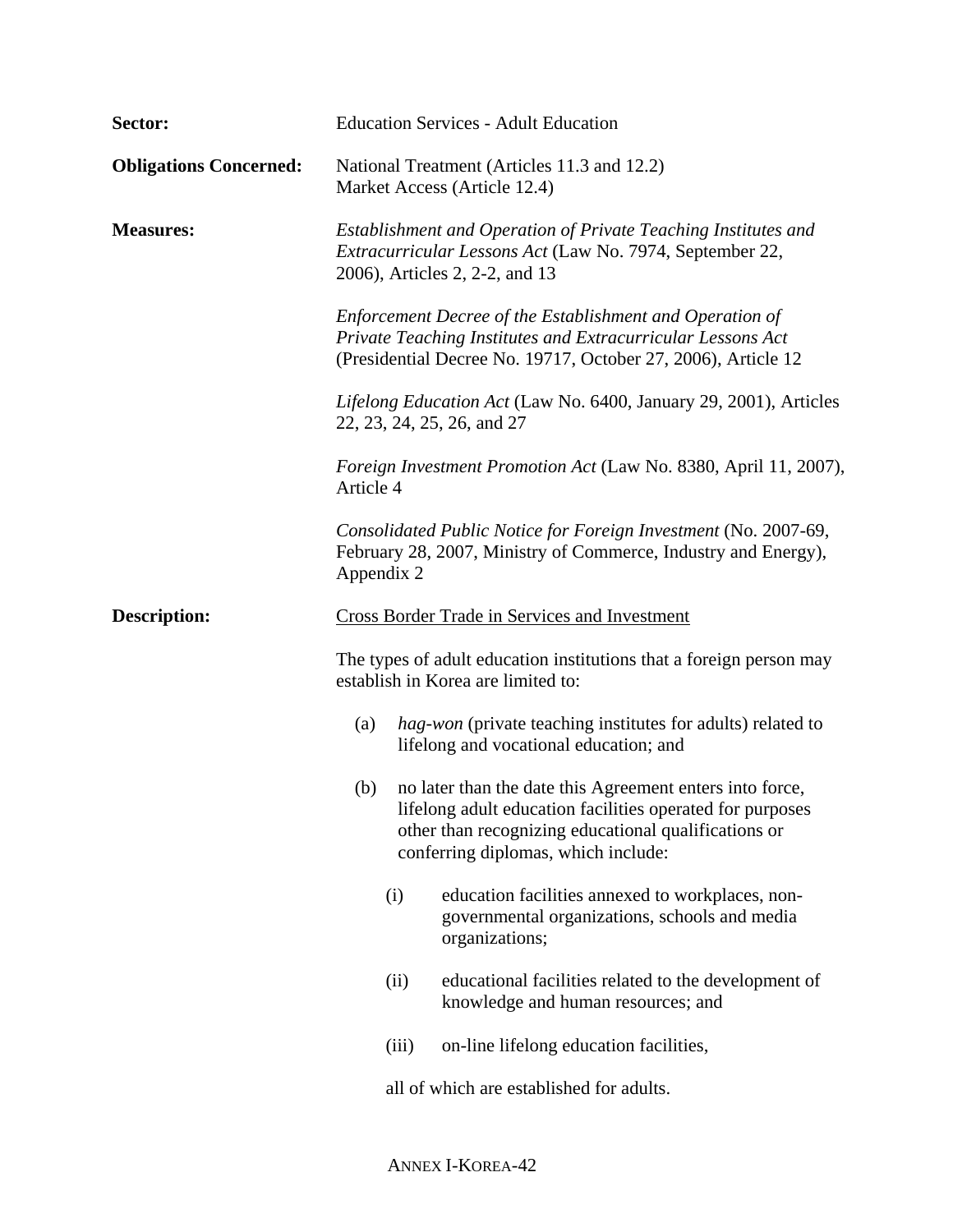**Sector:** Education Services - Adult Education

**Obligations Concerned:** National Treatment (Articles 11.3 and 12.2)
Market Access (Article 12.4)

**Measures:** *Establishment and Operation of Private Teaching Institutes and Extracurricular Lessons Act* (Law No. 7974, September 22, 2006), Articles 2, 2-2, and 13

*Enforcement Decree of the Establishment and Operation of Private Teaching Institutes and Extracurricular Lessons Act* (Presidential Decree No. 19717, October 27, 2006), Article 12

*Lifelong Education Act* (Law No. 6400, January 29, 2001), Articles 22, 23, 24, 25, 26, and 27

*Foreign Investment Promotion Act* (Law No. 8380, April 11, 2007), Article 4

*Consolidated Public Notice for Foreign Investment* (No. 2007-69, February 28, 2007, Ministry of Commerce, Industry and Energy), Appendix 2

**Description:** Cross Border Trade in Services and Investment

The types of adult education institutions that a foreign person may establish in Korea are limited to:

(a) *hag-won* (private teaching institutes for adults) related to lifelong and vocational education; and

(b) no later than the date this Agreement enters into force, lifelong adult education facilities operated for purposes other than recognizing educational qualifications or conferring diplomas, which include:

  (i) education facilities annexed to workplaces, non-governmental organizations, schools and media organizations;

  (ii) educational facilities related to the development of knowledge and human resources; and

  (iii) on-line lifelong education facilities,

  all of which are established for adults.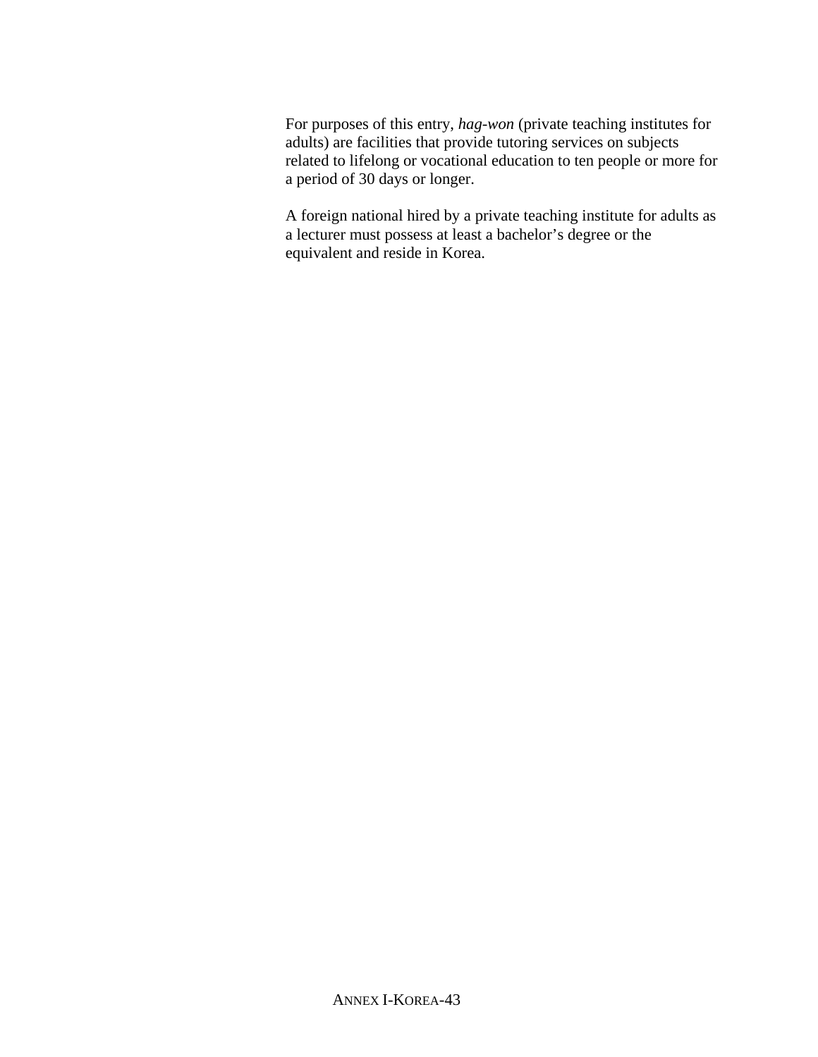For purposes of this entry, *hag-won* (private teaching institutes for adults) are facilities that provide tutoring services on subjects related to lifelong or vocational education to ten people or more for a period of 30 days or longer.

A foreign national hired by a private teaching institute for adults as a lecturer must possess at least a bachelor's degree or the equivalent and reside in Korea.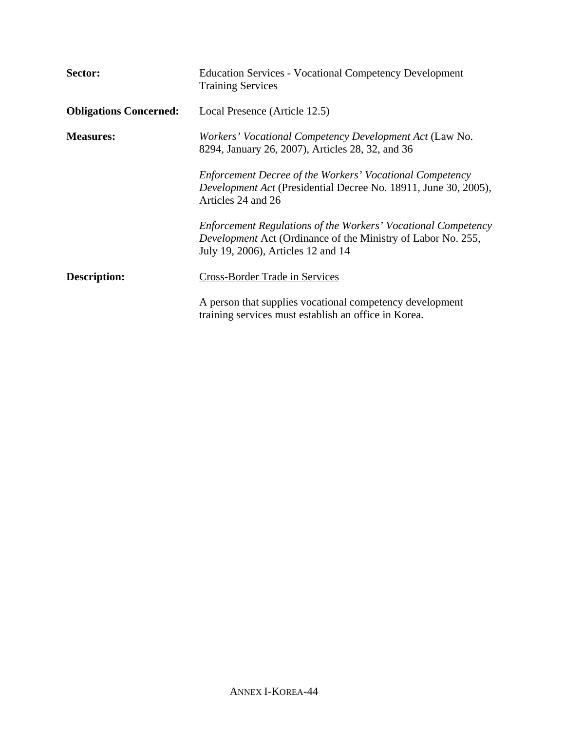**Sector:** Education Services - Vocational Competency Development Training Services

**Obligations Concerned:** Local Presence (Article 12.5)

**Measures:** *Workers' Vocational Competency Development Act* (Law No. 8294, January 26, 2007), Articles 28, 32, and 36

*Enforcement Decree of the Workers' Vocational Competency Development Act* (Presidential Decree No. 18911, June 30, 2005), Articles 24 and 26

*Enforcement Regulations of the Workers' Vocational Competency Development* Act (Ordinance of the Ministry of Labor No. 255, July 19, 2006), Articles 12 and 14

**Description:** Cross-Border Trade in Services

A person that supplies vocational competency development training services must establish an office in Korea.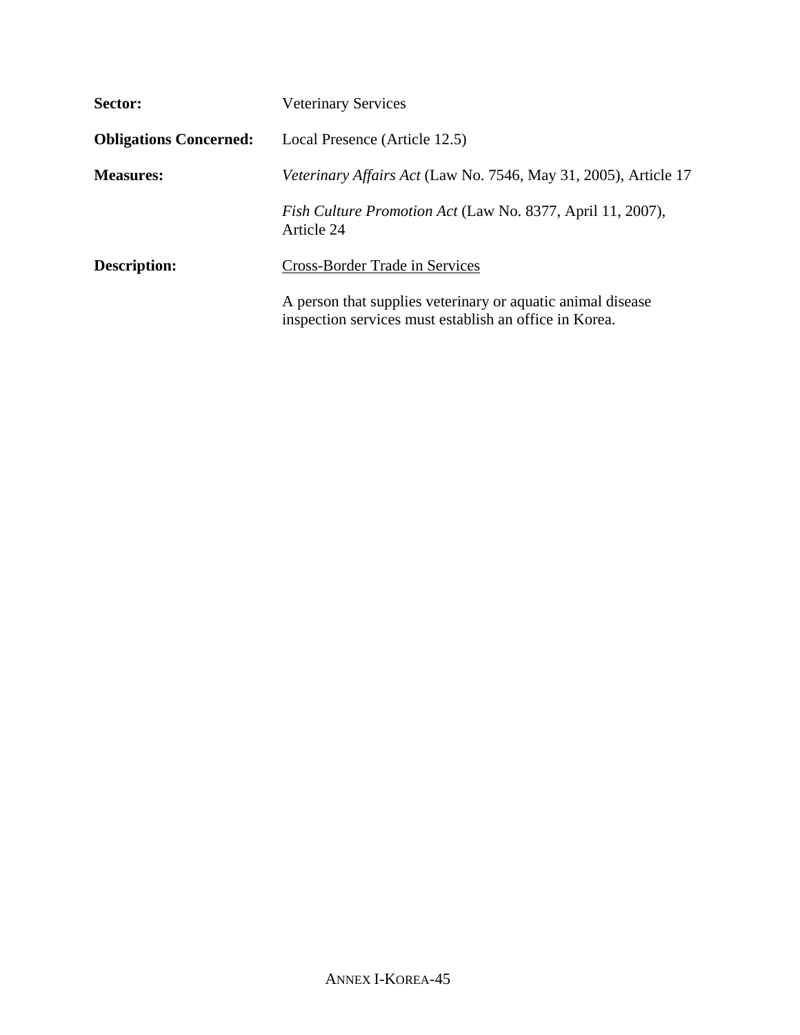**Sector:** Veterinary Services

**Obligations Concerned:** Local Presence (Article 12.5)

**Measures:** *Veterinary Affairs Act* (Law No. 7546, May 31, 2005), Article 17

*Fish Culture Promotion Act* (Law No. 8377, April 11, 2007), Article 24

**Description:** Cross-Border Trade in Services

A person that supplies veterinary or aquatic animal disease inspection services must establish an office in Korea.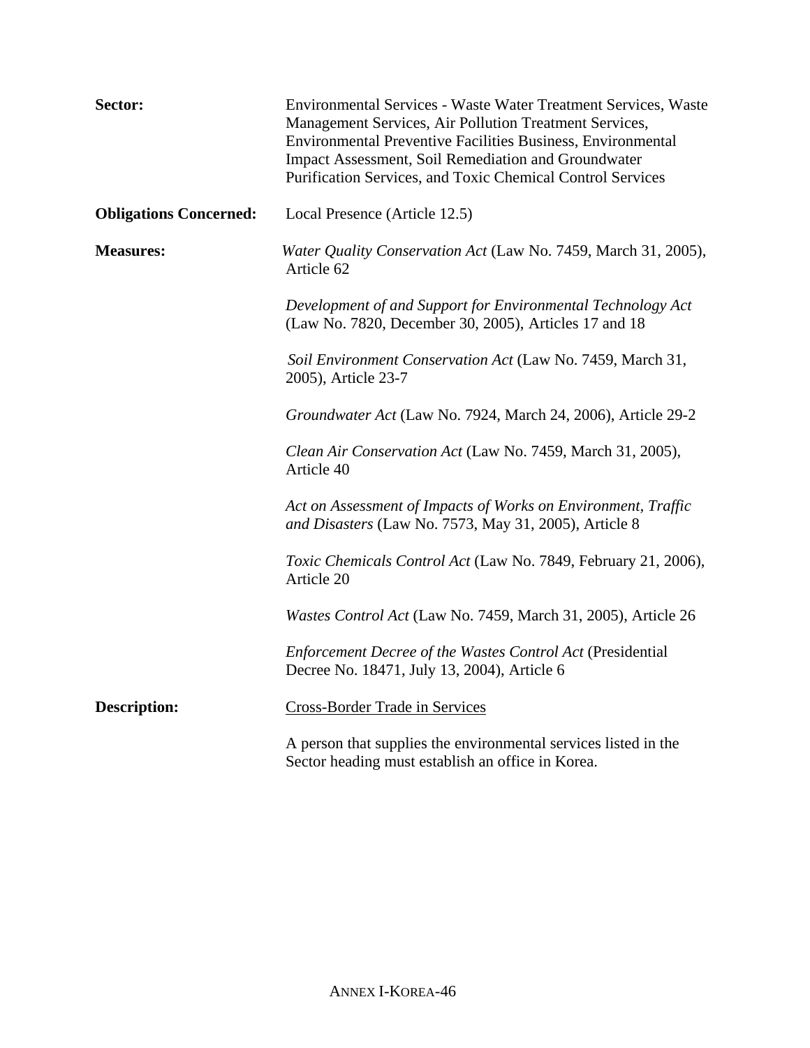**Sector:** Environmental Services - Waste Water Treatment Services, Waste Management Services, Air Pollution Treatment Services, Environmental Preventive Facilities Business, Environmental Impact Assessment, Soil Remediation and Groundwater Purification Services, and Toxic Chemical Control Services

**Obligations Concerned:** Local Presence (Article 12.5)

**Measures:** *Water Quality Conservation Act* (Law No. 7459, March 31, 2005), Article 62

*Development of and Support for Environmental Technology Act* (Law No. 7820, December 30, 2005), Articles 17 and 18

*Soil Environment Conservation Act* (Law No. 7459, March 31, 2005), Article 23-7

*Groundwater Act* (Law No. 7924, March 24, 2006), Article 29-2

*Clean Air Conservation Act* (Law No. 7459, March 31, 2005), Article 40

*Act on Assessment of Impacts of Works on Environment, Traffic and Disasters* (Law No. 7573, May 31, 2005), Article 8

*Toxic Chemicals Control Act* (Law No. 7849, February 21, 2006), Article 20

*Wastes Control Act* (Law No. 7459, March 31, 2005), Article 26

*Enforcement Decree of the Wastes Control Act* (Presidential Decree No. 18471, July 13, 2004), Article 6

**Description:** Cross-Border Trade in Services

A person that supplies the environmental services listed in the Sector heading must establish an office in Korea.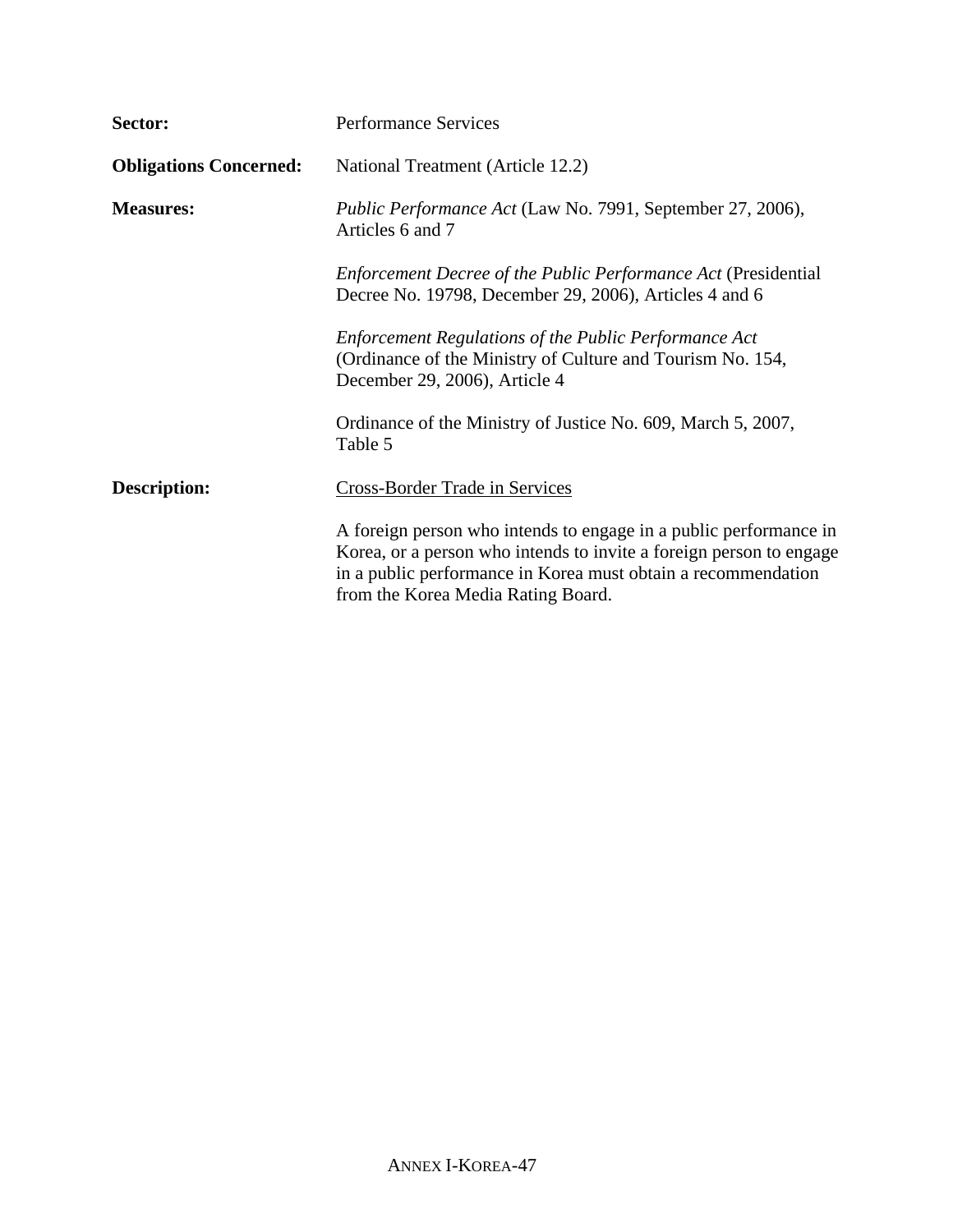**Sector:** Performance Services

**Obligations Concerned:** National Treatment (Article 12.2)

**Measures:** *Public Performance Act* (Law No. 7991, September 27, 2006), Articles 6 and 7

*Enforcement Decree of the Public Performance Act* (Presidential Decree No. 19798, December 29, 2006), Articles 4 and 6

*Enforcement Regulations of the Public Performance Act* (Ordinance of the Ministry of Culture and Tourism No. 154, December 29, 2006), Article 4

Ordinance of the Ministry of Justice No. 609, March 5, 2007, Table 5

**Description:** Cross-Border Trade in Services

A foreign person who intends to engage in a public performance in Korea, or a person who intends to invite a foreign person to engage in a public performance in Korea must obtain a recommendation from the Korea Media Rating Board.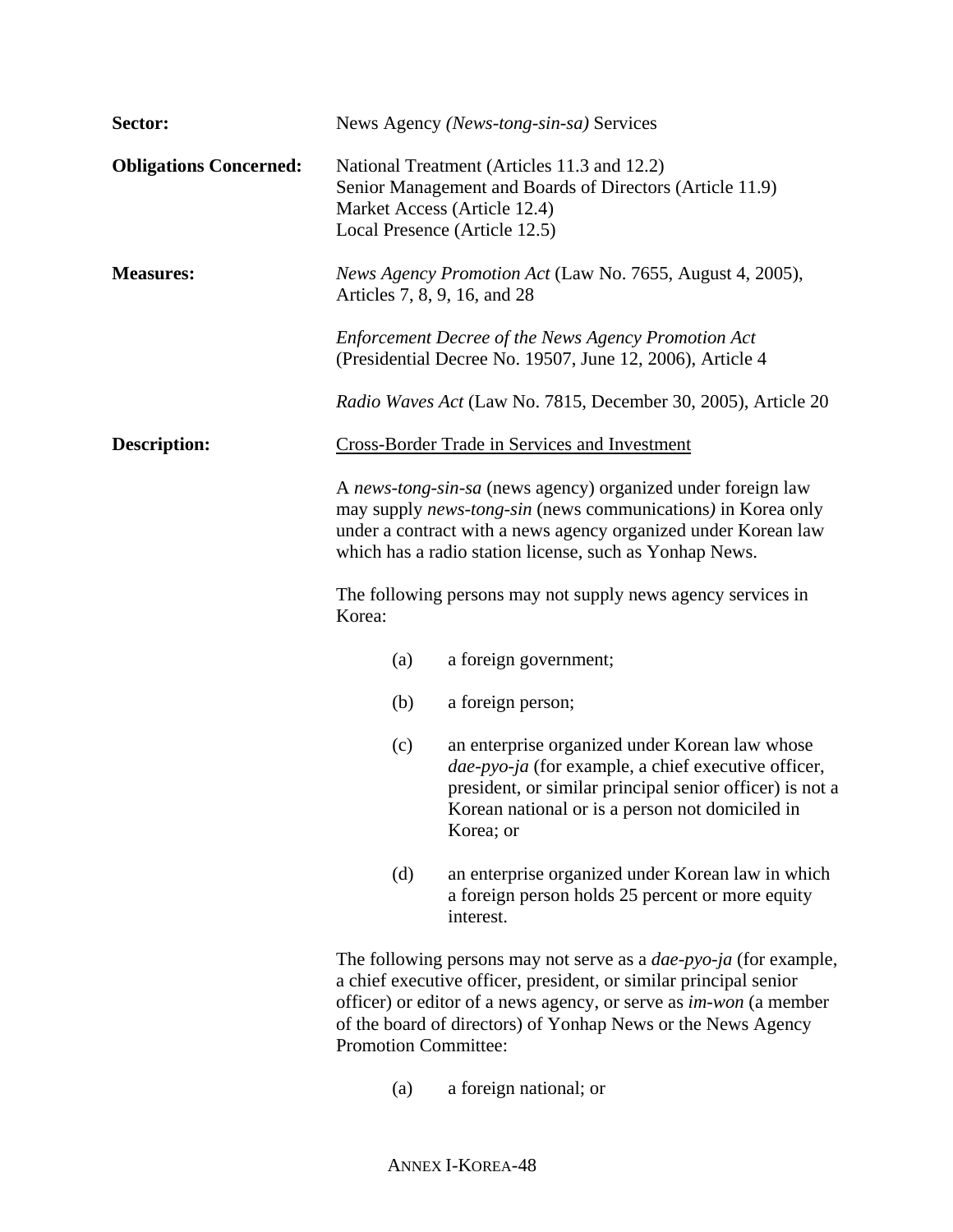**Sector:** News Agency *(News-tong-sin-sa)* Services

**Obligations Concerned:** National Treatment (Articles 11.3 and 12.2)
Senior Management and Boards of Directors (Article 11.9)
Market Access (Article 12.4)
Local Presence (Article 12.5)

**Measures:** *News Agency Promotion Act* (Law No. 7655, August 4, 2005), Articles 7, 8, 9, 16, and 28

*Enforcement Decree of the News Agency Promotion Act* (Presidential Decree No. 19507, June 12, 2006), Article 4

*Radio Waves Act* (Law No. 7815, December 30, 2005), Article 20

**Description:** Cross-Border Trade in Services and Investment

A *news-tong-sin-sa* (news agency) organized under foreign law may supply *news-tong-sin* (news communications*)* in Korea only under a contract with a news agency organized under Korean law which has a radio station license, such as Yonhap News.

The following persons may not supply news agency services in Korea:

(a) a foreign government;

(b) a foreign person;

(c) an enterprise organized under Korean law whose *dae-pyo-ja* (for example, a chief executive officer, president, or similar principal senior officer) is not a Korean national or is a person not domiciled in Korea; or

(d) an enterprise organized under Korean law in which a foreign person holds 25 percent or more equity interest.

The following persons may not serve as a *dae-pyo-ja* (for example, a chief executive officer, president, or similar principal senior officer) or editor of a news agency, or serve as *im-won* (a member of the board of directors) of Yonhap News or the News Agency Promotion Committee:

(a) a foreign national; or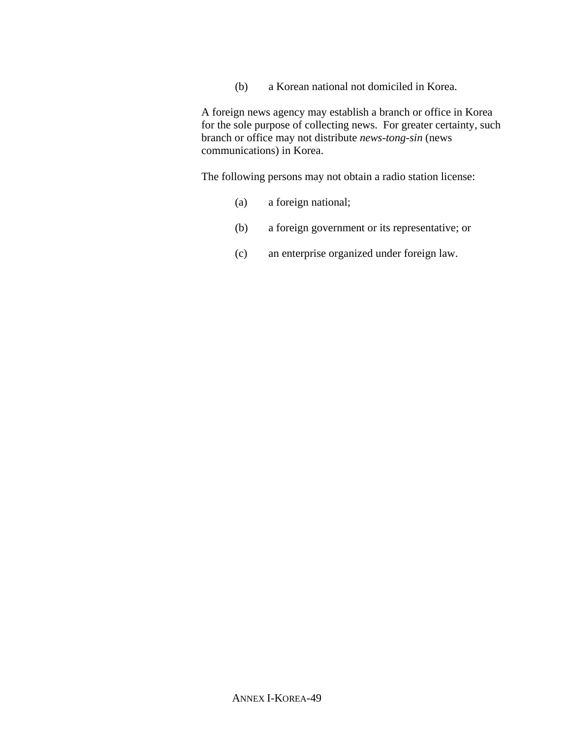(b) a Korean national not domiciled in Korea.

A foreign news agency may establish a branch or office in Korea for the sole purpose of collecting news. For greater certainty, such branch or office may not distribute *news-tong-sin* (news communications) in Korea.

The following persons may not obtain a radio station license:

(a) a foreign national;

(b) a foreign government or its representative; or

(c) an enterprise organized under foreign law.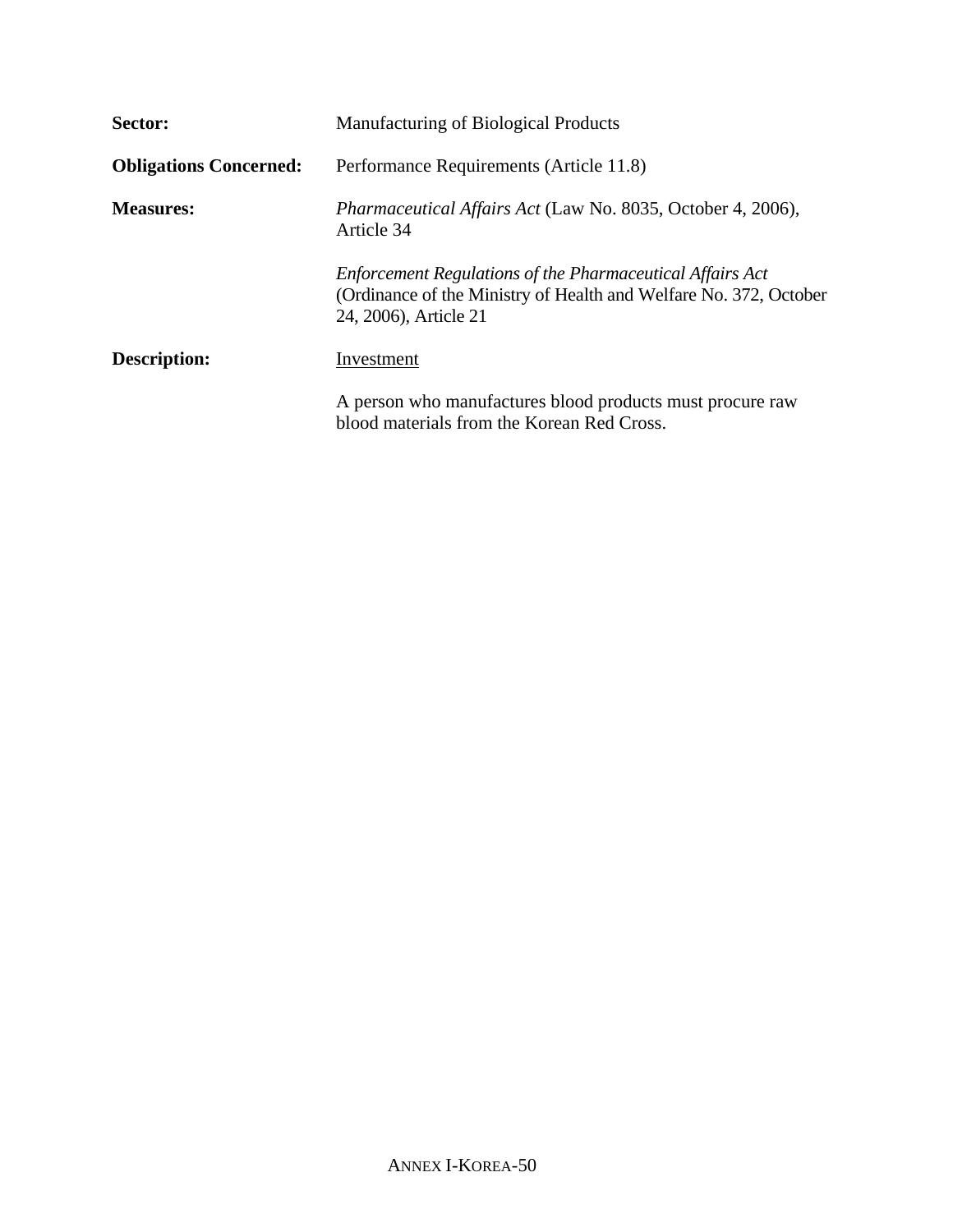**Sector:** Manufacturing of Biological Products

**Obligations Concerned:** Performance Requirements (Article 11.8)

**Measures:** *Pharmaceutical Affairs Act* (Law No. 8035, October 4, 2006), Article 34

*Enforcement Regulations of the Pharmaceutical Affairs Act* (Ordinance of the Ministry of Health and Welfare No. 372, October 24, 2006), Article 21

**Description:** Investment

A person who manufactures blood products must procure raw blood materials from the Korean Red Cross.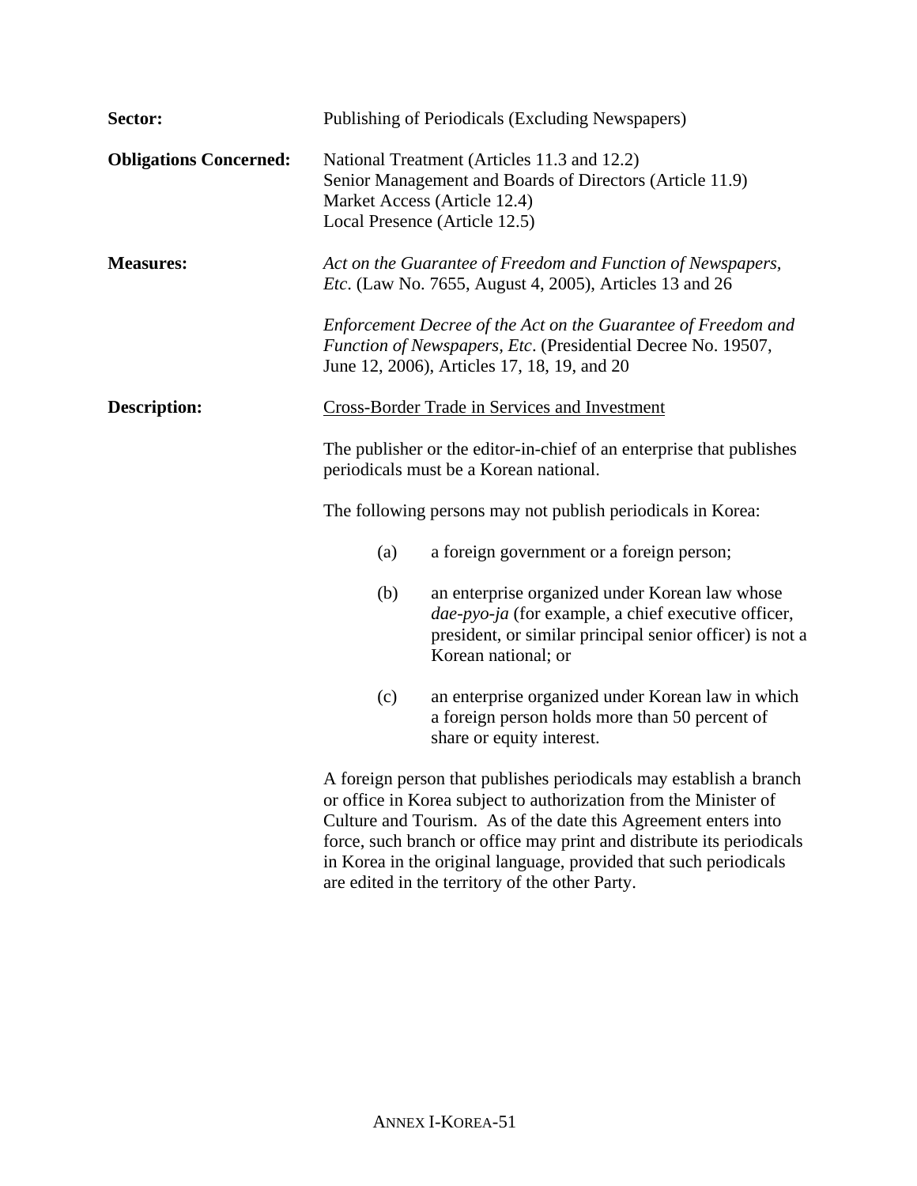**Sector:** Publishing of Periodicals (Excluding Newspapers)

**Obligations Concerned:** National Treatment (Articles 11.3 and 12.2)
Senior Management and Boards of Directors (Article 11.9)
Market Access (Article 12.4)
Local Presence (Article 12.5)

**Measures:** *Act on the Guarantee of Freedom and Function of Newspapers, Etc*. (Law No. 7655, August 4, 2005), Articles 13 and 26

*Enforcement Decree of the Act on the Guarantee of Freedom and Function of Newspapers, Etc*. (Presidential Decree No. 19507, June 12, 2006), Articles 17, 18, 19, and 20

**Description:** Cross-Border Trade in Services and Investment

The publisher or the editor-in-chief of an enterprise that publishes periodicals must be a Korean national.

The following persons may not publish periodicals in Korea:

(a) a foreign government or a foreign person;

(b) an enterprise organized under Korean law whose *dae-pyo-ja* (for example, a chief executive officer, president, or similar principal senior officer) is not a Korean national; or

(c) an enterprise organized under Korean law in which a foreign person holds more than 50 percent of share or equity interest.

A foreign person that publishes periodicals may establish a branch or office in Korea subject to authorization from the Minister of Culture and Tourism. As of the date this Agreement enters into force, such branch or office may print and distribute its periodicals in Korea in the original language, provided that such periodicals are edited in the territory of the other Party.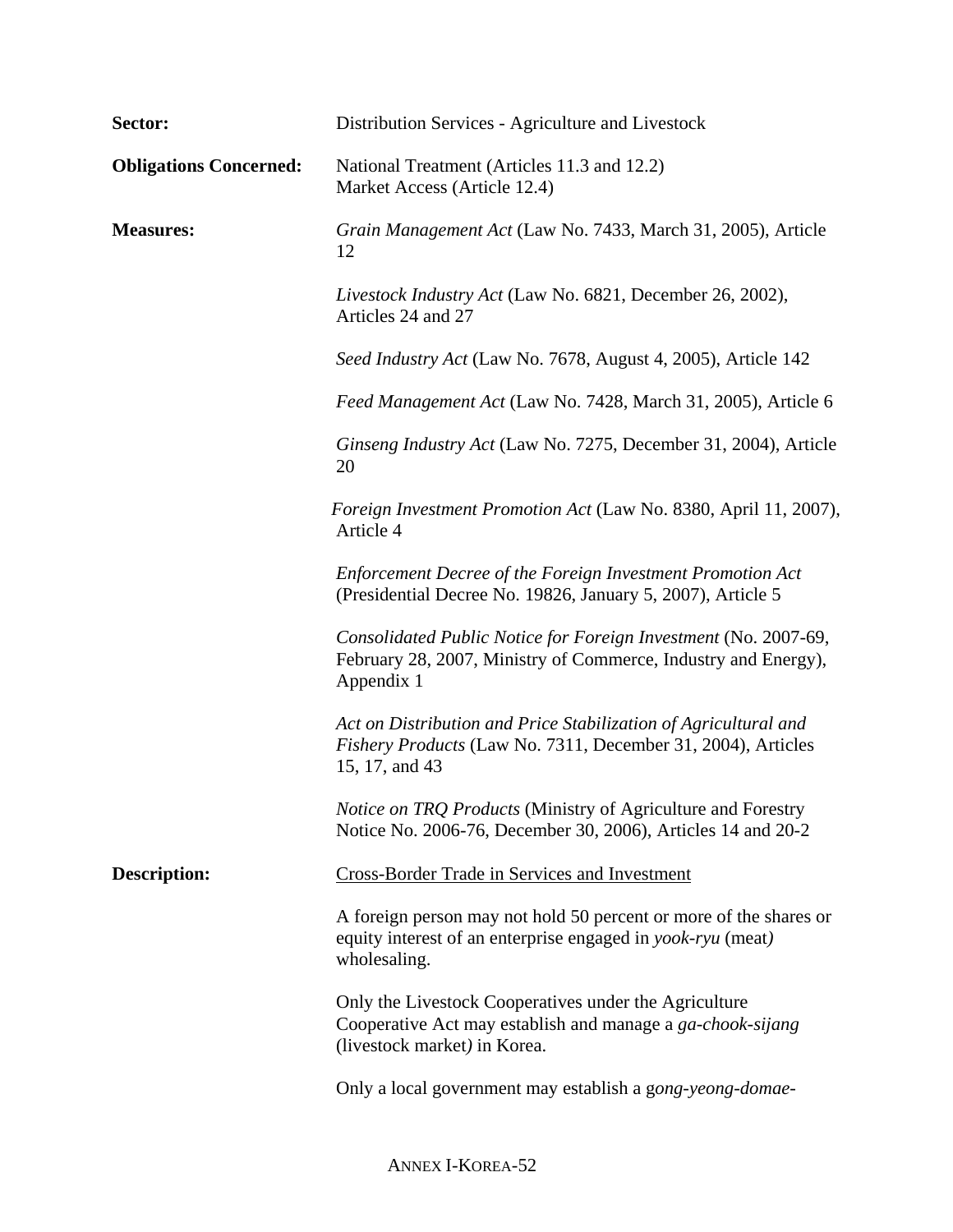**Sector:** Distribution Services - Agriculture and Livestock

**Obligations Concerned:** National Treatment (Articles 11.3 and 12.2)
Market Access (Article 12.4)

**Measures:** *Grain Management Act* (Law No. 7433, March 31, 2005), Article 12

*Livestock Industry Act* (Law No. 6821, December 26, 2002), Articles 24 and 27

*Seed Industry Act* (Law No. 7678, August 4, 2005), Article 142

*Feed Management Act* (Law No. 7428, March 31, 2005), Article 6

*Ginseng Industry Act* (Law No. 7275, December 31, 2004), Article 20

*Foreign Investment Promotion Act* (Law No. 8380, April 11, 2007), Article 4

*Enforcement Decree of the Foreign Investment Promotion Act* (Presidential Decree No. 19826, January 5, 2007), Article 5

*Consolidated Public Notice for Foreign Investment* (No. 2007-69, February 28, 2007, Ministry of Commerce, Industry and Energy), Appendix 1

*Act on Distribution and Price Stabilization of Agricultural and Fishery Products* (Law No. 7311, December 31, 2004), Articles 15, 17, and 43

*Notice on TRQ Products* (Ministry of Agriculture and Forestry Notice No. 2006-76, December 30, 2006), Articles 14 and 20-2

**Description:** Cross-Border Trade in Services and Investment

A foreign person may not hold 50 percent or more of the shares or equity interest of an enterprise engaged in *yook-ryu* (meat) wholesaling.

Only the Livestock Cooperatives under the Agriculture Cooperative Act may establish and manage a *ga-chook-sijang* (livestock market) in Korea.

Only a local government may establish a g*ong-yeong-domae-*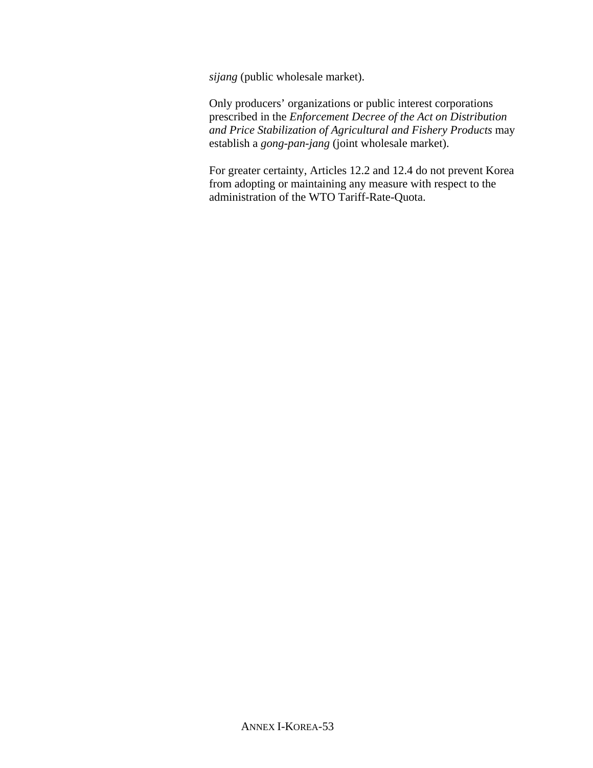*sijang* (public wholesale market).

Only producers' organizations or public interest corporations prescribed in the *Enforcement Decree of the Act on Distribution and Price Stabilization of Agricultural and Fishery Products* may establish a *gong-pan-jang* (joint wholesale market).

For greater certainty, Articles 12.2 and 12.4 do not prevent Korea from adopting or maintaining any measure with respect to the administration of the WTO Tariff-Rate-Quota.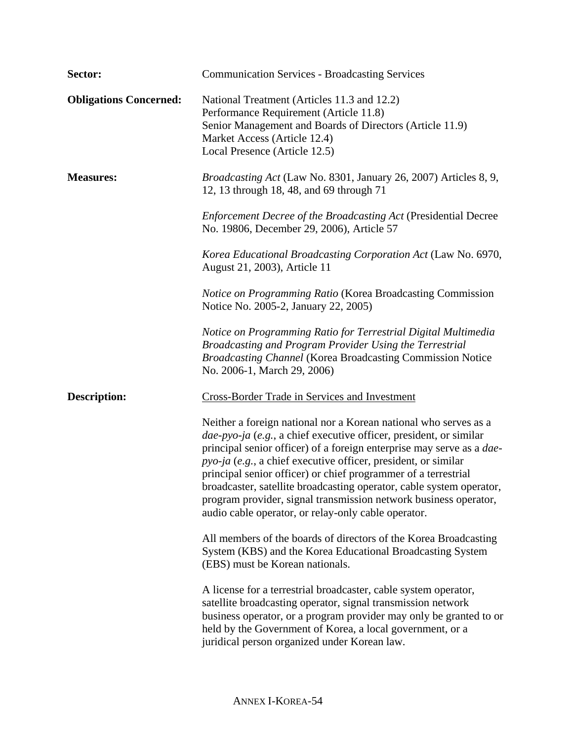**Sector:** Communication Services - Broadcasting Services

**Obligations Concerned:**
National Treatment (Articles 11.3 and 12.2)
Performance Requirement (Article 11.8)
Senior Management and Boards of Directors (Article 11.9)
Market Access (Article 12.4)
Local Presence (Article 12.5)

**Measures:**
*Broadcasting Act* (Law No. 8301, January 26, 2007) Articles 8, 9, 12, 13 through 18, 48, and 69 through 71

*Enforcement Decree of the Broadcasting Act* (Presidential Decree No. 19806, December 29, 2006), Article 57

*Korea Educational Broadcasting Corporation Act* (Law No. 6970, August 21, 2003), Article 11

*Notice on Programming Ratio* (Korea Broadcasting Commission Notice No. 2005-2, January 22, 2005)

*Notice on Programming Ratio for Terrestrial Digital Multimedia Broadcasting and Program Provider Using the Terrestrial Broadcasting Channel* (Korea Broadcasting Commission Notice No. 2006-1, March 29, 2006)

**Description:**
<u>Cross-Border Trade in Services and Investment</u>

Neither a foreign national nor a Korean national who serves as a *dae-pyo-ja* (*e.g.*, a chief executive officer, president, or similar principal senior officer) of a foreign enterprise may serve as a *dae-pyo-ja* (*e.g.*, a chief executive officer, president, or similar principal senior officer) or chief programmer of a terrestrial broadcaster, satellite broadcasting operator, cable system operator, program provider, signal transmission network business operator, audio cable operator, or relay-only cable operator.

All members of the boards of directors of the Korea Broadcasting System (KBS) and the Korea Educational Broadcasting System (EBS) must be Korean nationals.

A license for a terrestrial broadcaster, cable system operator, satellite broadcasting operator, signal transmission network business operator, or a program provider may only be granted to or held by the Government of Korea, a local government, or a juridical person organized under Korean law.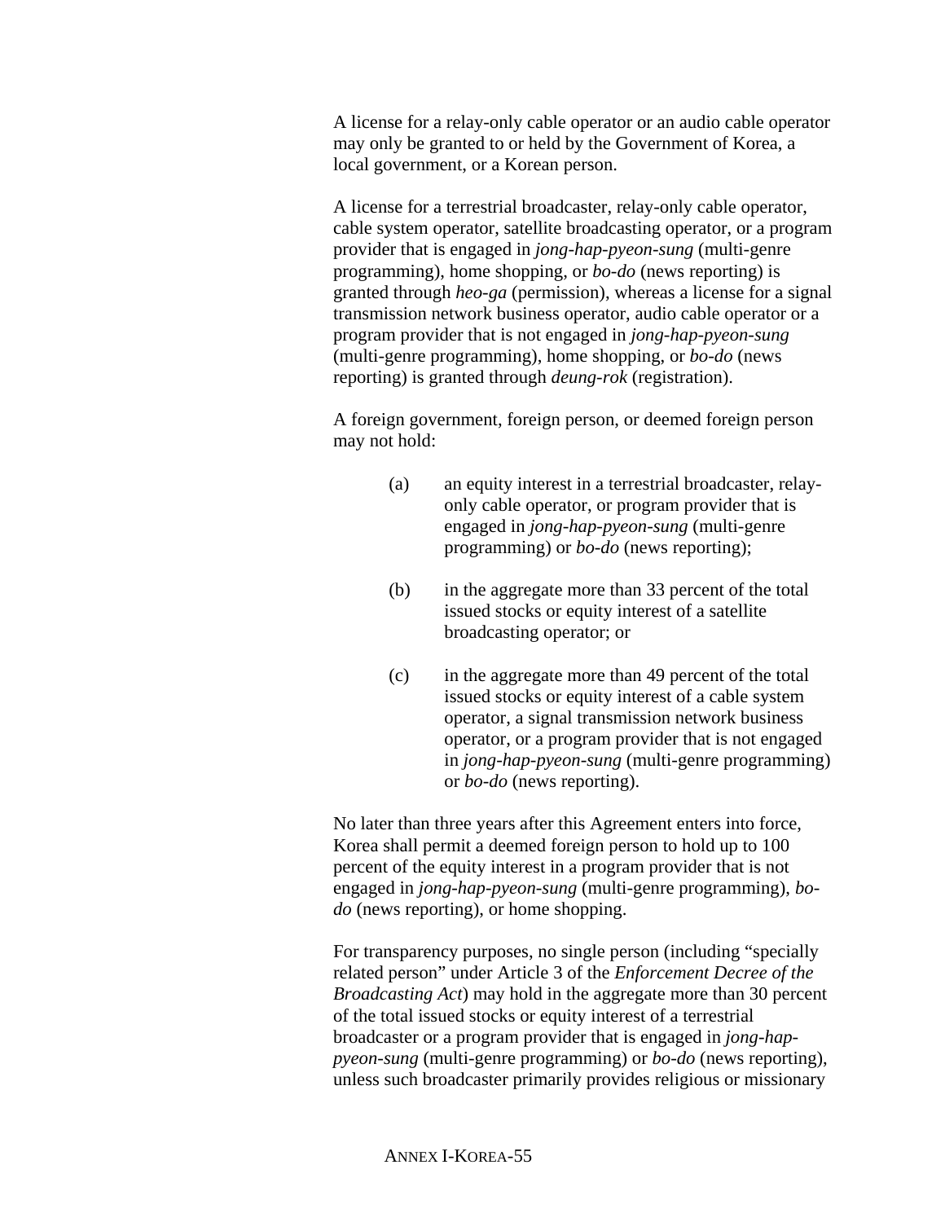A license for a relay-only cable operator or an audio cable operator may only be granted to or held by the Government of Korea, a local government, or a Korean person.

A license for a terrestrial broadcaster, relay-only cable operator, cable system operator, satellite broadcasting operator, or a program provider that is engaged in *jong-hap-pyeon-sung* (multi-genre programming), home shopping, or *bo-do* (news reporting) is granted through *heo-ga* (permission), whereas a license for a signal transmission network business operator, audio cable operator or a program provider that is not engaged in *jong-hap-pyeon-sung* (multi-genre programming), home shopping, or *bo-do* (news reporting) is granted through *deung-rok* (registration).

A foreign government, foreign person, or deemed foreign person may not hold:

(a) an equity interest in a terrestrial broadcaster, relay-only cable operator, or program provider that is engaged in *jong-hap-pyeon-sung* (multi-genre programming) or *bo-do* (news reporting);

(b) in the aggregate more than 33 percent of the total issued stocks or equity interest of a satellite broadcasting operator; or

(c) in the aggregate more than 49 percent of the total issued stocks or equity interest of a cable system operator, a signal transmission network business operator, or a program provider that is not engaged in *jong-hap-pyeon-sung* (multi-genre programming) or *bo-do* (news reporting).

No later than three years after this Agreement enters into force, Korea shall permit a deemed foreign person to hold up to 100 percent of the equity interest in a program provider that is not engaged in *jong-hap-pyeon-sung* (multi-genre programming), *bo-do* (news reporting), or home shopping.

For transparency purposes, no single person (including "specially related person" under Article 3 of the *Enforcement Decree of the Broadcasting Act*) may hold in the aggregate more than 30 percent of the total issued stocks or equity interest of a terrestrial broadcaster or a program provider that is engaged in *jong-hap-pyeon-sung* (multi-genre programming) or *bo-do* (news reporting), unless such broadcaster primarily provides religious or missionary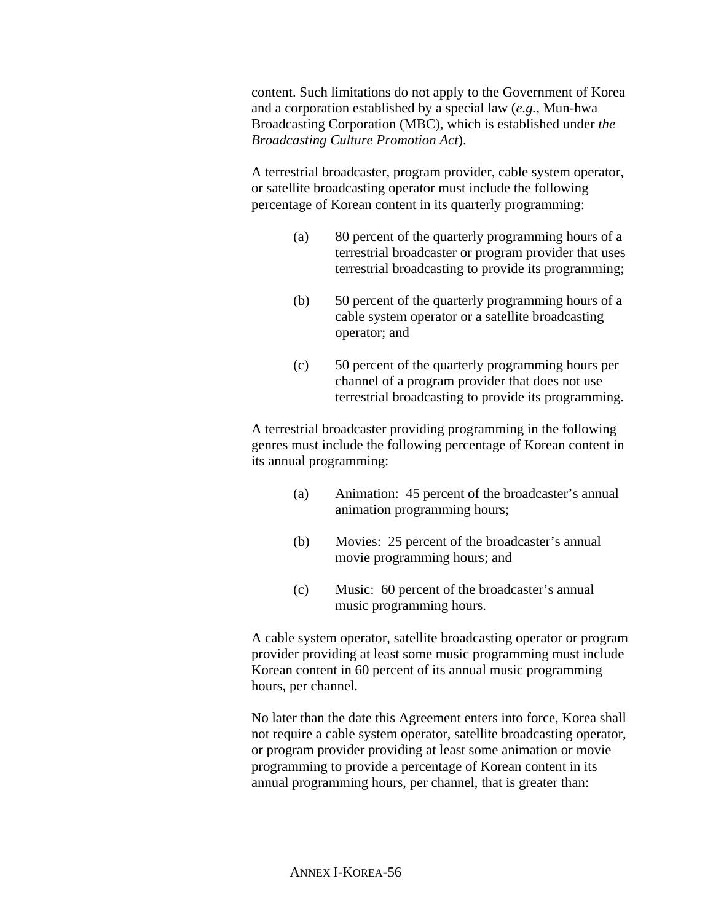content. Such limitations do not apply to the Government of Korea and a corporation established by a special law (*e.g.*, Mun-hwa Broadcasting Corporation (MBC), which is established under *the Broadcasting Culture Promotion Act*).

A terrestrial broadcaster, program provider, cable system operator, or satellite broadcasting operator must include the following percentage of Korean content in its quarterly programming:

(a) 80 percent of the quarterly programming hours of a terrestrial broadcaster or program provider that uses terrestrial broadcasting to provide its programming;

(b) 50 percent of the quarterly programming hours of a cable system operator or a satellite broadcasting operator; and

(c) 50 percent of the quarterly programming hours per channel of a program provider that does not use terrestrial broadcasting to provide its programming.

A terrestrial broadcaster providing programming in the following genres must include the following percentage of Korean content in its annual programming:

(a) Animation: 45 percent of the broadcaster's annual animation programming hours;

(b) Movies: 25 percent of the broadcaster's annual movie programming hours; and

(c) Music: 60 percent of the broadcaster's annual music programming hours.

A cable system operator, satellite broadcasting operator or program provider providing at least some music programming must include Korean content in 60 percent of its annual music programming hours, per channel.

No later than the date this Agreement enters into force, Korea shall not require a cable system operator, satellite broadcasting operator, or program provider providing at least some animation or movie programming to provide a percentage of Korean content in its annual programming hours, per channel, that is greater than: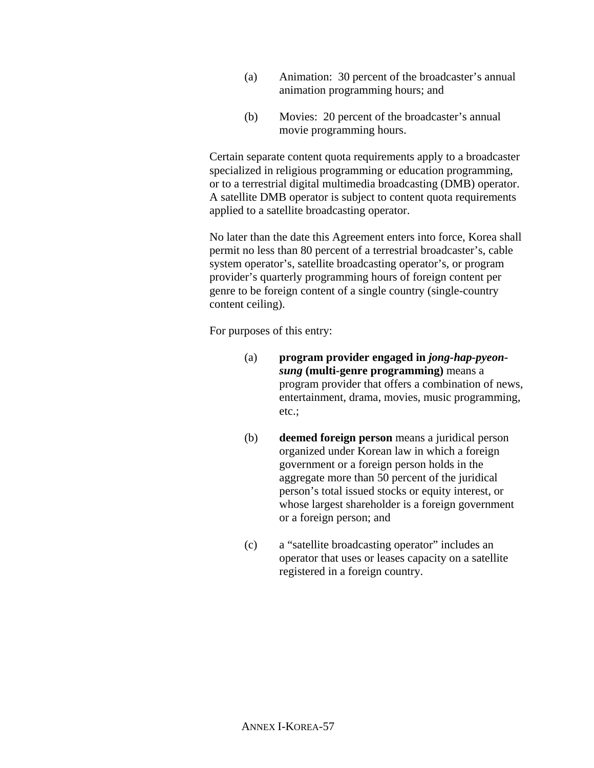(a) Animation: 30 percent of the broadcaster's annual animation programming hours; and

(b) Movies: 20 percent of the broadcaster's annual movie programming hours.

Certain separate content quota requirements apply to a broadcaster specialized in religious programming or education programming, or to a terrestrial digital multimedia broadcasting (DMB) operator. A satellite DMB operator is subject to content quota requirements applied to a satellite broadcasting operator.

No later than the date this Agreement enters into force, Korea shall permit no less than 80 percent of a terrestrial broadcaster's, cable system operator's, satellite broadcasting operator's, or program provider's quarterly programming hours of foreign content per genre to be foreign content of a single country (single-country content ceiling).

For purposes of this entry:

(a) **program provider engaged in *jong-hap-pyeon-sung* (multi-genre programming)** means a program provider that offers a combination of news, entertainment, drama, movies, music programming, etc.;

(b) **deemed foreign person** means a juridical person organized under Korean law in which a foreign government or a foreign person holds in the aggregate more than 50 percent of the juridical person's total issued stocks or equity interest, or whose largest shareholder is a foreign government or a foreign person; and

(c) a "satellite broadcasting operator" includes an operator that uses or leases capacity on a satellite registered in a foreign country.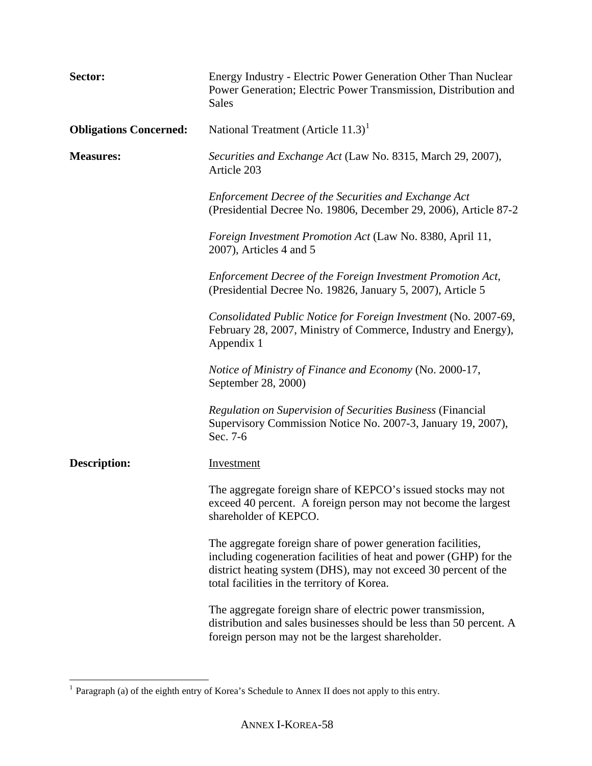**Sector:** Energy Industry - Electric Power Generation Other Than Nuclear Power Generation; Electric Power Transmission, Distribution and Sales

**Obligations Concerned:** National Treatment (Article 11.3)[1]

**Measures:**

*Securities and Exchange Act* (Law No. 8315, March 29, 2007), Article 203

*Enforcement Decree of the Securities and Exchange Act* (Presidential Decree No. 19806, December 29, 2006), Article 87-2

*Foreign Investment Promotion Act* (Law No. 8380, April 11, 2007), Articles 4 and 5

*Enforcement Decree of the Foreign Investment Promotion Act*, (Presidential Decree No. 19826, January 5, 2007), Article 5

*Consolidated Public Notice for Foreign Investment* (No. 2007-69, February 28, 2007, Ministry of Commerce, Industry and Energy), Appendix 1

*Notice of Ministry of Finance and Economy* (No. 2000-17, September 28, 2000)

*Regulation on Supervision of Securities Business* (Financial Supervisory Commission Notice No. 2007-3, January 19, 2007), Sec. 7-6

**Description:**

Investment

The aggregate foreign share of KEPCO's issued stocks may not exceed 40 percent. A foreign person may not become the largest shareholder of KEPCO.

The aggregate foreign share of power generation facilities, including cogeneration facilities of heat and power (GHP) for the district heating system (DHS), may not exceed 30 percent of the total facilities in the territory of Korea.

The aggregate foreign share of electric power transmission, distribution and sales businesses should be less than 50 percent. A foreign person may not be the largest shareholder.

---

[1] Paragraph (a) of the eighth entry of Korea's Schedule to Annex II does not apply to this entry.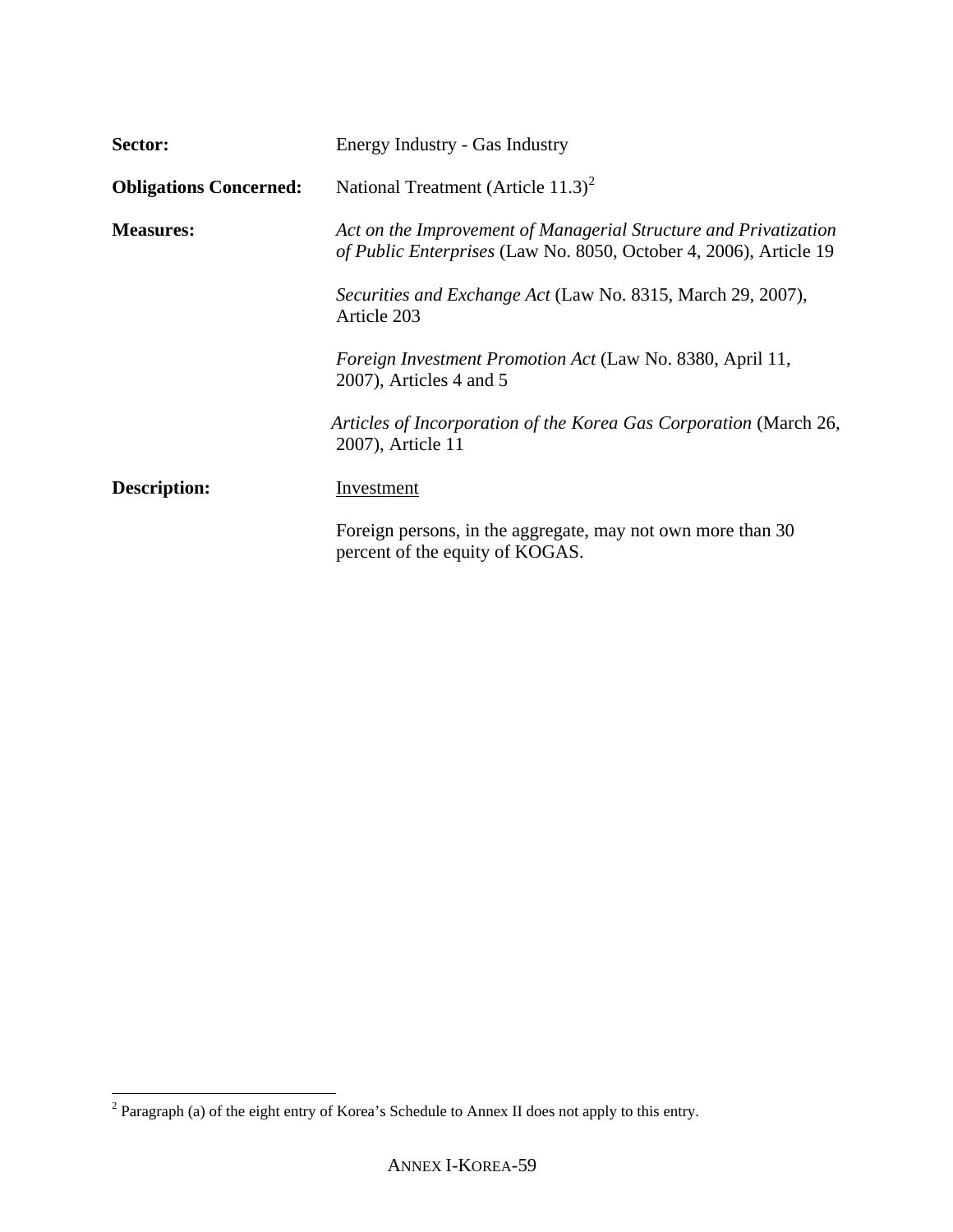**Sector:** Energy Industry - Gas Industry

**Obligations Concerned:** National Treatment (Article 11.3)[2]

**Measures:** *Act on the Improvement of Managerial Structure and Privatization of Public Enterprises* (Law No. 8050, October 4, 2006), Article 19

*Securities and Exchange Act* (Law No. 8315, March 29, 2007), Article 203

*Foreign Investment Promotion Act* (Law No. 8380, April 11, 2007), Articles 4 and 5

*Articles of Incorporation of the Korea Gas Corporation* (March 26, 2007), Article 11

**Description:** Investment

Foreign persons, in the aggregate, may not own more than 30 percent of the equity of KOGAS.

---

[2] Paragraph (a) of the eight entry of Korea's Schedule to Annex II does not apply to this entry.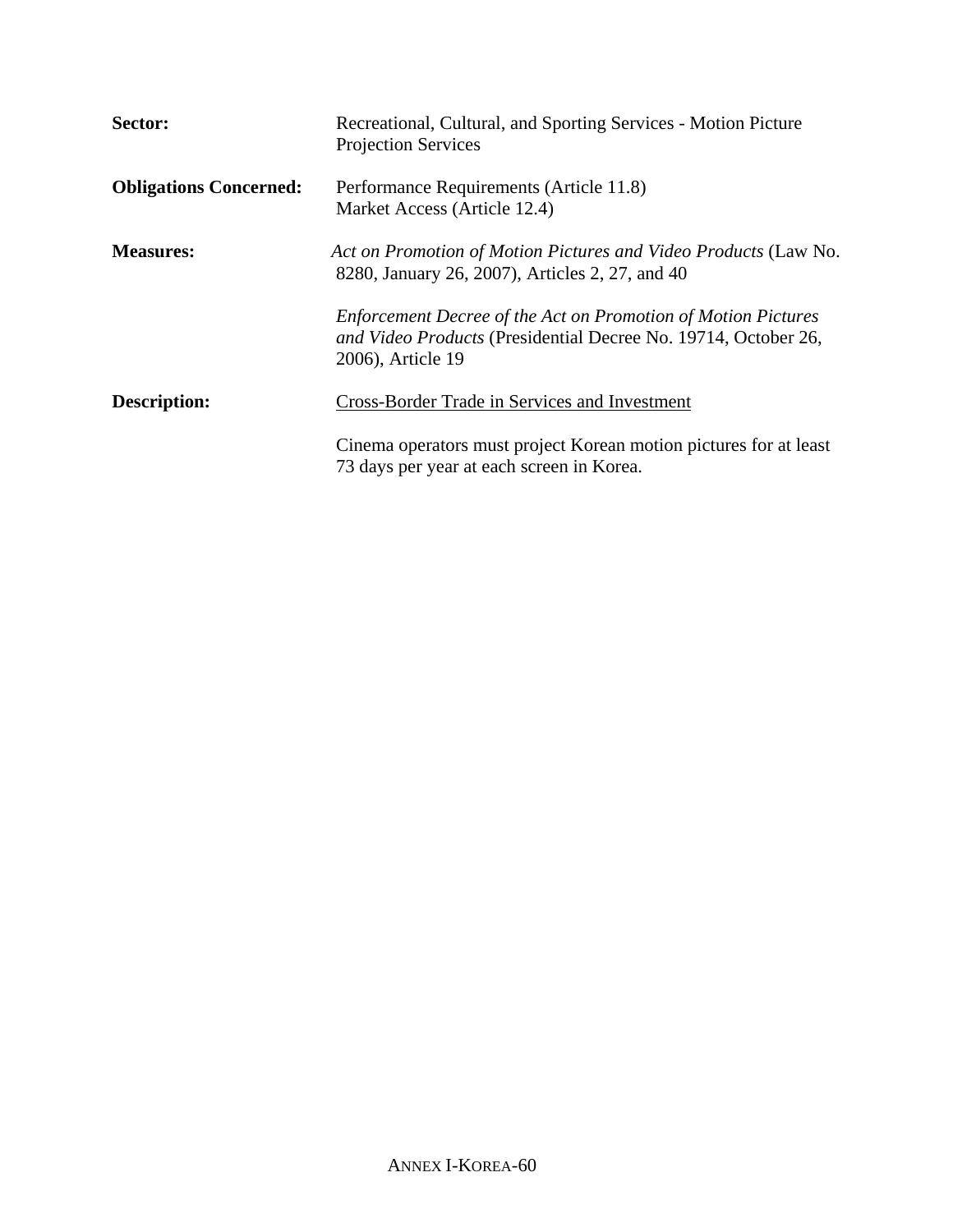**Sector:** Recreational, Cultural, and Sporting Services - Motion Picture Projection Services

**Obligations Concerned:** Performance Requirements (Article 11.8)
Market Access (Article 12.4)

**Measures:** *Act on Promotion of Motion Pictures and Video Products* (Law No. 8280, January 26, 2007), Articles 2, 27, and 40

*Enforcement Decree of the Act on Promotion of Motion Pictures and Video Products* (Presidential Decree No. 19714, October 26, 2006), Article 19

**Description:** <u>Cross-Border Trade in Services and Investment</u>

Cinema operators must project Korean motion pictures for at least 73 days per year at each screen in Korea.